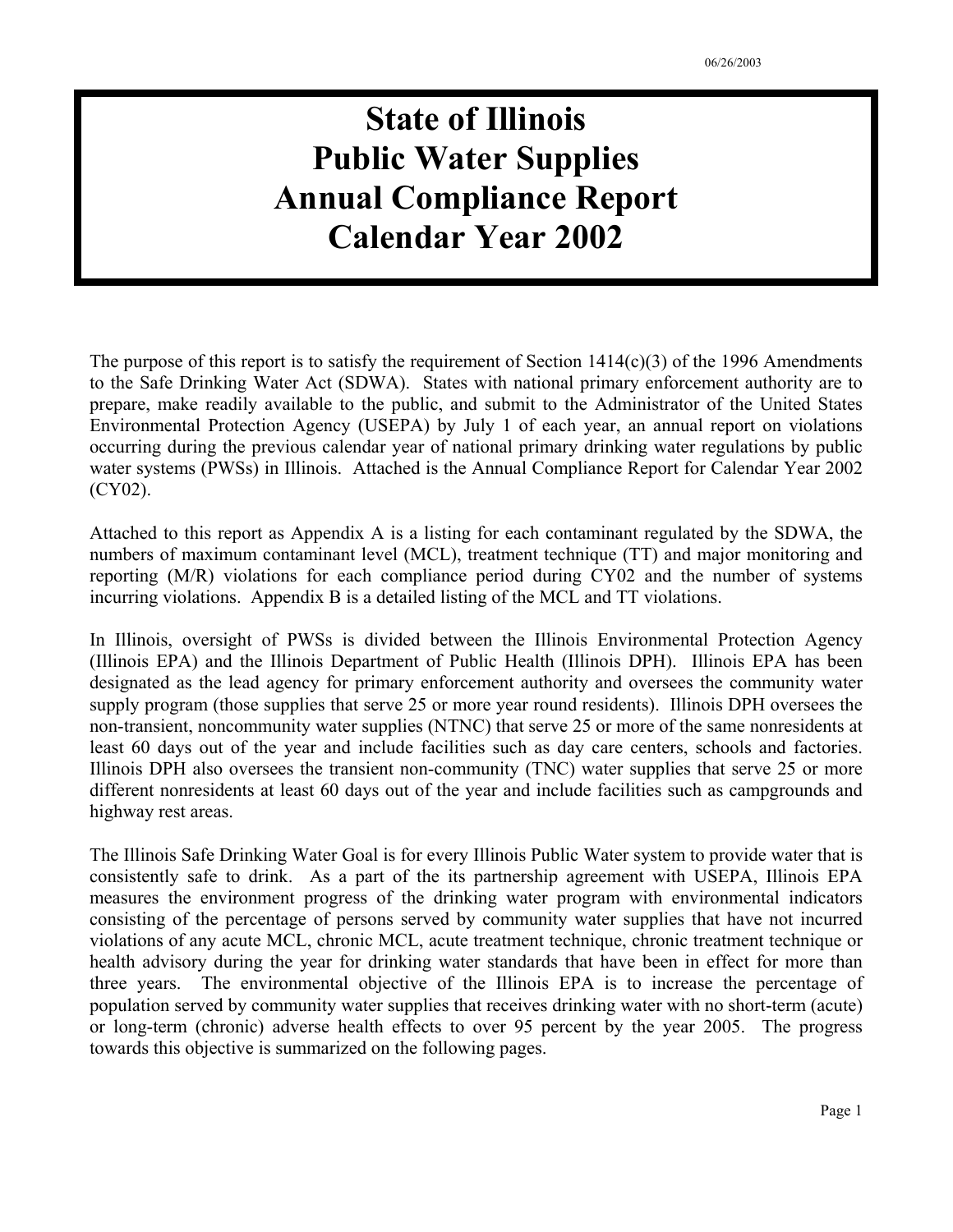# State of Illinois Public Water Supplies Annual Compliance Report Calendar Year 2002

The purpose of this report is to satisfy the requirement of Section 1414(c)(3) of the 1996 Amendments to the Safe Drinking Water Act (SDWA). States with national primary enforcement authority are to prepare, make readily available to the public, and submit to the Administrator of the United States Environmental Protection Agency (USEPA) by July 1 of each year, an annual report on violations occurring during the previous calendar year of national primary drinking water regulations by public water systems (PWSs) in Illinois. Attached is the Annual Compliance Report for Calendar Year 2002 (CY02).

Attached to this report as Appendix A is a listing for each contaminant regulated by the SDWA, the numbers of maximum contaminant level (MCL), treatment technique (TT) and major monitoring and reporting (M/R) violations for each compliance period during CY02 and the number of systems incurring violations. Appendix B is a detailed listing of the MCL and TT violations.

In Illinois, oversight of PWSs is divided between the Illinois Environmental Protection Agency (Illinois EPA) and the Illinois Department of Public Health (Illinois DPH). Illinois EPA has been designated as the lead agency for primary enforcement authority and oversees the community water supply program (those supplies that serve 25 or more year round residents). Illinois DPH oversees the non-transient, noncommunity water supplies (NTNC) that serve 25 or more of the same nonresidents at least 60 days out of the year and include facilities such as day care centers, schools and factories. Illinois DPH also oversees the transient non-community (TNC) water supplies that serve 25 or more different nonresidents at least 60 days out of the year and include facilities such as campgrounds and highway rest areas.

The Illinois Safe Drinking Water Goal is for every Illinois Public Water system to provide water that is consistently safe to drink. As a part of the its partnership agreement with USEPA, Illinois EPA measures the environment progress of the drinking water program with environmental indicators consisting of the percentage of persons served by community water supplies that have not incurred violations of any acute MCL, chronic MCL, acute treatment technique, chronic treatment technique or health advisory during the year for drinking water standards that have been in effect for more than three years. The environmental objective of the Illinois EPA is to increase the percentage of population served by community water supplies that receives drinking water with no short-term (acute) or long-term (chronic) adverse health effects to over 95 percent by the year 2005. The progress towards this objective is summarized on the following pages.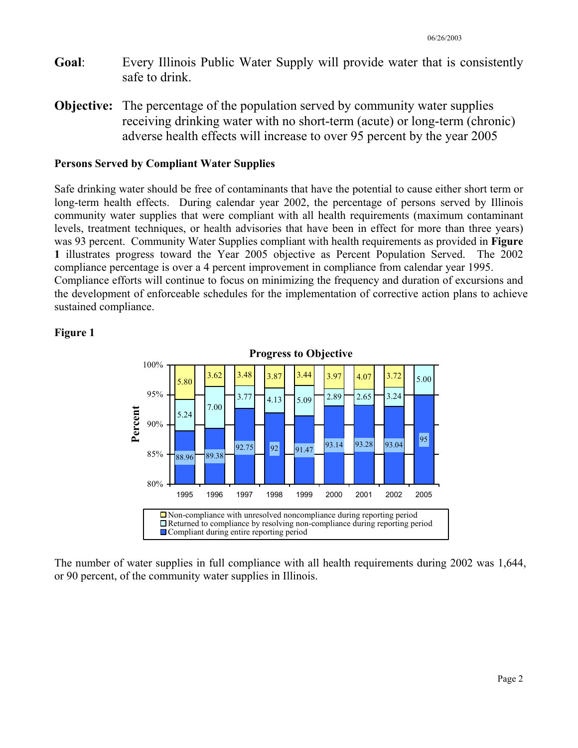**Goal**: Every Illinois Public Water Supply will provide water that is consistently safe to drink.

**Objective:** The percentage of the population served by community water supplies receiving drinking water with no short-term (acute) or long-term (chronic) adverse health effects will increase to over 95 percent by the year 2005

**Persons Served by Compliant Water Supplies**

Safe drinking water should be free of contaminants that have the potential to cause either short term or long-term health effects. During calendar year 2002, the percentage of persons served by Illinois community water supplies that were compliant with all health requirements (maximum contaminant levels, treatment techniques, or health advisories that have been in effect for more than three years) was 93 percent. Community Water Supplies compliant with health requirements as provided in **Figure 1** illustrates progress toward the Year 2005 objective as Percent Population Served. The 2002 compliance percentage is over a 4 percent improvement in compliance from calendar year 1995. Compliance efforts will continue to focus on minimizing the frequency and duration of excursions and the development of enforceable schedules for the implementation of corrective action plans to achieve sustained compliance.

**Figure 1**

**Progress to Objective**

| Year | Compliant during entire reporting period | Returned to compliance by resolving non-compliance during reporting period | Non-compliance with unresolved noncompliance during reporting period |
|---|---|---|---|
| 1995 | 88.96 | 5.24 | 5.80 |
| 1996 | 89.38 | 7.00 | 3.62 |
| 1997 | 92.75 | 3.77 | 3.48 |
| 1998 | 92 | 4.13 | 3.87 |
| 1999 | 91.47 | 5.09 | 3.44 |
| 2000 | 93.14 | 2.89 | 3.97 |
| 2001 | 93.28 | 2.65 | 4.07 |
| 2002 | 93.04 | 3.24 | 3.72 |
| 2005 | 95 | 5.00 | |

The number of water supplies in full compliance with all health requirements during 2002 was 1,644, or 90 percent, of the community water supplies in Illinois.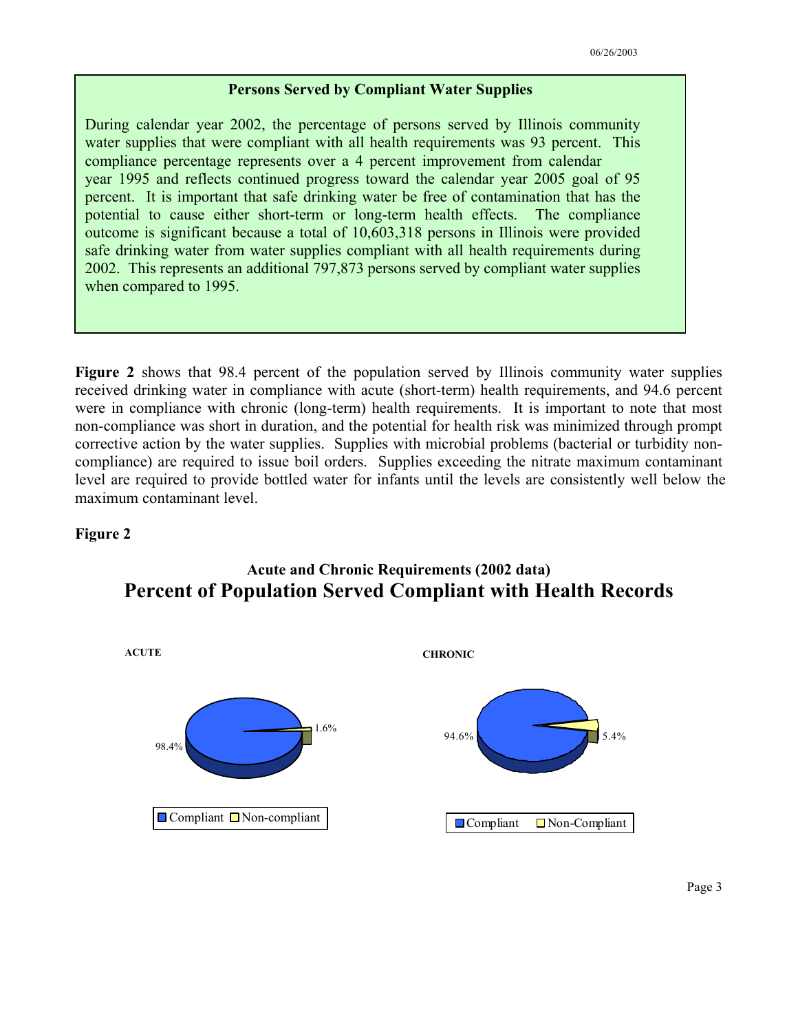### Persons Served by Compliant Water Supplies

During calendar year 2002, the percentage of persons served by Illinois community water supplies that were compliant with all health requirements was 93 percent. This compliance percentage represents over a 4 percent improvement from calendar year 1995 and reflects continued progress toward the calendar year 2005 goal of 95 percent. It is important that safe drinking water be free of contamination that has the potential to cause either short-term or long-term health effects. The compliance outcome is significant because a total of 10,603,318 persons in Illinois were provided safe drinking water from water supplies compliant with all health requirements during 2002. This represents an additional 797,873 persons served by compliant water supplies when compared to 1995.

**Figure 2** shows that 98.4 percent of the population served by Illinois community water supplies received drinking water in compliance with acute (short-term) health requirements, and 94.6 percent were in compliance with chronic (long-term) health requirements. It is important to note that most non-compliance was short in duration, and the potential for health risk was minimized through prompt corrective action by the water supplies. Supplies with microbial problems (bacterial or turbidity non-compliance) are required to issue boil orders. Supplies exceeding the nitrate maximum contaminant level are required to provide bottled water for infants until the levels are consistently well below the maximum contaminant level.

**Figure 2**

**Acute and Chronic Requirements (2002 data)**

## Percent of Population Served Compliant with Health Records

**ACUTE**

98.4% | 1.6%

Compliant | Non-compliant

**CHRONIC**

94.6% | 5.4%

Compliant | Non-Compliant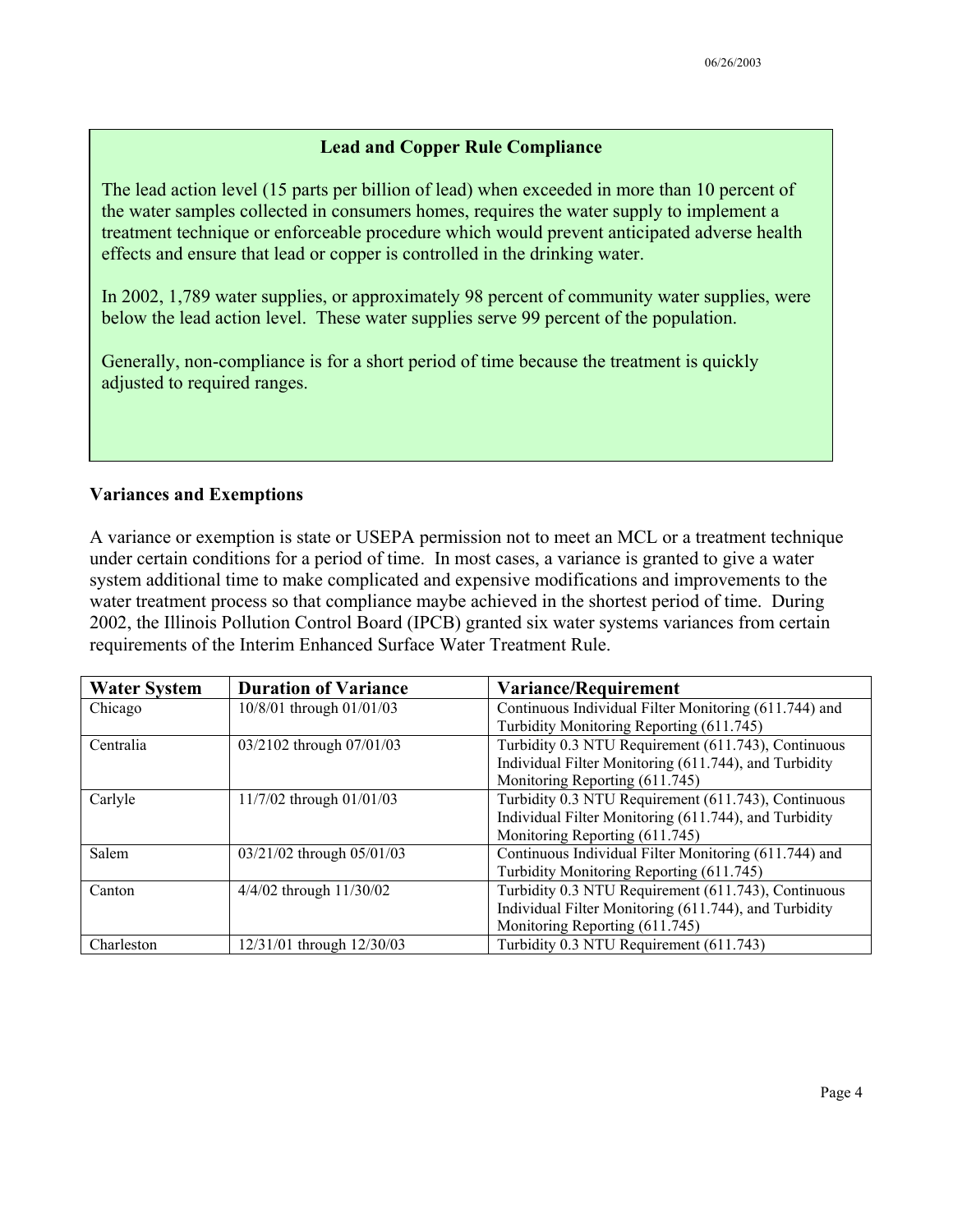### Lead and Copper Rule Compliance

The lead action level (15 parts per billion of lead) when exceeded in more than 10 percent of the water samples collected in consumers homes, requires the water supply to implement a treatment technique or enforceable procedure which would prevent anticipated adverse health effects and ensure that lead or copper is controlled in the drinking water.

In 2002, 1,789 water supplies, or approximately 98 percent of community water supplies, were below the lead action level. These water supplies serve 99 percent of the population.

Generally, non-compliance is for a short period of time because the treatment is quickly adjusted to required ranges.

## Variances and Exemptions

A variance or exemption is state or USEPA permission not to meet an MCL or a treatment technique under certain conditions for a period of time. In most cases, a variance is granted to give a water system additional time to make complicated and expensive modifications and improvements to the water treatment process so that compliance maybe achieved in the shortest period of time. During 2002, the Illinois Pollution Control Board (IPCB) granted six water systems variances from certain requirements of the Interim Enhanced Surface Water Treatment Rule.

| Water System | Duration of Variance | Variance/Requirement |
|---|---|---|
| Chicago | 10/8/01 through 01/01/03 | Continuous Individual Filter Monitoring (611.744) and Turbidity Monitoring Reporting (611.745) |
| Centralia | 03/2102 through 07/01/03 | Turbidity 0.3 NTU Requirement (611.743), Continuous Individual Filter Monitoring (611.744), and Turbidity Monitoring Reporting (611.745) |
| Carlyle | 11/7/02 through 01/01/03 | Turbidity 0.3 NTU Requirement (611.743), Continuous Individual Filter Monitoring (611.744), and Turbidity Monitoring Reporting (611.745) |
| Salem | 03/21/02 through 05/01/03 | Continuous Individual Filter Monitoring (611.744) and Turbidity Monitoring Reporting (611.745) |
| Canton | 4/4/02 through 11/30/02 | Turbidity 0.3 NTU Requirement (611.743), Continuous Individual Filter Monitoring (611.744), and Turbidity Monitoring Reporting (611.745) |
| Charleston | 12/31/01 through 12/30/03 | Turbidity 0.3 NTU Requirement (611.743) |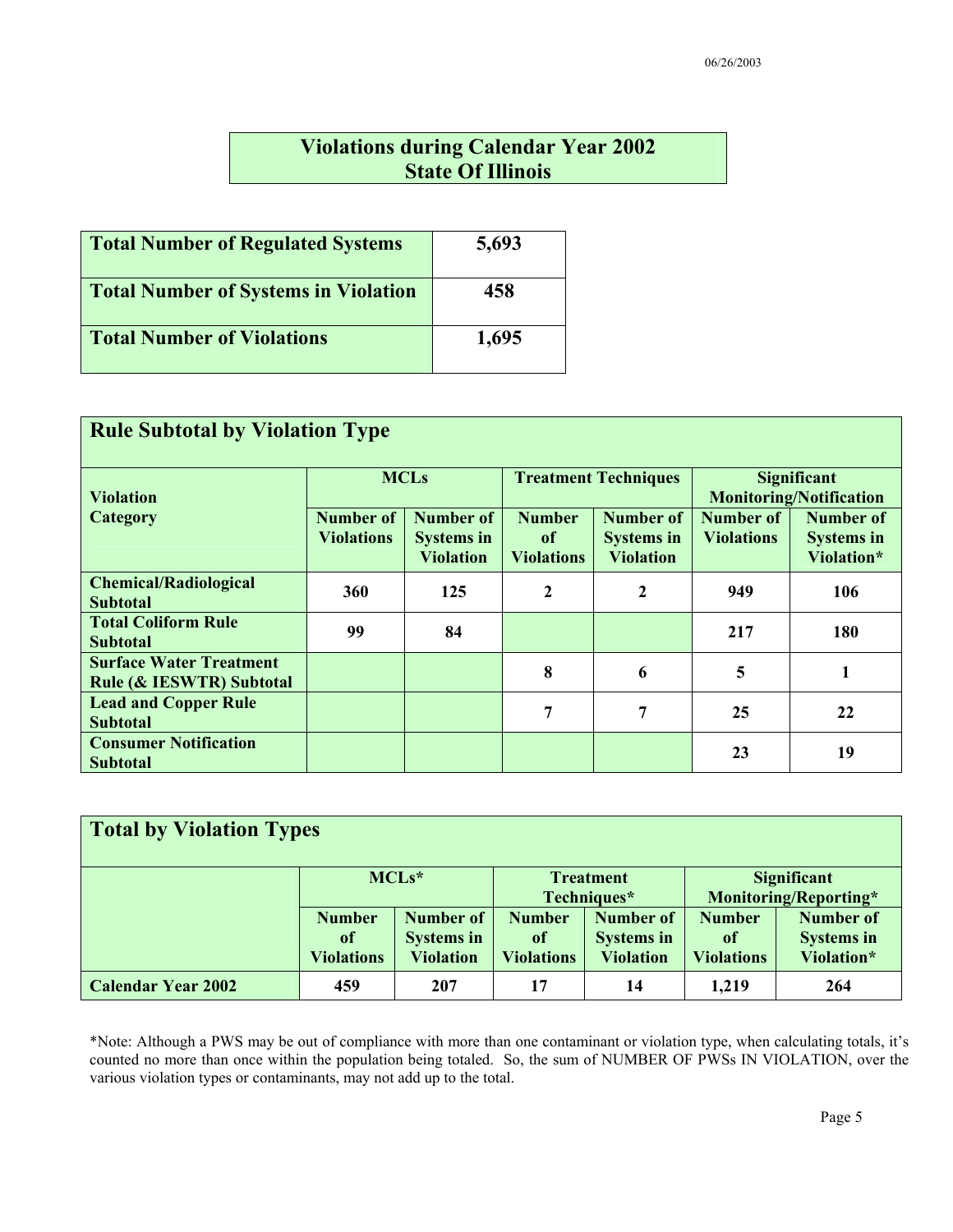# Violations during Calendar Year 2002
# State Of Illinois

| Total Number of Regulated Systems | 5,693 |
|---|---|
| Total Number of Systems in Violation | 458 |
| Total Number of Violations | 1,695 |

## Rule Subtotal by Violation Type

| Violation Category | MCLs | | Treatment Techniques | | Significant Monitoring/Notification | |
|---|---|---|---|---|---|---|
| | Number of Violations | Number of Systems in Violation | Number of Violations | Number of Systems in Violation | Number of Violations | Number of Systems in Violation* |
| Chemical/Radiological Subtotal | 360 | 125 | 2 | 2 | 949 | 106 |
| Total Coliform Rule Subtotal | 99 | 84 | | | 217 | 180 |
| Surface Water Treatment Rule (& IESWTR) Subtotal | | | 8 | 6 | 5 | 1 |
| Lead and Copper Rule Subtotal | | | 7 | 7 | 25 | 22 |
| Consumer Notification Subtotal | | | | | 23 | 19 |

## Total by Violation Types

| | MCLs* | | Treatment Techniques* | | Significant Monitoring/Reporting* | |
|---|---|---|---|---|---|---|
| | Number of Violations | Number of Systems in Violation | Number of Violations | Number of Systems in Violation | Number of Violations | Number of Systems in Violation* |
| Calendar Year 2002 | 459 | 207 | 17 | 14 | 1,219 | 264 |

*Note: Although a PWS may be out of compliance with more than one contaminant or violation type, when calculating totals, it's counted no more than once within the population being totaled. So, the sum of NUMBER OF PWSs IN VIOLATION, over the various violation types or contaminants, may not add up to the total.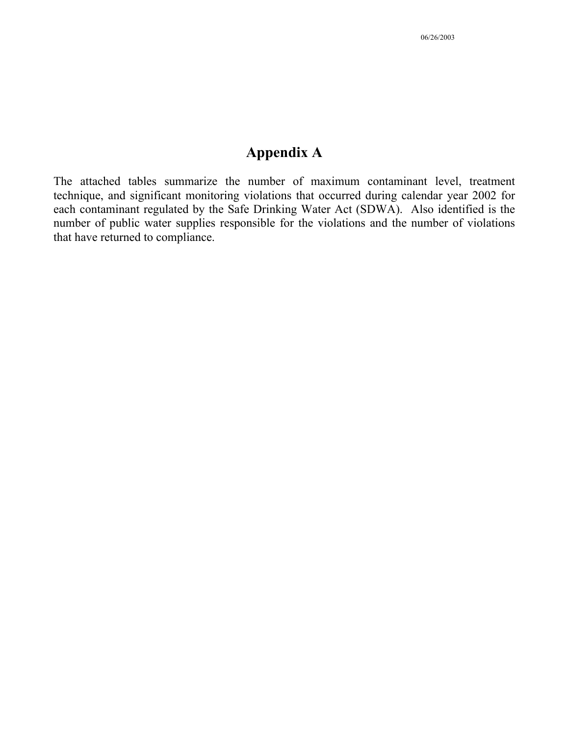# Appendix A

The attached tables summarize the number of maximum contaminant level, treatment technique, and significant monitoring violations that occurred during calendar year 2002 for each contaminant regulated by the Safe Drinking Water Act (SDWA). Also identified is the number of public water supplies responsible for the violations and the number of violations that have returned to compliance.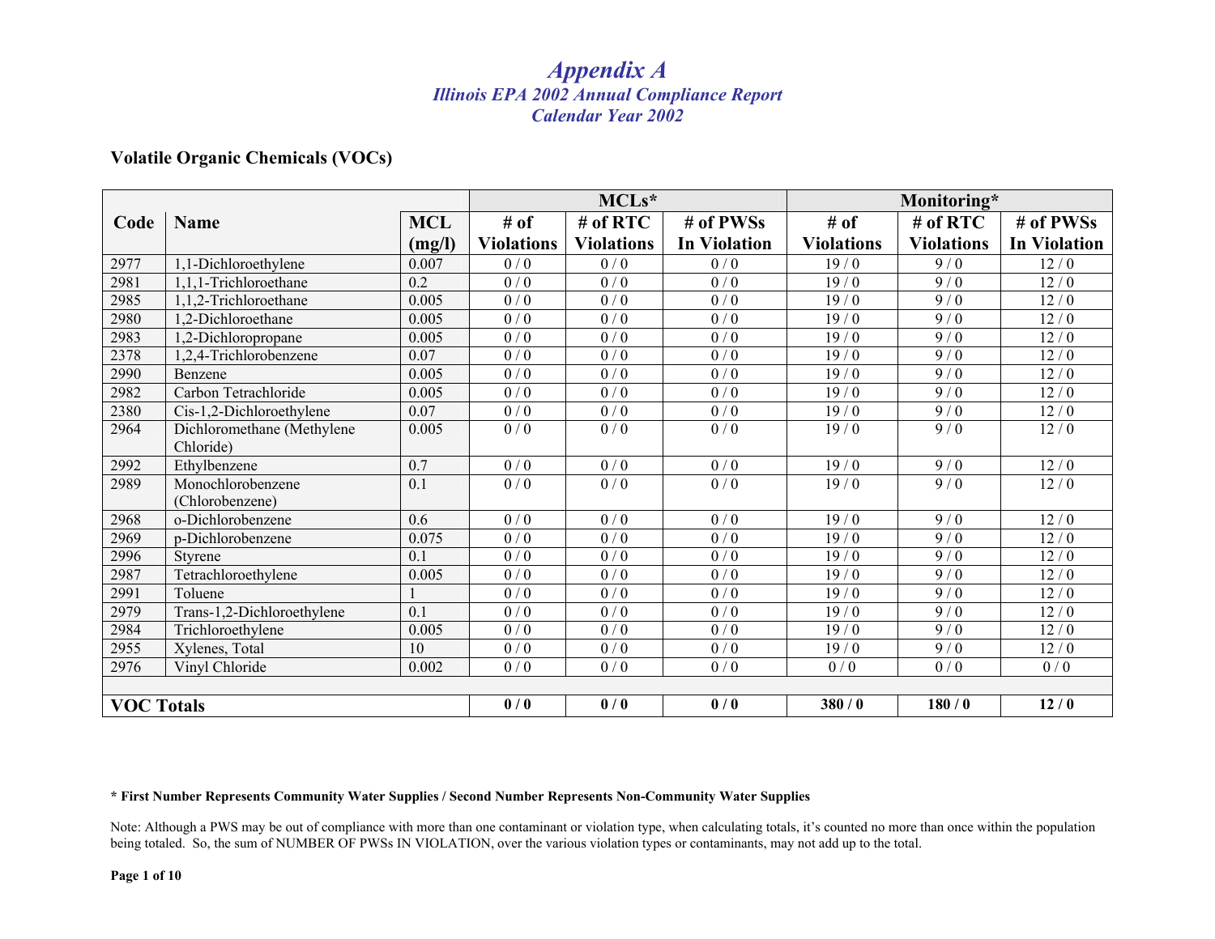# Appendix A
## Illinois EPA 2002 Annual Compliance Report
## Calendar Year 2002

### Volatile Organic Chemicals (VOCs)

| Code | Name | MCL (mg/l) | MCLs* # of Violations | MCLs* # of RTC Violations | MCLs* # of PWSs In Violation | Monitoring* # of Violations | Monitoring* # of RTC Violations | Monitoring* # of PWSs In Violation |
|---|---|---|---|---|---|---|---|---|
| 2977 | 1,1-Dichloroethylene | 0.007 | 0 / 0 | 0 / 0 | 0 / 0 | 19 / 0 | 9 / 0 | 12 / 0 |
| 2981 | 1,1,1-Trichloroethane | 0.2 | 0 / 0 | 0 / 0 | 0 / 0 | 19 / 0 | 9 / 0 | 12 / 0 |
| 2985 | 1,1,2-Trichloroethane | 0.005 | 0 / 0 | 0 / 0 | 0 / 0 | 19 / 0 | 9 / 0 | 12 / 0 |
| 2980 | 1,2-Dichloroethane | 0.005 | 0 / 0 | 0 / 0 | 0 / 0 | 19 / 0 | 9 / 0 | 12 / 0 |
| 2983 | 1,2-Dichloropropane | 0.005 | 0 / 0 | 0 / 0 | 0 / 0 | 19 / 0 | 9 / 0 | 12 / 0 |
| 2378 | 1,2,4-Trichlorobenzene | 0.07 | 0 / 0 | 0 / 0 | 0 / 0 | 19 / 0 | 9 / 0 | 12 / 0 |
| 2990 | Benzene | 0.005 | 0 / 0 | 0 / 0 | 0 / 0 | 19 / 0 | 9 / 0 | 12 / 0 |
| 2982 | Carbon Tetrachloride | 0.005 | 0 / 0 | 0 / 0 | 0 / 0 | 19 / 0 | 9 / 0 | 12 / 0 |
| 2380 | Cis-1,2-Dichloroethylene | 0.07 | 0 / 0 | 0 / 0 | 0 / 0 | 19 / 0 | 9 / 0 | 12 / 0 |
| 2964 | Dichloromethane (Methylene Chloride) | 0.005 | 0 / 0 | 0 / 0 | 0 / 0 | 19 / 0 | 9 / 0 | 12 / 0 |
| 2992 | Ethylbenzene | 0.7 | 0 / 0 | 0 / 0 | 0 / 0 | 19 / 0 | 9 / 0 | 12 / 0 |
| 2989 | Monochlorobenzene (Chlorobenzene) | 0.1 | 0 / 0 | 0 / 0 | 0 / 0 | 19 / 0 | 9 / 0 | 12 / 0 |
| 2968 | o-Dichlorobenzene | 0.6 | 0 / 0 | 0 / 0 | 0 / 0 | 19 / 0 | 9 / 0 | 12 / 0 |
| 2969 | p-Dichlorobenzene | 0.075 | 0 / 0 | 0 / 0 | 0 / 0 | 19 / 0 | 9 / 0 | 12 / 0 |
| 2996 | Styrene | 0.1 | 0 / 0 | 0 / 0 | 0 / 0 | 19 / 0 | 9 / 0 | 12 / 0 |
| 2987 | Tetrachloroethylene | 0.005 | 0 / 0 | 0 / 0 | 0 / 0 | 19 / 0 | 9 / 0 | 12 / 0 |
| 2991 | Toluene | 1 | 0 / 0 | 0 / 0 | 0 / 0 | 19 / 0 | 9 / 0 | 12 / 0 |
| 2979 | Trans-1,2-Dichloroethylene | 0.1 | 0 / 0 | 0 / 0 | 0 / 0 | 19 / 0 | 9 / 0 | 12 / 0 |
| 2984 | Trichloroethylene | 0.005 | 0 / 0 | 0 / 0 | 0 / 0 | 19 / 0 | 9 / 0 | 12 / 0 |
| 2955 | Xylenes, Total | 10 | 0 / 0 | 0 / 0 | 0 / 0 | 19 / 0 | 9 / 0 | 12 / 0 |
| 2976 | Vinyl Chloride | 0.002 | 0 / 0 | 0 / 0 | 0 / 0 | 0 / 0 | 0 / 0 | 0 / 0 |
| | | | | | | | | |
| **VOC Totals** | | | **0 / 0** | **0 / 0** | **0 / 0** | **380 / 0** | **180 / 0** | **12 / 0** |

**\* First Number Represents Community Water Supplies / Second Number Represents Non-Community Water Supplies**

Note: Although a PWS may be out of compliance with more than one contaminant or violation type, when calculating totals, it's counted no more than once within the population being totaled. So, the sum of NUMBER OF PWSs IN VIOLATION, over the various violation types or contaminants, may not add up to the total.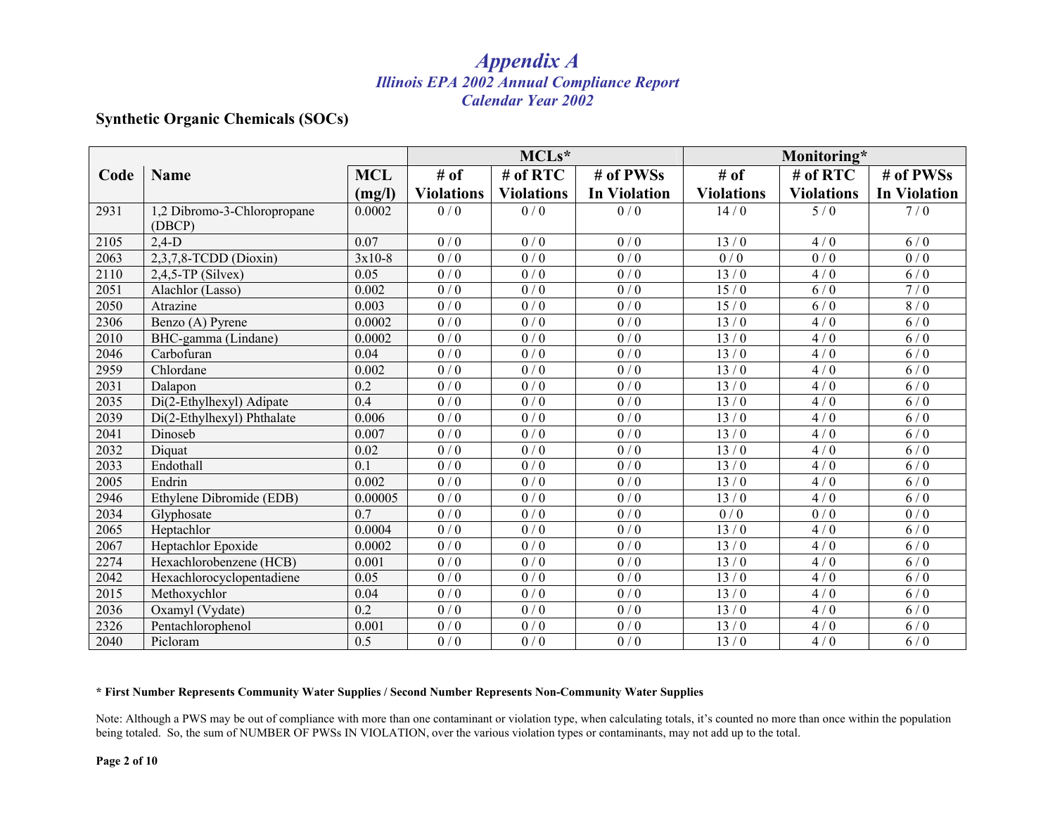# Appendix A

## Illinois EPA 2002 Annual Compliance Report

## Calendar Year 2002

### Synthetic Organic Chemicals (SOCs)

| Code | Name | MCL (mg/l) | MCLs* | | | Monitoring* | | |
|---|---|---|---|---|---|---|---|---|
| | | | # of Violations | # of RTC Violations | # of PWSs In Violation | # of Violations | # of RTC Violations | # of PWSs In Violation |
| 2931 | 1,2 Dibromo-3-Chloropropane (DBCP) | 0.0002 | 0 / 0 | 0 / 0 | 0 / 0 | 14 / 0 | 5 / 0 | 7 / 0 |
| 2105 | 2,4-D | 0.07 | 0 / 0 | 0 / 0 | 0 / 0 | 13 / 0 | 4 / 0 | 6 / 0 |
| 2063 | 2,3,7,8-TCDD (Dioxin) | 3x10-8 | 0 / 0 | 0 / 0 | 0 / 0 | 0 / 0 | 0 / 0 | 0 / 0 |
| 2110 | 2,4,5-TP (Silvex) | 0.05 | 0 / 0 | 0 / 0 | 0 / 0 | 13 / 0 | 4 / 0 | 6 / 0 |
| 2051 | Alachlor (Lasso) | 0.002 | 0 / 0 | 0 / 0 | 0 / 0 | 15 / 0 | 6 / 0 | 7 / 0 |
| 2050 | Atrazine | 0.003 | 0 / 0 | 0 / 0 | 0 / 0 | 15 / 0 | 6 / 0 | 8 / 0 |
| 2306 | Benzo (A) Pyrene | 0.0002 | 0 / 0 | 0 / 0 | 0 / 0 | 13 / 0 | 4 / 0 | 6 / 0 |
| 2010 | BHC-gamma (Lindane) | 0.0002 | 0 / 0 | 0 / 0 | 0 / 0 | 13 / 0 | 4 / 0 | 6 / 0 |
| 2046 | Carbofuran | 0.04 | 0 / 0 | 0 / 0 | 0 / 0 | 13 / 0 | 4 / 0 | 6 / 0 |
| 2959 | Chlordane | 0.002 | 0 / 0 | 0 / 0 | 0 / 0 | 13 / 0 | 4 / 0 | 6 / 0 |
| 2031 | Dalapon | 0.2 | 0 / 0 | 0 / 0 | 0 / 0 | 13 / 0 | 4 / 0 | 6 / 0 |
| 2035 | Di(2-Ethylhexyl) Adipate | 0.4 | 0 / 0 | 0 / 0 | 0 / 0 | 13 / 0 | 4 / 0 | 6 / 0 |
| 2039 | Di(2-Ethylhexyl) Phthalate | 0.006 | 0 / 0 | 0 / 0 | 0 / 0 | 13 / 0 | 4 / 0 | 6 / 0 |
| 2041 | Dinoseb | 0.007 | 0 / 0 | 0 / 0 | 0 / 0 | 13 / 0 | 4 / 0 | 6 / 0 |
| 2032 | Diquat | 0.02 | 0 / 0 | 0 / 0 | 0 / 0 | 13 / 0 | 4 / 0 | 6 / 0 |
| 2033 | Endothall | 0.1 | 0 / 0 | 0 / 0 | 0 / 0 | 13 / 0 | 4 / 0 | 6 / 0 |
| 2005 | Endrin | 0.002 | 0 / 0 | 0 / 0 | 0 / 0 | 13 / 0 | 4 / 0 | 6 / 0 |
| 2946 | Ethylene Dibromide (EDB) | 0.00005 | 0 / 0 | 0 / 0 | 0 / 0 | 13 / 0 | 4 / 0 | 6 / 0 |
| 2034 | Glyphosate | 0.7 | 0 / 0 | 0 / 0 | 0 / 0 | 0 / 0 | 0 / 0 | 0 / 0 |
| 2065 | Heptachlor | 0.0004 | 0 / 0 | 0 / 0 | 0 / 0 | 13 / 0 | 4 / 0 | 6 / 0 |
| 2067 | Heptachlor Epoxide | 0.0002 | 0 / 0 | 0 / 0 | 0 / 0 | 13 / 0 | 4 / 0 | 6 / 0 |
| 2274 | Hexachlorobenzene (HCB) | 0.001 | 0 / 0 | 0 / 0 | 0 / 0 | 13 / 0 | 4 / 0 | 6 / 0 |
| 2042 | Hexachlorocyclopentadiene | 0.05 | 0 / 0 | 0 / 0 | 0 / 0 | 13 / 0 | 4 / 0 | 6 / 0 |
| 2015 | Methoxychlor | 0.04 | 0 / 0 | 0 / 0 | 0 / 0 | 13 / 0 | 4 / 0 | 6 / 0 |
| 2036 | Oxamyl (Vydate) | 0.2 | 0 / 0 | 0 / 0 | 0 / 0 | 13 / 0 | 4 / 0 | 6 / 0 |
| 2326 | Pentachlorophenol | 0.001 | 0 / 0 | 0 / 0 | 0 / 0 | 13 / 0 | 4 / 0 | 6 / 0 |
| 2040 | Picloram | 0.5 | 0 / 0 | 0 / 0 | 0 / 0 | 13 / 0 | 4 / 0 | 6 / 0 |

**\* First Number Represents Community Water Supplies / Second Number Represents Non-Community Water Supplies**

Note: Although a PWS may be out of compliance with more than one contaminant or violation type, when calculating totals, it's counted no more than once within the population being totaled. So, the sum of NUMBER OF PWSs IN VIOLATION, over the various violation types or contaminants, may not add up to the total.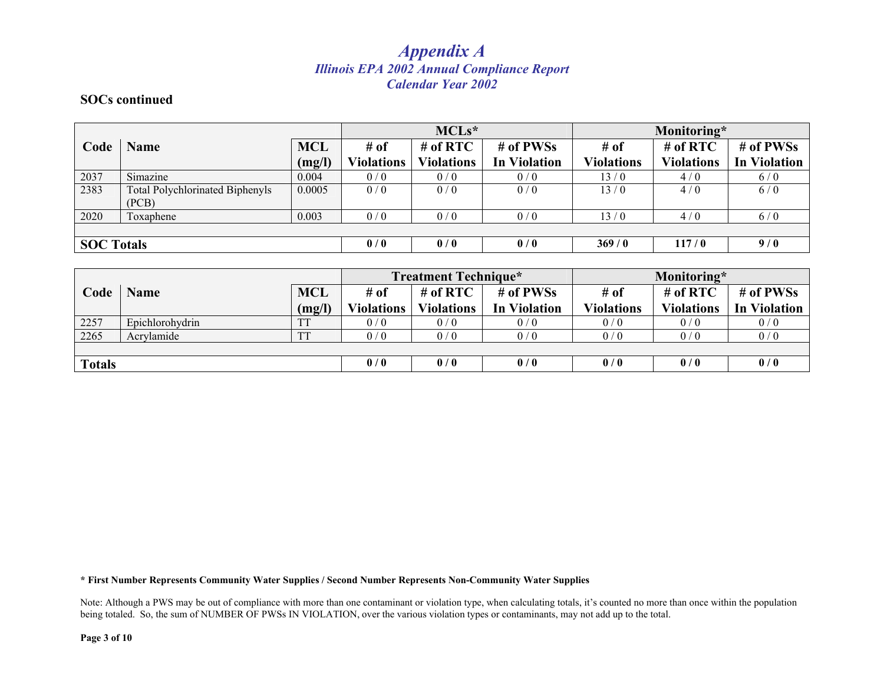## SOCs continued

| Code | Name | MCL (mg/l) | MCLs* | | | Monitoring* | | |
|---|---|---|---|---|---|---|---|---|
| | | | # of Violations | # of RTC Violations | # of PWSs In Violation | # of Violations | # of RTC Violations | # of PWSs In Violation |
| 2037 | Simazine | 0.004 | 0 / 0 | 0 / 0 | 0 / 0 | 13 / 0 | 4 / 0 | 6 / 0 |
| 2383 | Total Polychlorinated Biphenyls (PCB) | 0.0005 | 0 / 0 | 0 / 0 | 0 / 0 | 13 / 0 | 4 / 0 | 6 / 0 |
| 2020 | Toxaphene | 0.003 | 0 / 0 | 0 / 0 | 0 / 0 | 13 / 0 | 4 / 0 | 6 / 0 |
| | | | | | | | | |
| **SOC Totals** | | | **0 / 0** | **0 / 0** | **0 / 0** | **369 / 0** | **117 / 0** | **9 / 0** |

| Code | Name | MCL (mg/l) | Treatment Technique* | | | Monitoring* | | |
|---|---|---|---|---|---|---|---|---|
| | | | # of Violations | # of RTC Violations | # of PWSs In Violation | # of Violations | # of RTC Violations | # of PWSs In Violation |
| 2257 | Epichlorohydrin | TT | 0 / 0 | 0 / 0 | 0 / 0 | 0 / 0 | 0 / 0 | 0 / 0 |
| 2265 | Acrylamide | TT | 0 / 0 | 0 / 0 | 0 / 0 | 0 / 0 | 0 / 0 | 0 / 0 |
| | | | | | | | | |
| **Totals** | | | **0 / 0** | **0 / 0** | **0 / 0** | **0 / 0** | **0 / 0** | **0 / 0** |

**\* First Number Represents Community Water Supplies / Second Number Represents Non-Community Water Supplies**

Note: Although a PWS may be out of compliance with more than one contaminant or violation type, when calculating totals, it's counted no more than once within the population being totaled. So, the sum of NUMBER OF PWSs IN VIOLATION, over the various violation types or contaminants, may not add up to the total.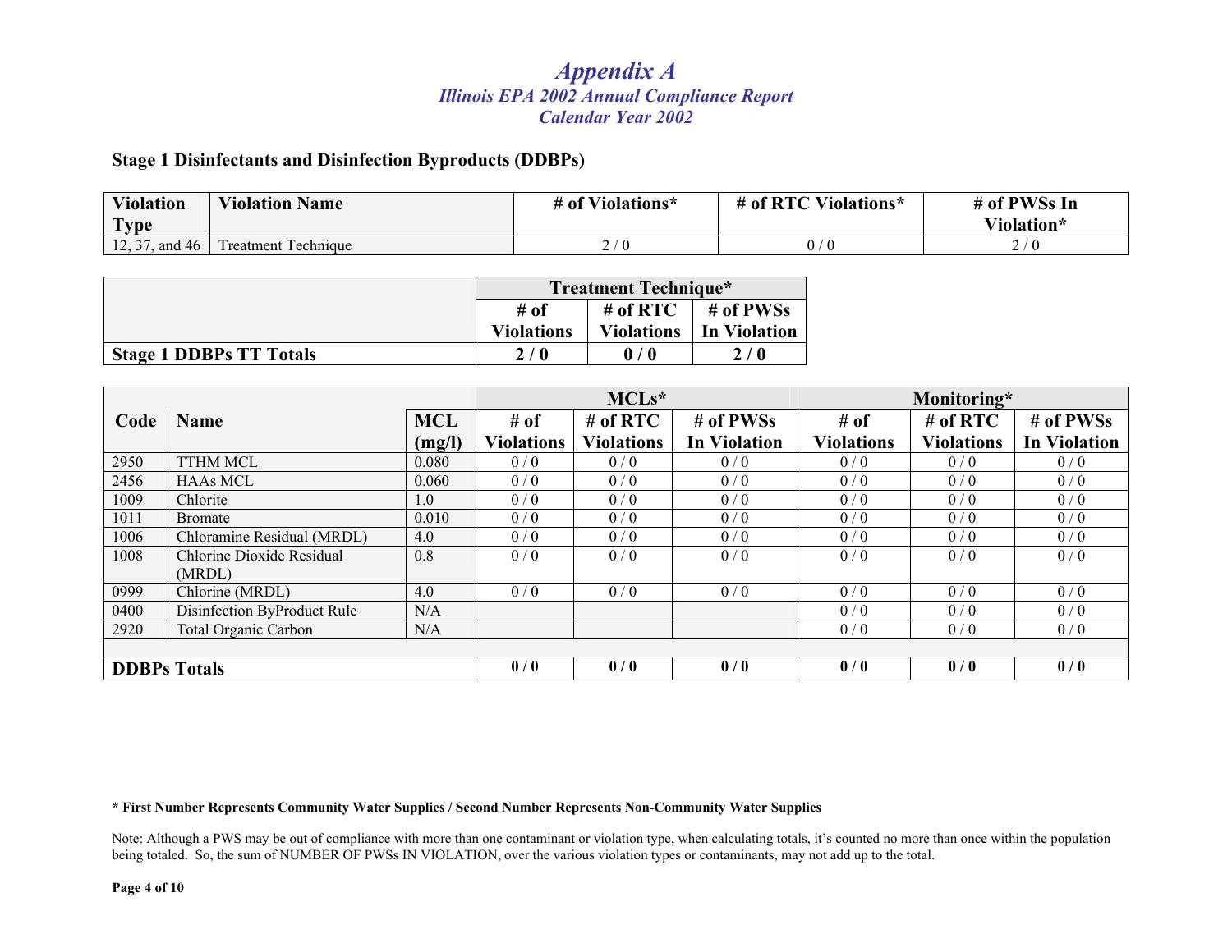# *Appendix A*

## *Illinois EPA 2002 Annual Compliance Report*

## *Calendar Year 2002*

### Stage 1 Disinfectants and Disinfection Byproducts (DDBPs)

| Violation Type | Violation Name | # of Violations* | # of RTC Violations* | # of PWSs In Violation* |
|---|---|---|---|---|
| 12, 37, and 46 | Treatment Technique | 2 / 0 | 0 / 0 | 2 / 0 |

| | Treatment Technique* | | |
|---|---|---|---|
| | # of Violations | # of RTC Violations | # of PWSs In Violation |
| **Stage 1 DDBPs TT Totals** | **2 / 0** | **0 / 0** | **2 / 0** |

| Code | Name | MCL (mg/l) | MCLs* | | | Monitoring* | | |
|---|---|---|---|---|---|---|---|---|
| | | | # of Violations | # of RTC Violations | # of PWSs In Violation | # of Violations | # of RTC Violations | # of PWSs In Violation |
| 2950 | TTHM MCL | 0.080 | 0 / 0 | 0 / 0 | 0 / 0 | 0 / 0 | 0 / 0 | 0 / 0 |
| 2456 | HAAs MCL | 0.060 | 0 / 0 | 0 / 0 | 0 / 0 | 0 / 0 | 0 / 0 | 0 / 0 |
| 1009 | Chlorite | 1.0 | 0 / 0 | 0 / 0 | 0 / 0 | 0 / 0 | 0 / 0 | 0 / 0 |
| 1011 | Bromate | 0.010 | 0 / 0 | 0 / 0 | 0 / 0 | 0 / 0 | 0 / 0 | 0 / 0 |
| 1006 | Chloramine Residual (MRDL) | 4.0 | 0 / 0 | 0 / 0 | 0 / 0 | 0 / 0 | 0 / 0 | 0 / 0 |
| 1008 | Chlorine Dioxide Residual (MRDL) | 0.8 | 0 / 0 | 0 / 0 | 0 / 0 | 0 / 0 | 0 / 0 | 0 / 0 |
| 0999 | Chlorine (MRDL) | 4.0 | 0 / 0 | 0 / 0 | 0 / 0 | 0 / 0 | 0 / 0 | 0 / 0 |
| 0400 | Disinfection ByProduct Rule | N/A | | | | 0 / 0 | 0 / 0 | 0 / 0 |
| 2920 | Total Organic Carbon | N/A | | | | 0 / 0 | 0 / 0 | 0 / 0 |
| **DDBPs Totals** | | | **0 / 0** | **0 / 0** | **0 / 0** | **0 / 0** | **0 / 0** | **0 / 0** |

**\* First Number Represents Community Water Supplies / Second Number Represents Non-Community Water Supplies**

Note: Although a PWS may be out of compliance with more than one contaminant or violation type, when calculating totals, it's counted no more than once within the population being totaled. So, the sum of NUMBER OF PWSs IN VIOLATION, over the various violation types or contaminants, may not add up to the total.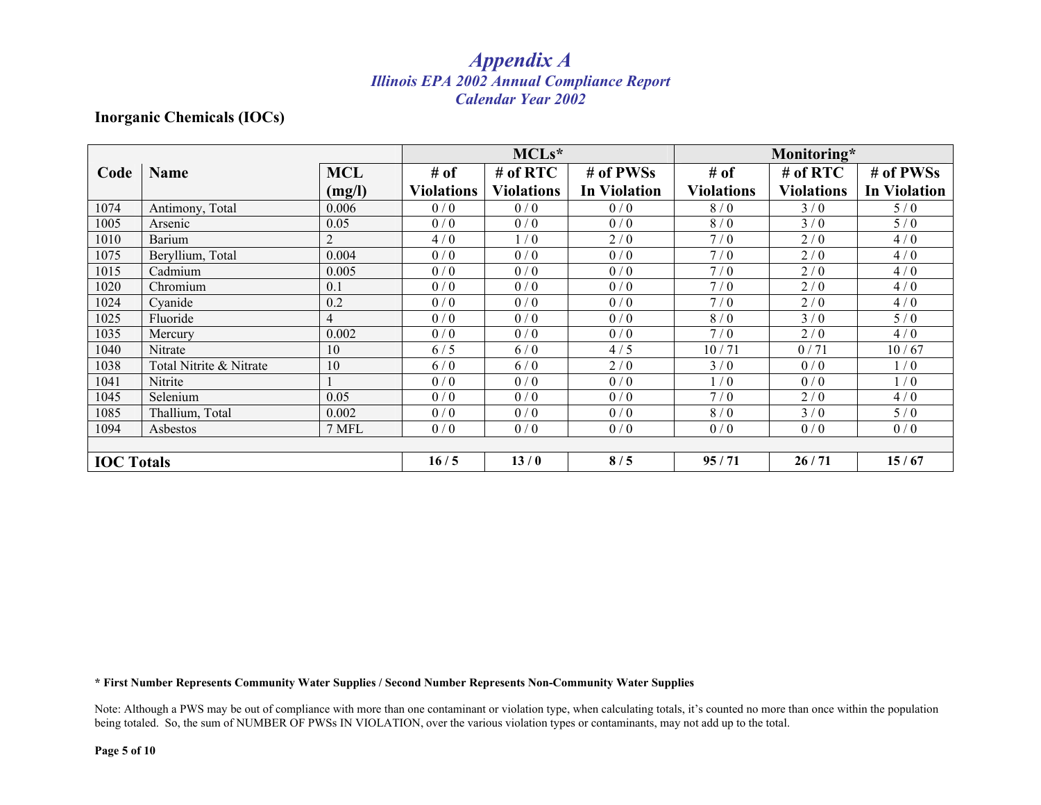# *Appendix A*

## *Illinois EPA 2002 Annual Compliance Report*
## *Calendar Year 2002*

### Inorganic Chemicals (IOCs)

| Code | Name | MCL (mg/l) | MCLs* | | | Monitoring* | | |
|---|---|---|---|---|---|---|---|---|
| | | | # of Violations | # of RTC Violations | # of PWSs In Violation | # of Violations | # of RTC Violations | # of PWSs In Violation |
| 1074 | Antimony, Total | 0.006 | 0 / 0 | 0 / 0 | 0 / 0 | 8 / 0 | 3 / 0 | 5 / 0 |
| 1005 | Arsenic | 0.05 | 0 / 0 | 0 / 0 | 0 / 0 | 8 / 0 | 3 / 0 | 5 / 0 |
| 1010 | Barium | 2 | 4 / 0 | 1 / 0 | 2 / 0 | 7 / 0 | 2 / 0 | 4 / 0 |
| 1075 | Beryllium, Total | 0.004 | 0 / 0 | 0 / 0 | 0 / 0 | 7 / 0 | 2 / 0 | 4 / 0 |
| 1015 | Cadmium | 0.005 | 0 / 0 | 0 / 0 | 0 / 0 | 7 / 0 | 2 / 0 | 4 / 0 |
| 1020 | Chromium | 0.1 | 0 / 0 | 0 / 0 | 0 / 0 | 7 / 0 | 2 / 0 | 4 / 0 |
| 1024 | Cyanide | 0.2 | 0 / 0 | 0 / 0 | 0 / 0 | 7 / 0 | 2 / 0 | 4 / 0 |
| 1025 | Fluoride | 4 | 0 / 0 | 0 / 0 | 0 / 0 | 8 / 0 | 3 / 0 | 5 / 0 |
| 1035 | Mercury | 0.002 | 0 / 0 | 0 / 0 | 0 / 0 | 7 / 0 | 2 / 0 | 4 / 0 |
| 1040 | Nitrate | 10 | 6 / 5 | 6 / 0 | 4 / 5 | 10 / 71 | 0 / 71 | 10 / 67 |
| 1038 | Total Nitrite & Nitrate | 10 | 6 / 0 | 6 / 0 | 2 / 0 | 3 / 0 | 0 / 0 | 1 / 0 |
| 1041 | Nitrite | 1 | 0 / 0 | 0 / 0 | 0 / 0 | 1 / 0 | 0 / 0 | 1 / 0 |
| 1045 | Selenium | 0.05 | 0 / 0 | 0 / 0 | 0 / 0 | 7 / 0 | 2 / 0 | 4 / 0 |
| 1085 | Thallium, Total | 0.002 | 0 / 0 | 0 / 0 | 0 / 0 | 8 / 0 | 3 / 0 | 5 / 0 |
| 1094 | Asbestos | 7 MFL | 0 / 0 | 0 / 0 | 0 / 0 | 0 / 0 | 0 / 0 | 0 / 0 |
| | | | | | | | | |
| **IOC Totals** | | | **16 / 5** | **13 / 0** | **8 / 5** | **95 / 71** | **26 / 71** | **15 / 67** |

**\* First Number Represents Community Water Supplies / Second Number Represents Non-Community Water Supplies**

Note: Although a PWS may be out of compliance with more than one contaminant or violation type, when calculating totals, it's counted no more than once within the population being totaled. So, the sum of NUMBER OF PWSs IN VIOLATION, over the various violation types or contaminants, may not add up to the total.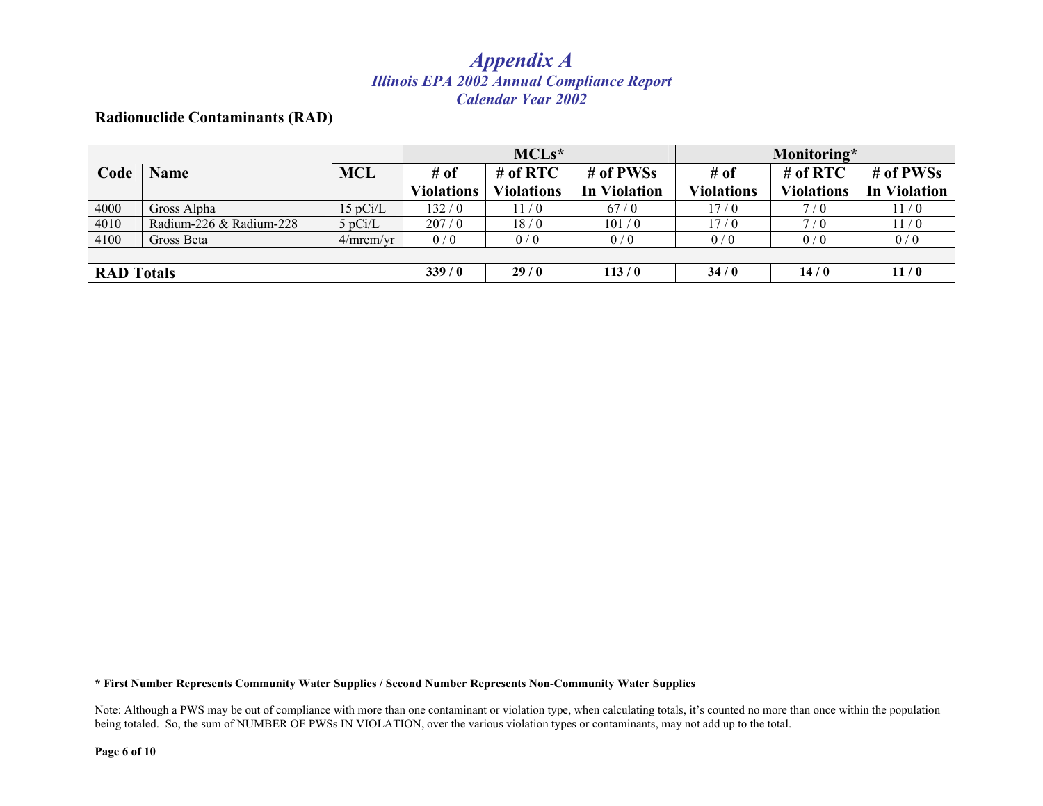# *Appendix A*

## *Illinois EPA 2002 Annual Compliance Report*
## *Calendar Year 2002*

### Radionuclide Contaminants (RAD)

| Code | Name | MCL | MCLs* | | | Monitoring* | | |
|---|---|---|---|---|---|---|---|---|
| | | | # of Violations | # of RTC Violations | # of PWSs In Violation | # of Violations | # of RTC Violations | # of PWSs In Violation |
| 4000 | Gross Alpha | 15 pCi/L | 132 / 0 | 11 / 0 | 67 / 0 | 17 / 0 | 7 / 0 | 11 / 0 |
| 4010 | Radium-226 & Radium-228 | 5 pCi/L | 207 / 0 | 18 / 0 | 101 / 0 | 17 / 0 | 7 / 0 | 11 / 0 |
| 4100 | Gross Beta | 4/mrem/yr | 0 / 0 | 0 / 0 | 0 / 0 | 0 / 0 | 0 / 0 | 0 / 0 |
| **RAD Totals** | | | **339 / 0** | **29 / 0** | **113 / 0** | **34 / 0** | **14 / 0** | **11 / 0** |

**\* First Number Represents Community Water Supplies / Second Number Represents Non-Community Water Supplies**

Note: Although a PWS may be out of compliance with more than one contaminant or violation type, when calculating totals, it's counted no more than once within the population being totaled. So, the sum of NUMBER OF PWSs IN VIOLATION, over the various violation types or contaminants, may not add up to the total.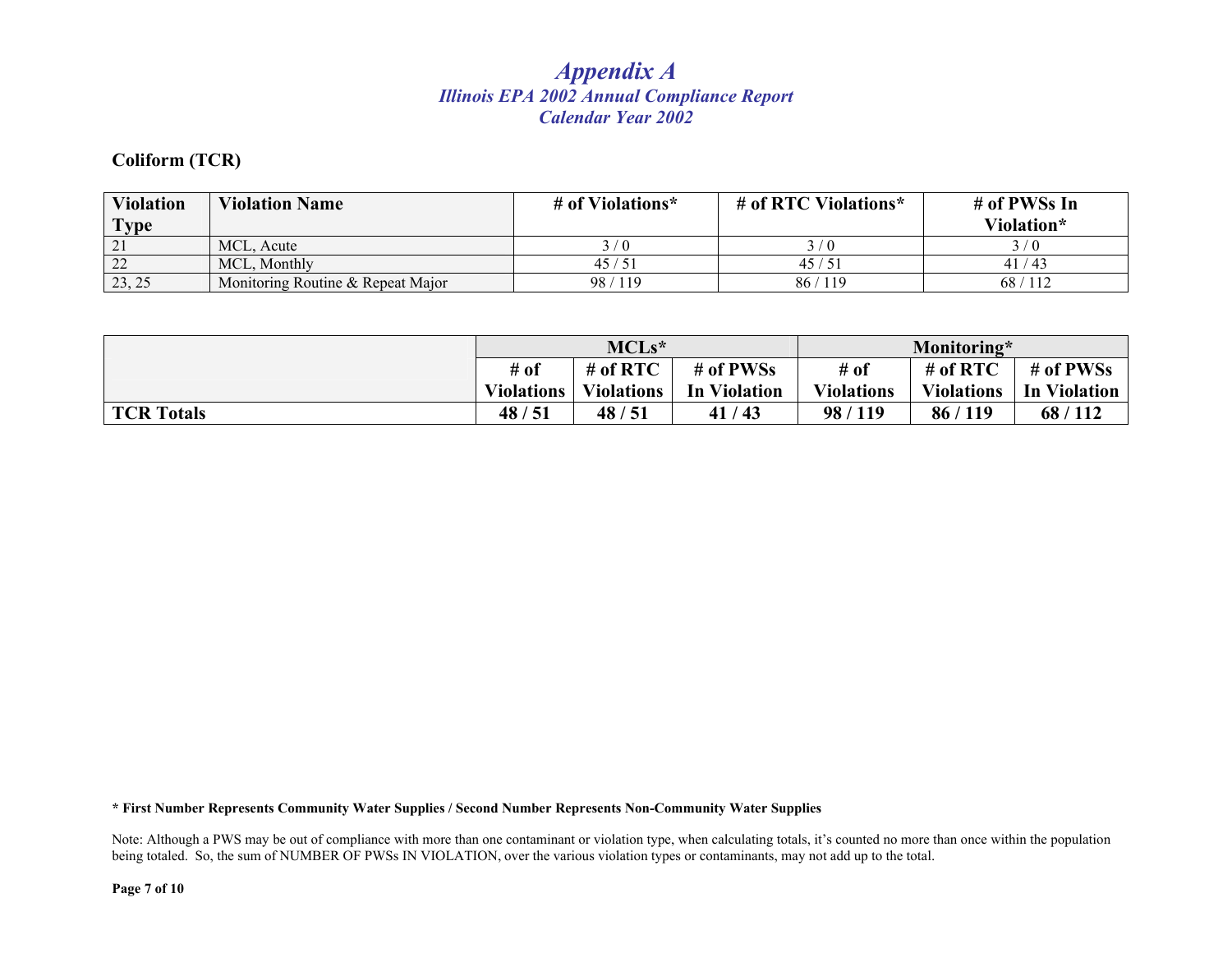# *Appendix A*
## *Illinois EPA 2002 Annual Compliance Report*
## *Calendar Year 2002*

### Coliform (TCR)

| Violation Type | Violation Name | # of Violations* | # of RTC Violations* | # of PWSs In Violation* |
|---|---|---|---|---|
| 21 | MCL, Acute | 3 / 0 | 3 / 0 | 3 / 0 |
| 22 | MCL, Monthly | 45 / 51 | 45 / 51 | 41 / 43 |
| 23, 25 | Monitoring Routine & Repeat Major | 98 / 119 | 86 / 119 | 68 / 112 |

| | MCLs* | | | Monitoring* | | |
|---|---|---|---|---|---|---|
| | # of Violations | # of RTC Violations | # of PWSs In Violation | # of Violations | # of RTC Violations | # of PWSs In Violation |
| **TCR Totals** | **48 / 51** | **48 / 51** | **41 / 43** | **98 / 119** | **86 / 119** | **68 / 112** |

**\* First Number Represents Community Water Supplies / Second Number Represents Non-Community Water Supplies**

Note: Although a PWS may be out of compliance with more than one contaminant or violation type, when calculating totals, it's counted no more than once within the population being totaled. So, the sum of NUMBER OF PWSs IN VIOLATION, over the various violation types or contaminants, may not add up to the total.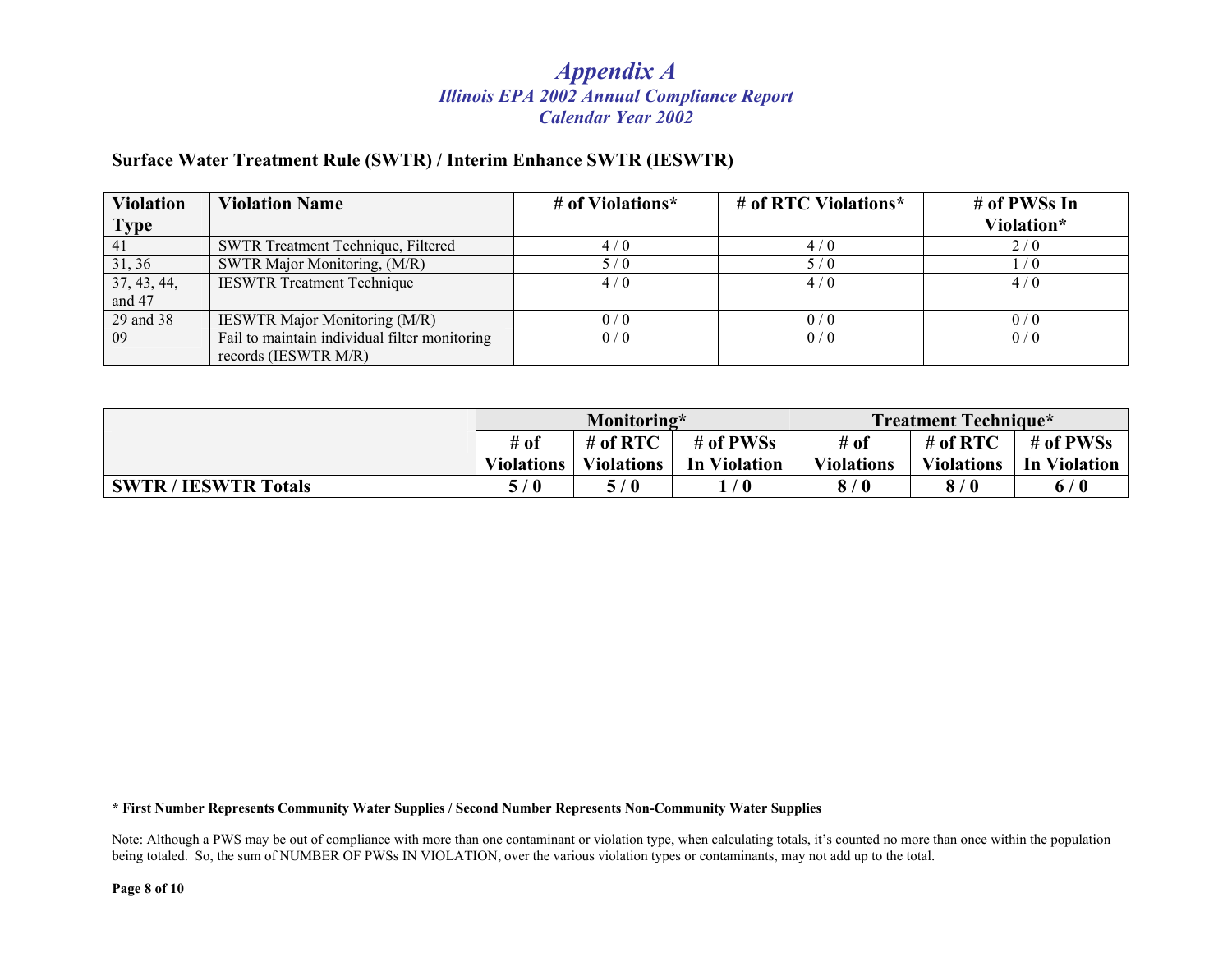# *Appendix A*

***Illinois EPA 2002 Annual Compliance Report***
***Calendar Year 2002***

## Surface Water Treatment Rule (SWTR) / Interim Enhance SWTR (IESWTR)

| Violation Type | Violation Name | # of Violations* | # of RTC Violations* | # of PWSs In Violation* |
|---|---|---|---|---|
| 41 | SWTR Treatment Technique, Filtered | 4 / 0 | 4 / 0 | 2 / 0 |
| 31, 36 | SWTR Major Monitoring, (M/R) | 5 / 0 | 5 / 0 | 1 / 0 |
| 37, 43, 44, and 47 | IESWTR Treatment Technique | 4 / 0 | 4 / 0 | 4 / 0 |
| 29 and 38 | IESWTR Major Monitoring (M/R) | 0 / 0 | 0 / 0 | 0 / 0 |
| 09 | Fail to maintain individual filter monitoring records (IESWTR M/R) | 0 / 0 | 0 / 0 | 0 / 0 |

| | Monitoring* | | | Treatment Technique* | | |
|---|---|---|---|---|---|---|
| | # of Violations | # of RTC Violations | # of PWSs In Violation | # of Violations | # of RTC Violations | # of PWSs In Violation |
| **SWTR / IESWTR Totals** | **5 / 0** | **5 / 0** | **1 / 0** | **8 / 0** | **8 / 0** | **6 / 0** |

**\* First Number Represents Community Water Supplies / Second Number Represents Non-Community Water Supplies**

Note: Although a PWS may be out of compliance with more than one contaminant or violation type, when calculating totals, it's counted no more than once within the population being totaled. So, the sum of NUMBER OF PWSs IN VIOLATION, over the various violation types or contaminants, may not add up to the total.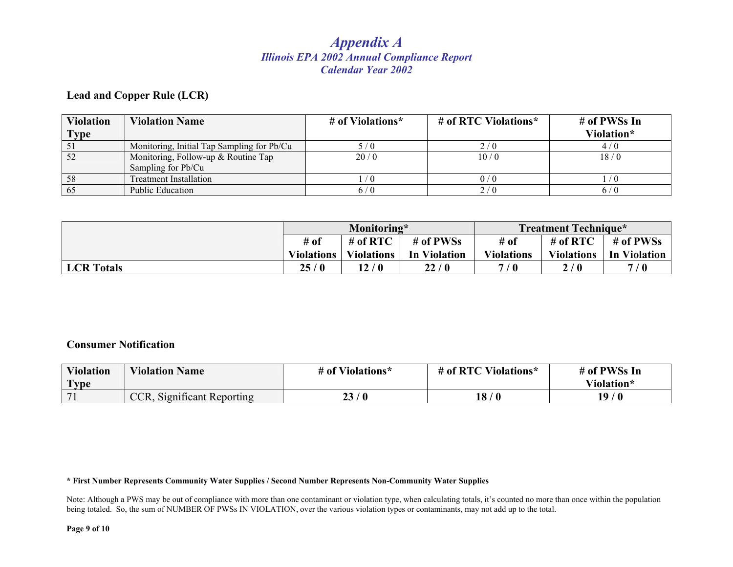# *Appendix A*
## *Illinois EPA 2002 Annual Compliance Report*
### *Calendar Year 2002*

**Lead and Copper Rule (LCR)**

| Violation Type | Violation Name | # of Violations* | # of RTC Violations* | # of PWSs In Violation* |
|---|---|---|---|---|
| 51 | Monitoring, Initial Tap Sampling for Pb/Cu | 5 / 0 | 2 / 0 | 4 / 0 |
| 52 | Monitoring, Follow-up & Routine Tap Sampling for Pb/Cu | 20 / 0 | 10 / 0 | 18 / 0 |
| 58 | Treatment Installation | 1 / 0 | 0 / 0 | 1 / 0 |
| 65 | Public Education | 6 / 0 | 2 / 0 | 6 / 0 |

| | Monitoring* | | | Treatment Technique* | | |
|---|---|---|---|---|---|---|
| | # of Violations | # of RTC Violations | # of PWSs In Violation | # of Violations | # of RTC Violations | # of PWSs In Violation |
| **LCR Totals** | **25 / 0** | **12 / 0** | **22 / 0** | **7 / 0** | **2 / 0** | **7 / 0** |

**Consumer Notification**

| Violation Type | Violation Name | # of Violations* | # of RTC Violations* | # of PWSs In Violation* |
|---|---|---|---|---|
| 71 | CCR, Significant Reporting | **23 / 0** | **18 / 0** | **19 / 0** |

**\* First Number Represents Community Water Supplies / Second Number Represents Non-Community Water Supplies**

Note: Although a PWS may be out of compliance with more than one contaminant or violation type, when calculating totals, it's counted no more than once within the population being totaled. So, the sum of NUMBER OF PWSs IN VIOLATION, over the various violation types or contaminants, may not add up to the total.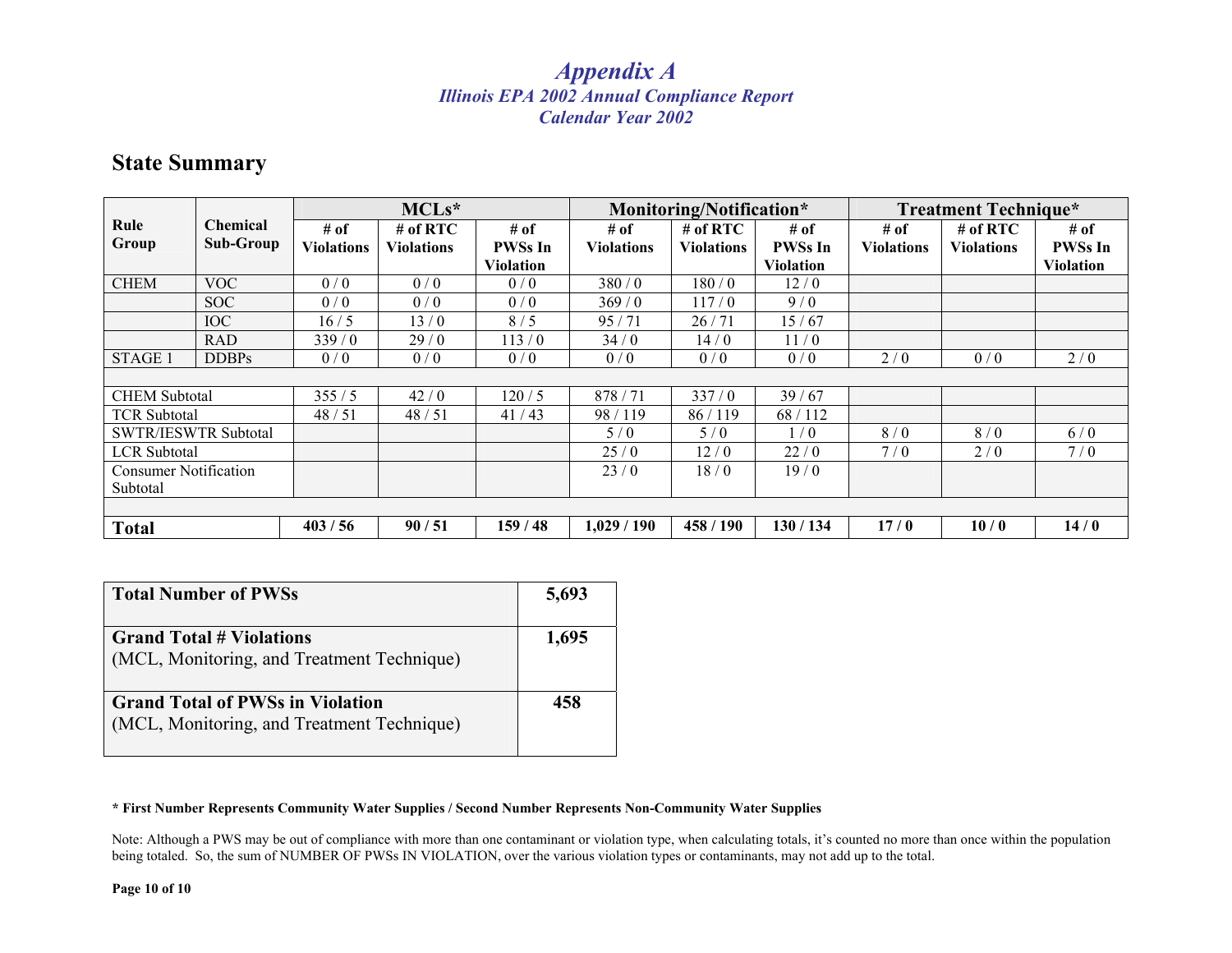# *Appendix A*
## *Illinois EPA 2002 Annual Compliance Report*
### *Calendar Year 2002*

## State Summary

| Rule Group | Chemical Sub-Group | MCLs* | | | Monitoring/Notification* | | | Treatment Technique* | | |
|---|---|---|---|---|---|---|---|---|---|---|
| | | # of Violations | # of RTC Violations | # of PWSs In Violation | # of Violations | # of RTC Violations | # of PWSs In Violation | # of Violations | # of RTC Violations | # of PWSs In Violation |
| CHEM | VOC | 0 / 0 | 0 / 0 | 0 / 0 | 380 / 0 | 180 / 0 | 12 / 0 | | | |
| | SOC | 0 / 0 | 0 / 0 | 0 / 0 | 369 / 0 | 117 / 0 | 9 / 0 | | | |
| | IOC | 16 / 5 | 13 / 0 | 8 / 5 | 95 / 71 | 26 / 71 | 15 / 67 | | | |
| | RAD | 339 / 0 | 29 / 0 | 113 / 0 | 34 / 0 | 14 / 0 | 11 / 0 | | | |
| STAGE 1 | DDBPs | 0 / 0 | 0 / 0 | 0 / 0 | 0 / 0 | 0 / 0 | 0 / 0 | 2 / 0 | 0 / 0 | 2 / 0 |
| | | | | | | | | | | |
| CHEM Subtotal | | 355 / 5 | 42 / 0 | 120 / 5 | 878 / 71 | 337 / 0 | 39 / 67 | | | |
| TCR Subtotal | | 48 / 51 | 48 / 51 | 41 / 43 | 98 / 119 | 86 / 119 | 68 / 112 | | | |
| SWTR/IESWTR Subtotal | | | | | 5 / 0 | 5 / 0 | 1 / 0 | 8 / 0 | 8 / 0 | 6 / 0 |
| LCR Subtotal | | | | | 25 / 0 | 12 / 0 | 22 / 0 | 7 / 0 | 2 / 0 | 7 / 0 |
| Consumer Notification Subtotal | | | | | 23 / 0 | 18 / 0 | 19 / 0 | | | |
| | | | | | | | | | | |
| **Total** | | **403 / 56** | **90 / 51** | **159 / 48** | **1,029 / 190** | **458 / 190** | **130 / 134** | **17 / 0** | **10 / 0** | **14 / 0** |

| | |
|---|---|
| **Total Number of PWSs** | **5,693** |
| **Grand Total # Violations** (MCL, Monitoring, and Treatment Technique) | **1,695** |
| **Grand Total of PWSs in Violation** (MCL, Monitoring, and Treatment Technique) | **458** |

**\* First Number Represents Community Water Supplies / Second Number Represents Non-Community Water Supplies**

Note: Although a PWS may be out of compliance with more than one contaminant or violation type, when calculating totals, it's counted no more than once within the population being totaled. So, the sum of NUMBER OF PWSs IN VIOLATION, over the various violation types or contaminants, may not add up to the total.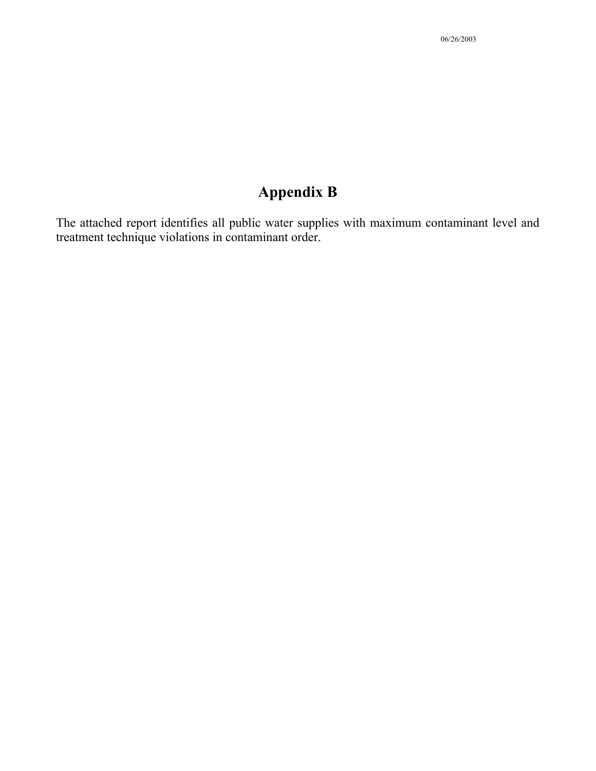# Appendix B

The attached report identifies all public water supplies with maximum contaminant level and treatment technique violations in contaminant order.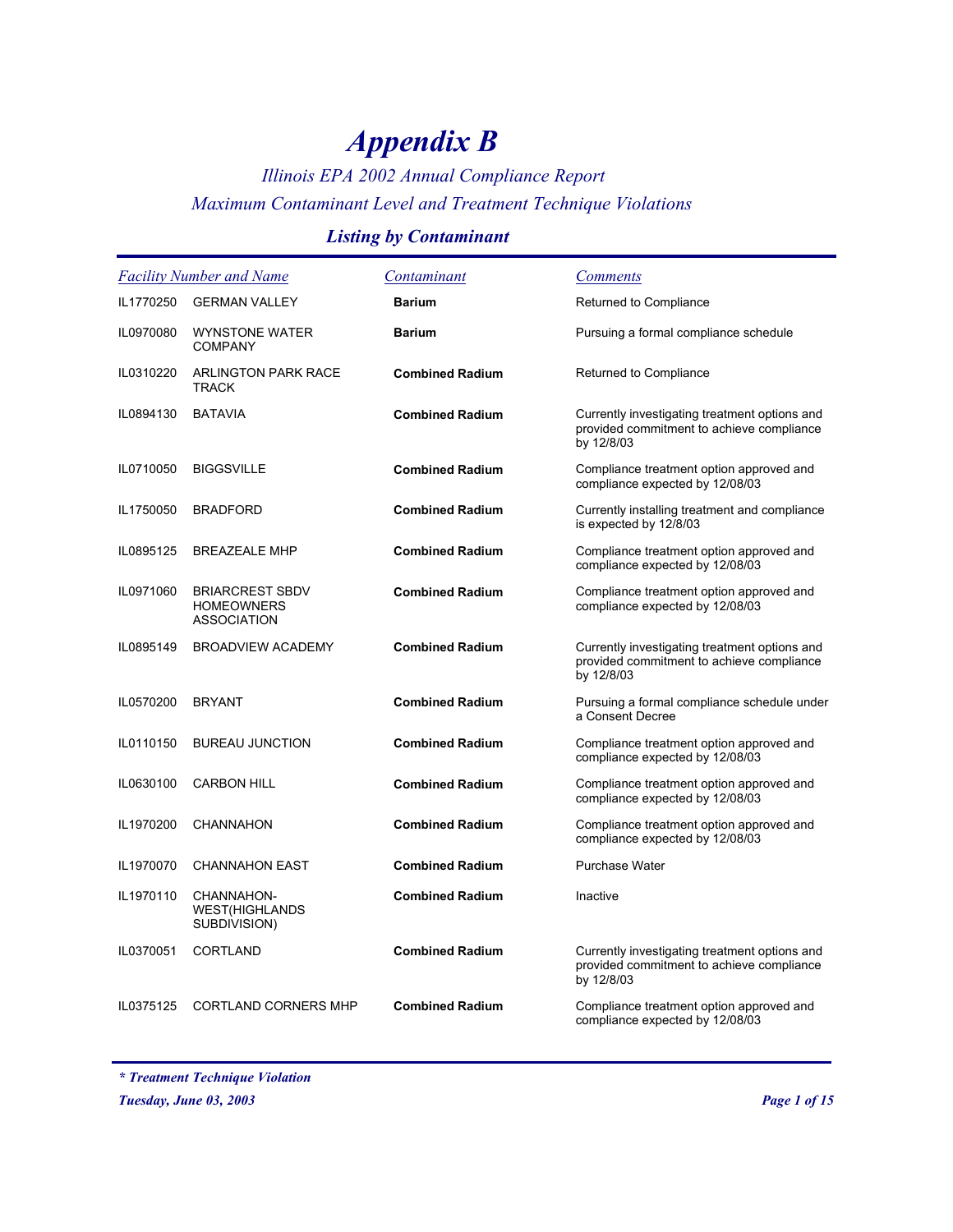# Appendix B

*Illinois EPA 2002 Annual Compliance Report*

*Maximum Contaminant Level and Treatment Technique Violations*

## *Listing by Contaminant*

| Facility Number | Name | Contaminant | Comments |
|---|---|---|---|
| IL1770250 | GERMAN VALLEY | **Barium** | Returned to Compliance |
| IL0970080 | WYNSTONE WATER COMPANY | **Barium** | Pursuing a formal compliance schedule |
| IL0310220 | ARLINGTON PARK RACE TRACK | **Combined Radium** | Returned to Compliance |
| IL0894130 | BATAVIA | **Combined Radium** | Currently investigating treatment options and provided commitment to achieve compliance by 12/8/03 |
| IL0710050 | BIGGSVILLE | **Combined Radium** | Compliance treatment option approved and compliance expected by 12/08/03 |
| IL1750050 | BRADFORD | **Combined Radium** | Currently installing treatment and compliance is expected by 12/8/03 |
| IL0895125 | BREAZEALE MHP | **Combined Radium** | Compliance treatment option approved and compliance expected by 12/08/03 |
| IL0971060 | BRIARCREST SBDV HOMEOWNERS ASSOCIATION | **Combined Radium** | Compliance treatment option approved and compliance expected by 12/08/03 |
| IL0895149 | BROADVIEW ACADEMY | **Combined Radium** | Currently investigating treatment options and provided commitment to achieve compliance by 12/8/03 |
| IL0570200 | BRYANT | **Combined Radium** | Pursuing a formal compliance schedule under a Consent Decree |
| IL0110150 | BUREAU JUNCTION | **Combined Radium** | Compliance treatment option approved and compliance expected by 12/08/03 |
| IL0630100 | CARBON HILL | **Combined Radium** | Compliance treatment option approved and compliance expected by 12/08/03 |
| IL1970200 | CHANNAHON | **Combined Radium** | Compliance treatment option approved and compliance expected by 12/08/03 |
| IL1970070 | CHANNAHON EAST | **Combined Radium** | Purchase Water |
| IL1970110 | CHANNAHON-WEST(HIGHLANDS SUBDIVISION) | **Combined Radium** | Inactive |
| IL0370051 | CORTLAND | **Combined Radium** | Currently investigating treatment options and provided commitment to achieve compliance by 12/8/03 |
| IL0375125 | CORTLAND CORNERS MHP | **Combined Radium** | Compliance treatment option approved and compliance expected by 12/08/03 |

*\* Treatment Technique Violation*

*Tuesday, June 03, 2003*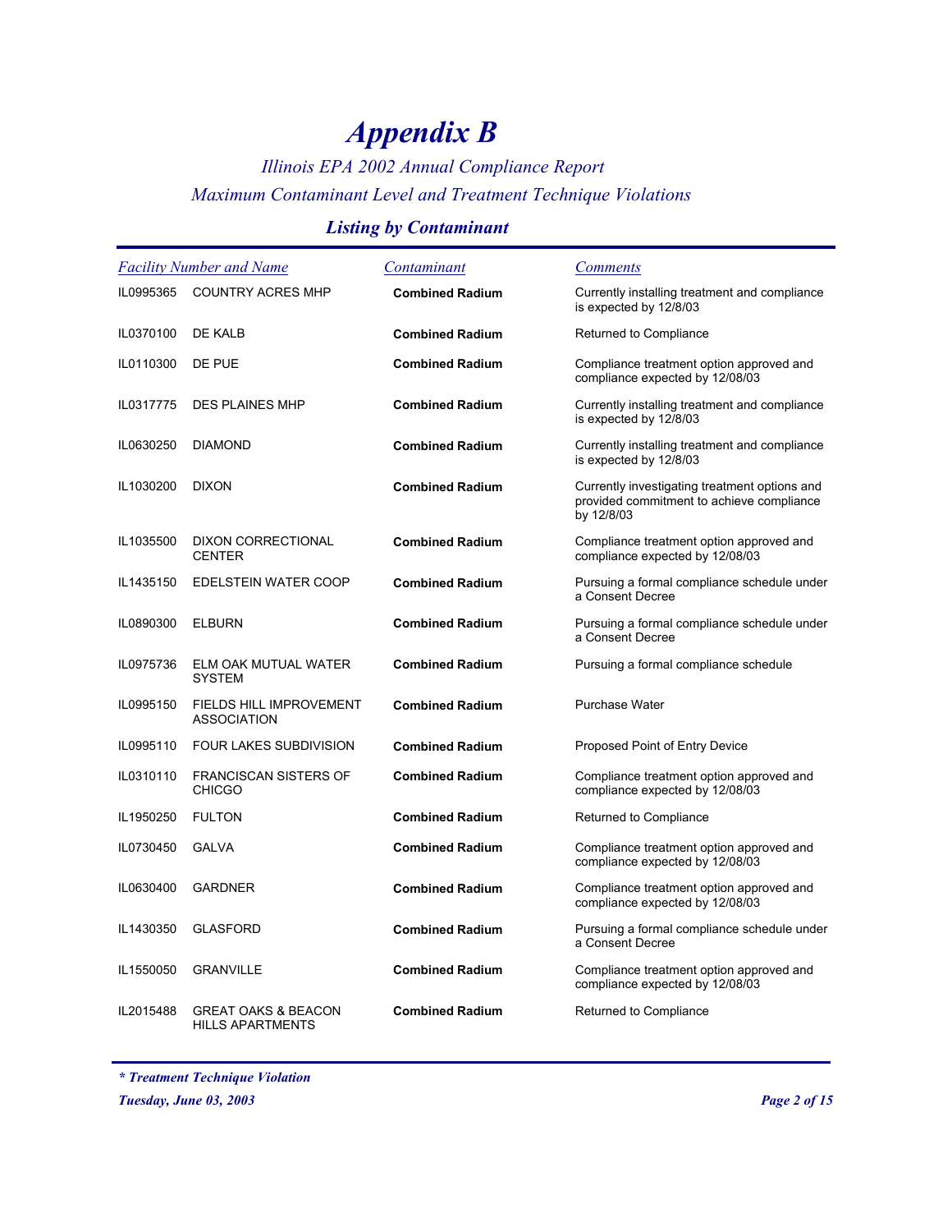# Appendix B

*Illinois EPA 2002 Annual Compliance Report*

*Maximum Contaminant Level and Treatment Technique Violations*

### Listing by Contaminant

| Facility Number and Name | | Contaminant | Comments |
|---|---|---|---|
| IL0995365 | COUNTRY ACRES MHP | **Combined Radium** | Currently installing treatment and compliance is expected by 12/8/03 |
| IL0370100 | DE KALB | **Combined Radium** | Returned to Compliance |
| IL0110300 | DE PUE | **Combined Radium** | Compliance treatment option approved and compliance expected by 12/08/03 |
| IL0317775 | DES PLAINES MHP | **Combined Radium** | Currently installing treatment and compliance is expected by 12/8/03 |
| IL0630250 | DIAMOND | **Combined Radium** | Currently installing treatment and compliance is expected by 12/8/03 |
| IL1030200 | DIXON | **Combined Radium** | Currently investigating treatment options and provided commitment to achieve compliance by 12/8/03 |
| IL1035500 | DIXON CORRECTIONAL CENTER | **Combined Radium** | Compliance treatment option approved and compliance expected by 12/08/03 |
| IL1435150 | EDELSTEIN WATER COOP | **Combined Radium** | Pursuing a formal compliance schedule under a Consent Decree |
| IL0890300 | ELBURN | **Combined Radium** | Pursuing a formal compliance schedule under a Consent Decree |
| IL0975736 | ELM OAK MUTUAL WATER SYSTEM | **Combined Radium** | Pursuing a formal compliance schedule |
| IL0995150 | FIELDS HILL IMPROVEMENT ASSOCIATION | **Combined Radium** | Purchase Water |
| IL0995110 | FOUR LAKES SUBDIVISION | **Combined Radium** | Proposed Point of Entry Device |
| IL0310110 | FRANCISCAN SISTERS OF CHICGO | **Combined Radium** | Compliance treatment option approved and compliance expected by 12/08/03 |
| IL1950250 | FULTON | **Combined Radium** | Returned to Compliance |
| IL0730450 | GALVA | **Combined Radium** | Compliance treatment option approved and compliance expected by 12/08/03 |
| IL0630400 | GARDNER | **Combined Radium** | Compliance treatment option approved and compliance expected by 12/08/03 |
| IL1430350 | GLASFORD | **Combined Radium** | Pursuing a formal compliance schedule under a Consent Decree |
| IL1550050 | GRANVILLE | **Combined Radium** | Compliance treatment option approved and compliance expected by 12/08/03 |
| IL2015488 | GREAT OAKS & BEACON HILLS APARTMENTS | **Combined Radium** | Returned to Compliance |

***\* Treatment Technique Violation***

***Tuesday, June 03, 2003***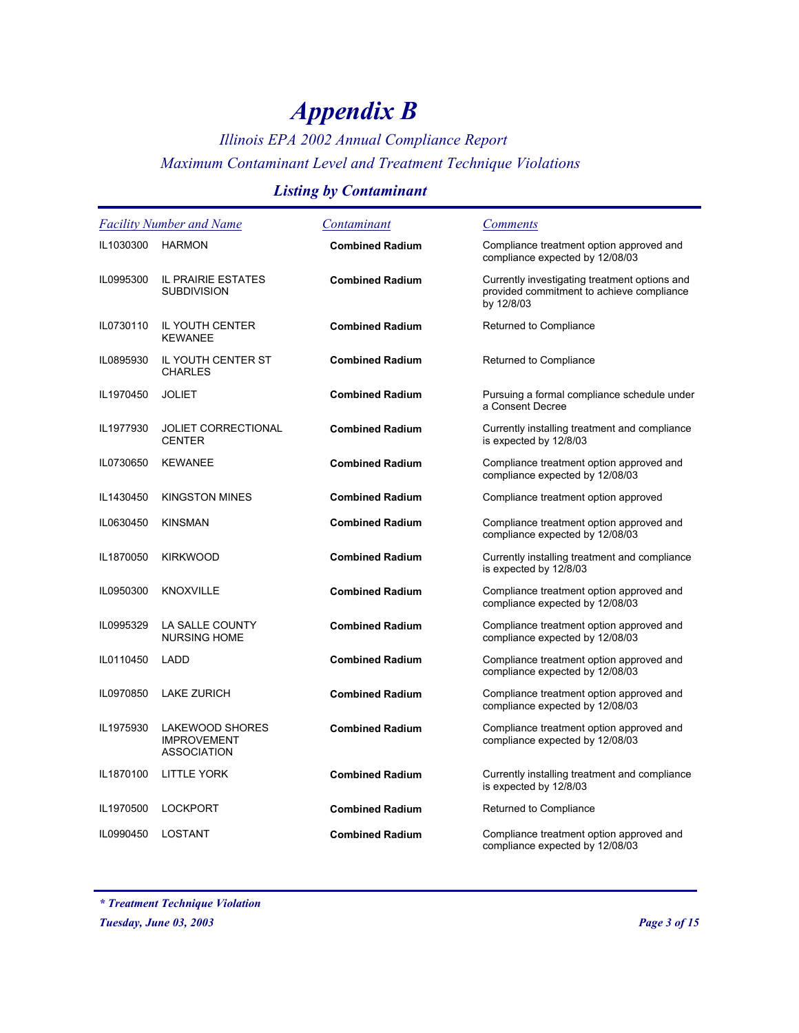# Appendix B

*Illinois EPA 2002 Annual Compliance Report*

*Maximum Contaminant Level and Treatment Technique Violations*

## *Listing by Contaminant*

| Facility Number and Name | | Contaminant | Comments |
|---|---|---|---|
| IL1030300 | HARMON | **Combined Radium** | Compliance treatment option approved and compliance expected by 12/08/03 |
| IL0995300 | IL PRAIRIE ESTATES SUBDIVISION | **Combined Radium** | Currently investigating treatment options and provided commitment to achieve compliance by 12/8/03 |
| IL0730110 | IL YOUTH CENTER KEWANEE | **Combined Radium** | Returned to Compliance |
| IL0895930 | IL YOUTH CENTER ST CHARLES | **Combined Radium** | Returned to Compliance |
| IL1970450 | JOLIET | **Combined Radium** | Pursuing a formal compliance schedule under a Consent Decree |
| IL1977930 | JOLIET CORRECTIONAL CENTER | **Combined Radium** | Currently installing treatment and compliance is expected by 12/8/03 |
| IL0730650 | KEWANEE | **Combined Radium** | Compliance treatment option approved and compliance expected by 12/08/03 |
| IL1430450 | KINGSTON MINES | **Combined Radium** | Compliance treatment option approved |
| IL0630450 | KINSMAN | **Combined Radium** | Compliance treatment option approved and compliance expected by 12/08/03 |
| IL1870050 | KIRKWOOD | **Combined Radium** | Currently installing treatment and compliance is expected by 12/8/03 |
| IL0950300 | KNOXVILLE | **Combined Radium** | Compliance treatment option approved and compliance expected by 12/08/03 |
| IL0995329 | LA SALLE COUNTY NURSING HOME | **Combined Radium** | Compliance treatment option approved and compliance expected by 12/08/03 |
| IL0110450 | LADD | **Combined Radium** | Compliance treatment option approved and compliance expected by 12/08/03 |
| IL0970850 | LAKE ZURICH | **Combined Radium** | Compliance treatment option approved and compliance expected by 12/08/03 |
| IL1975930 | LAKEWOOD SHORES IMPROVEMENT ASSOCIATION | **Combined Radium** | Compliance treatment option approved and compliance expected by 12/08/03 |
| IL1870100 | LITTLE YORK | **Combined Radium** | Currently installing treatment and compliance is expected by 12/8/03 |
| IL1970500 | LOCKPORT | **Combined Radium** | Returned to Compliance |
| IL0990450 | LOSTANT | **Combined Radium** | Compliance treatment option approved and compliance expected by 12/08/03 |

***\* Treatment Technique Violation***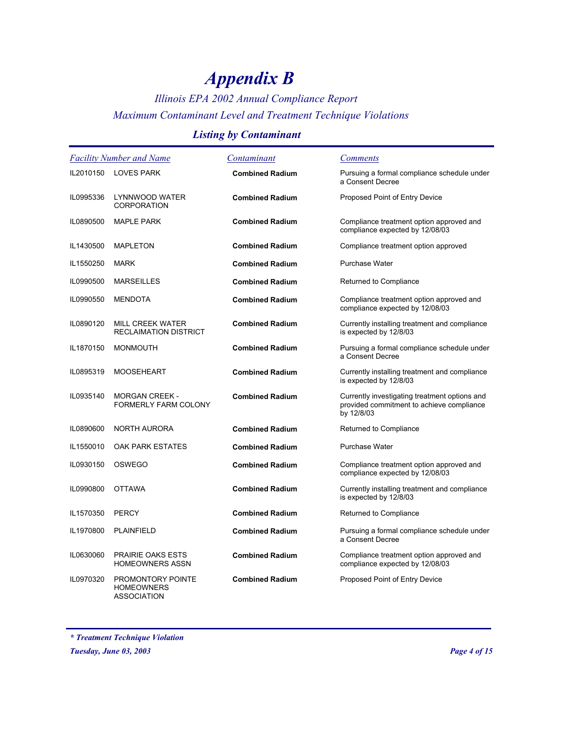# Appendix B

*Illinois EPA 2002 Annual Compliance Report*

*Maximum Contaminant Level and Treatment Technique Violations*

### *Listing by Contaminant*

| Facility Number | Name | Contaminant | Comments |
|---|---|---|---|
| IL2010150 | LOVES PARK | **Combined Radium** | Pursuing a formal compliance schedule under a Consent Decree |
| IL0995336 | LYNNWOOD WATER CORPORATION | **Combined Radium** | Proposed Point of Entry Device |
| IL0890500 | MAPLE PARK | **Combined Radium** | Compliance treatment option approved and compliance expected by 12/08/03 |
| IL1430500 | MAPLETON | **Combined Radium** | Compliance treatment option approved |
| IL1550250 | MARK | **Combined Radium** | Purchase Water |
| IL0990500 | MARSEILLES | **Combined Radium** | Returned to Compliance |
| IL0990550 | MENDOTA | **Combined Radium** | Compliance treatment option approved and compliance expected by 12/08/03 |
| IL0890120 | MILL CREEK WATER RECLAIMATION DISTRICT | **Combined Radium** | Currently installing treatment and compliance is expected by 12/8/03 |
| IL1870150 | MONMOUTH | **Combined Radium** | Pursuing a formal compliance schedule under a Consent Decree |
| IL0895319 | MOOSEHEART | **Combined Radium** | Currently installing treatment and compliance is expected by 12/8/03 |
| IL0935140 | MORGAN CREEK - FORMERLY FARM COLONY | **Combined Radium** | Currently investigating treatment options and provided commitment to achieve compliance by 12/8/03 |
| IL0890600 | NORTH AURORA | **Combined Radium** | Returned to Compliance |
| IL1550010 | OAK PARK ESTATES | **Combined Radium** | Purchase Water |
| IL0930150 | OSWEGO | **Combined Radium** | Compliance treatment option approved and compliance expected by 12/08/03 |
| IL0990800 | OTTAWA | **Combined Radium** | Currently installing treatment and compliance is expected by 12/8/03 |
| IL1570350 | PERCY | **Combined Radium** | Returned to Compliance |
| IL1970800 | PLAINFIELD | **Combined Radium** | Pursuing a formal compliance schedule under a Consent Decree |
| IL0630060 | PRAIRIE OAKS ESTS HOMEOWNERS ASSN | **Combined Radium** | Compliance treatment option approved and compliance expected by 12/08/03 |
| IL0970320 | PROMONTORY POINTE HOMEOWNERS ASSOCIATION | **Combined Radium** | Proposed Point of Entry Device |

***\* Treatment Technique Violation***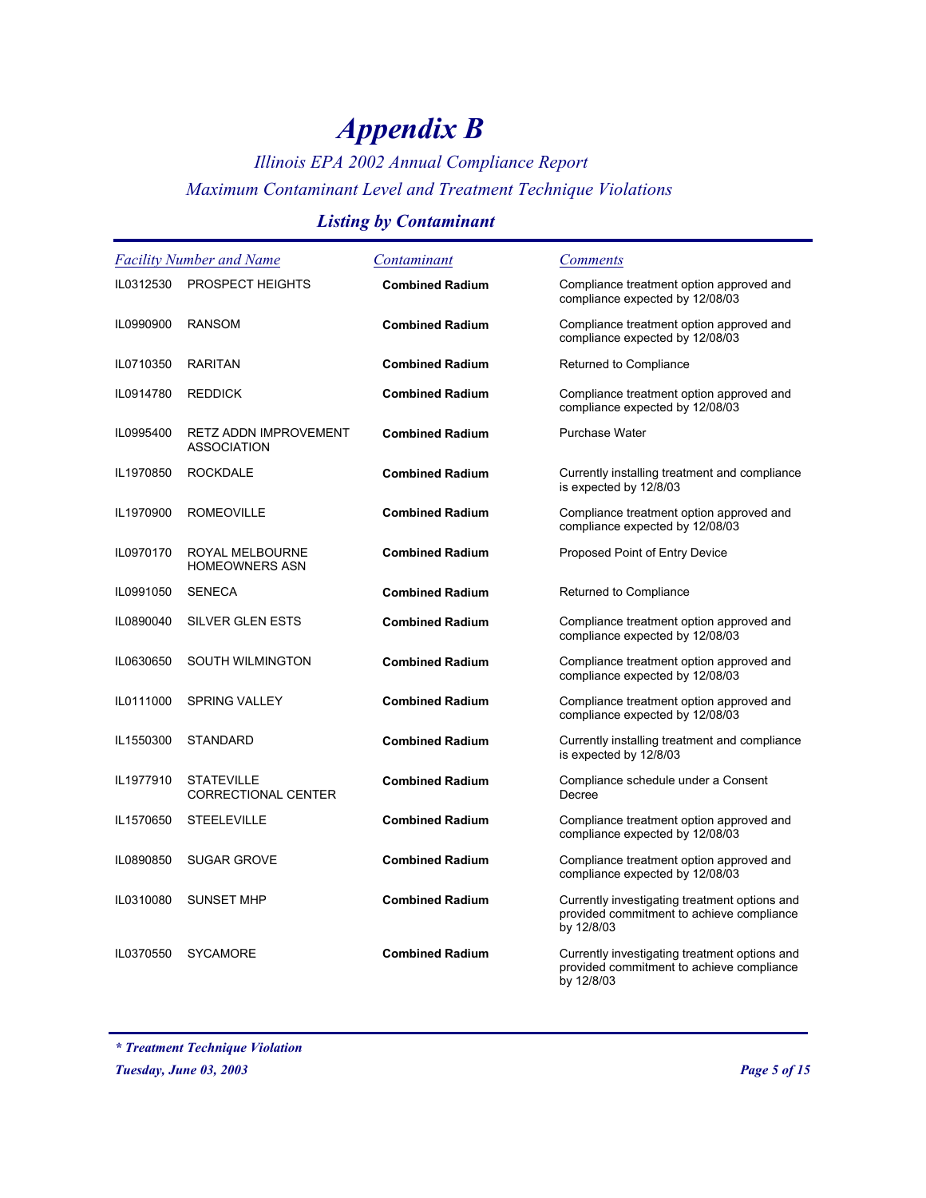# Appendix B

*Illinois EPA 2002 Annual Compliance Report*

*Maximum Contaminant Level and Treatment Technique Violations*

### *Listing by Contaminant*

| Facility Number | Name | Contaminant | Comments |
|---|---|---|---|
| IL0312530 | PROSPECT HEIGHTS | **Combined Radium** | Compliance treatment option approved and compliance expected by 12/08/03 |
| IL0990900 | RANSOM | **Combined Radium** | Compliance treatment option approved and compliance expected by 12/08/03 |
| IL0710350 | RARITAN | **Combined Radium** | Returned to Compliance |
| IL0914780 | REDDICK | **Combined Radium** | Compliance treatment option approved and compliance expected by 12/08/03 |
| IL0995400 | RETZ ADDN IMPROVEMENT ASSOCIATION | **Combined Radium** | Purchase Water |
| IL1970850 | ROCKDALE | **Combined Radium** | Currently installing treatment and compliance is expected by 12/8/03 |
| IL1970900 | ROMEOVILLE | **Combined Radium** | Compliance treatment option approved and compliance expected by 12/08/03 |
| IL0970170 | ROYAL MELBOURNE HOMEOWNERS ASN | **Combined Radium** | Proposed Point of Entry Device |
| IL0991050 | SENECA | **Combined Radium** | Returned to Compliance |
| IL0890040 | SILVER GLEN ESTS | **Combined Radium** | Compliance treatment option approved and compliance expected by 12/08/03 |
| IL0630650 | SOUTH WILMINGTON | **Combined Radium** | Compliance treatment option approved and compliance expected by 12/08/03 |
| IL0111000 | SPRING VALLEY | **Combined Radium** | Compliance treatment option approved and compliance expected by 12/08/03 |
| IL1550300 | STANDARD | **Combined Radium** | Currently installing treatment and compliance is expected by 12/8/03 |
| IL1977910 | STATEVILLE CORRECTIONAL CENTER | **Combined Radium** | Compliance schedule under a Consent Decree |
| IL1570650 | STEELEVILLE | **Combined Radium** | Compliance treatment option approved and compliance expected by 12/08/03 |
| IL0890850 | SUGAR GROVE | **Combined Radium** | Compliance treatment option approved and compliance expected by 12/08/03 |
| IL0310080 | SUNSET MHP | **Combined Radium** | Currently investigating treatment options and provided commitment to achieve compliance by 12/8/03 |
| IL0370550 | SYCAMORE | **Combined Radium** | Currently investigating treatment options and provided commitment to achieve compliance by 12/8/03 |

***\* Treatment Technique Violation***

***Tuesday, June 03, 2003***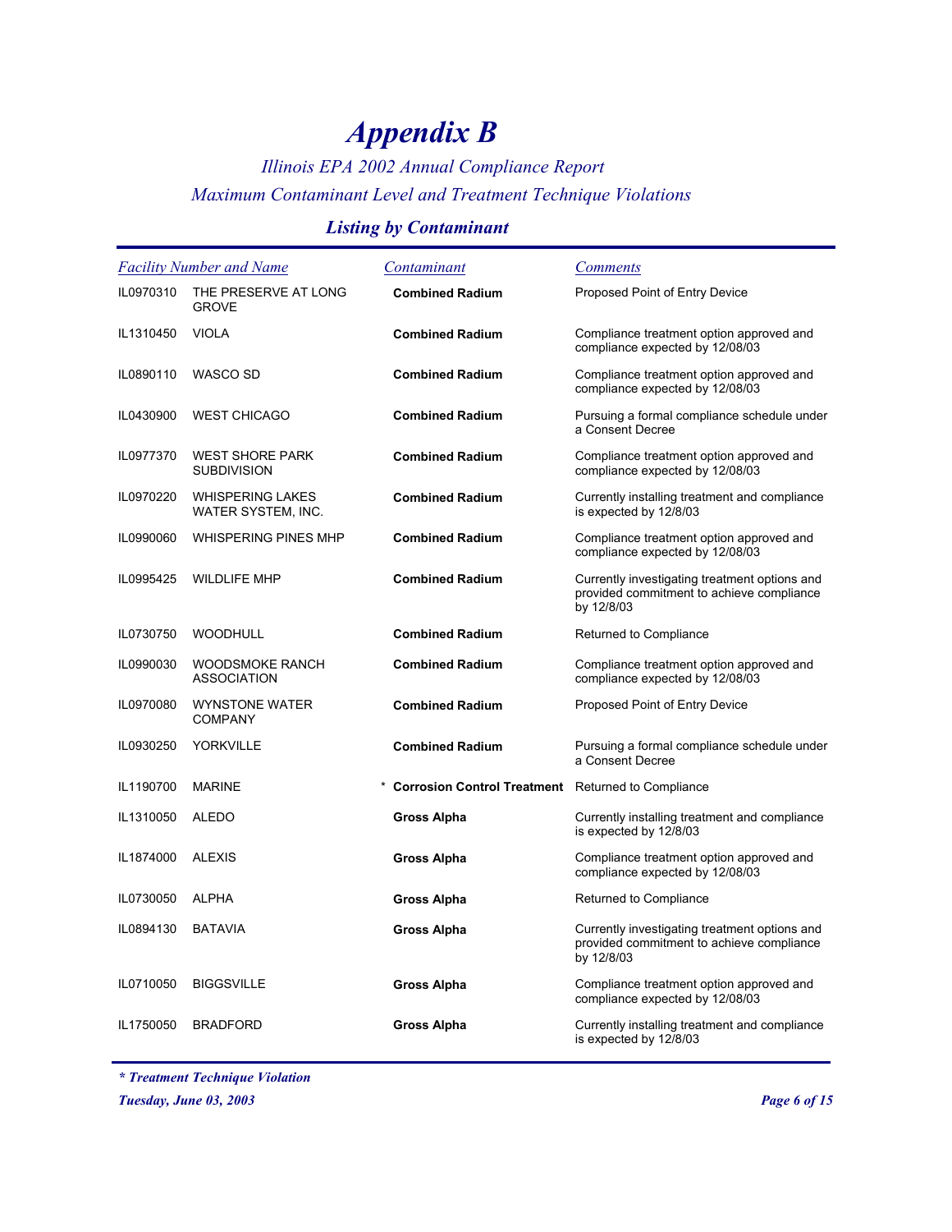# Appendix B

*Illinois EPA 2002 Annual Compliance Report*

*Maximum Contaminant Level and Treatment Technique Violations*

### Listing by Contaminant

| Facility Number and Name | | Contaminant | Comments |
|---|---|---|---|
| IL0970310 | THE PRESERVE AT LONG GROVE | **Combined Radium** | Proposed Point of Entry Device |
| IL1310450 | VIOLA | **Combined Radium** | Compliance treatment option approved and compliance expected by 12/08/03 |
| IL0890110 | WASCO SD | **Combined Radium** | Compliance treatment option approved and compliance expected by 12/08/03 |
| IL0430900 | WEST CHICAGO | **Combined Radium** | Pursuing a formal compliance schedule under a Consent Decree |
| IL0977370 | WEST SHORE PARK SUBDIVISION | **Combined Radium** | Compliance treatment option approved and compliance expected by 12/08/03 |
| IL0970220 | WHISPERING LAKES WATER SYSTEM, INC. | **Combined Radium** | Currently installing treatment and compliance is expected by 12/8/03 |
| IL0990060 | WHISPERING PINES MHP | **Combined Radium** | Compliance treatment option approved and compliance expected by 12/08/03 |
| IL0995425 | WILDLIFE MHP | **Combined Radium** | Currently investigating treatment options and provided commitment to achieve compliance by 12/8/03 |
| IL0730750 | WOODHULL | **Combined Radium** | Returned to Compliance |
| IL0990030 | WOODSMOKE RANCH ASSOCIATION | **Combined Radium** | Compliance treatment option approved and compliance expected by 12/08/03 |
| IL0970080 | WYNSTONE WATER COMPANY | **Combined Radium** | Proposed Point of Entry Device |
| IL0930250 | YORKVILLE | **Combined Radium** | Pursuing a formal compliance schedule under a Consent Decree |
| IL1190700 | MARINE | * **Corrosion Control Treatment** | Returned to Compliance |
| IL1310050 | ALEDO | **Gross Alpha** | Currently installing treatment and compliance is expected by 12/8/03 |
| IL1874000 | ALEXIS | **Gross Alpha** | Compliance treatment option approved and compliance expected by 12/08/03 |
| IL0730050 | ALPHA | **Gross Alpha** | Returned to Compliance |
| IL0894130 | BATAVIA | **Gross Alpha** | Currently investigating treatment options and provided commitment to achieve compliance by 12/8/03 |
| IL0710050 | BIGGSVILLE | **Gross Alpha** | Compliance treatment option approved and compliance expected by 12/08/03 |
| IL1750050 | BRADFORD | **Gross Alpha** | Currently installing treatment and compliance is expected by 12/8/03 |

***\* Treatment Technique Violation***

***Tuesday, June 03, 2003***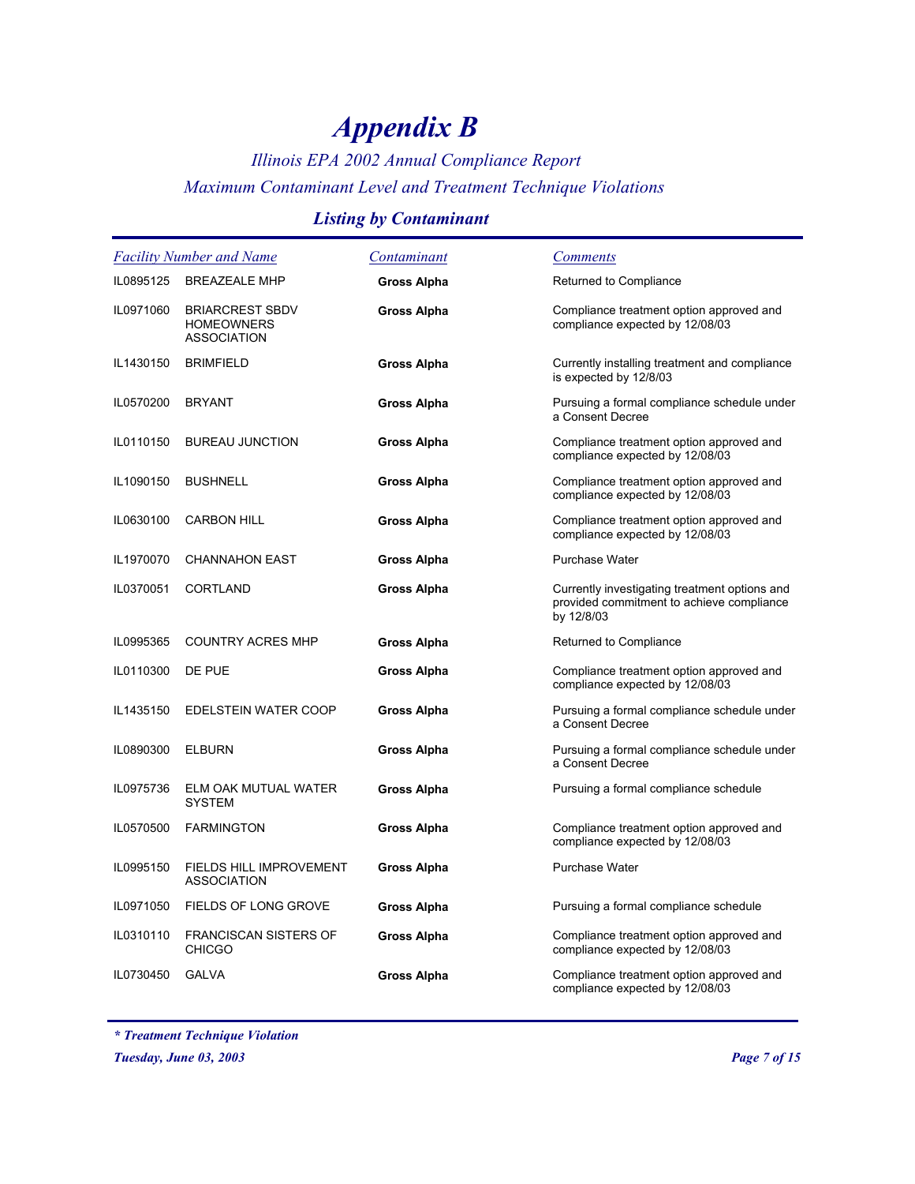// Appendix B

*Illinois EPA 2002 Annual Compliance Report*

*Maximum Contaminant Level and Treatment Technique Violations*

### *Listing by Contaminant*

| *Facility Number and Name* | | *Contaminant* | *Comments* |
|---|---|---|---|
| IL0895125 | BREAZEALE MHP | **Gross Alpha** | Returned to Compliance |
| IL0971060 | BRIARCREST SBDV HOMEOWNERS ASSOCIATION | **Gross Alpha** | Compliance treatment option approved and compliance expected by 12/08/03 |
| IL1430150 | BRIMFIELD | **Gross Alpha** | Currently installing treatment and compliance is expected by 12/8/03 |
| IL0570200 | BRYANT | **Gross Alpha** | Pursuing a formal compliance schedule under a Consent Decree |
| IL0110150 | BUREAU JUNCTION | **Gross Alpha** | Compliance treatment option approved and compliance expected by 12/08/03 |
| IL1090150 | BUSHNELL | **Gross Alpha** | Compliance treatment option approved and compliance expected by 12/08/03 |
| IL0630100 | CARBON HILL | **Gross Alpha** | Compliance treatment option approved and compliance expected by 12/08/03 |
| IL1970070 | CHANNAHON EAST | **Gross Alpha** | Purchase Water |
| IL0370051 | CORTLAND | **Gross Alpha** | Currently investigating treatment options and provided commitment to achieve compliance by 12/8/03 |
| IL0995365 | COUNTRY ACRES MHP | **Gross Alpha** | Returned to Compliance |
| IL0110300 | DE PUE | **Gross Alpha** | Compliance treatment option approved and compliance expected by 12/08/03 |
| IL1435150 | EDELSTEIN WATER COOP | **Gross Alpha** | Pursuing a formal compliance schedule under a Consent Decree |
| IL0890300 | ELBURN | **Gross Alpha** | Pursuing a formal compliance schedule under a Consent Decree |
| IL0975736 | ELM OAK MUTUAL WATER SYSTEM | **Gross Alpha** | Pursuing a formal compliance schedule |
| IL0570500 | FARMINGTON | **Gross Alpha** | Compliance treatment option approved and compliance expected by 12/08/03 |
| IL0995150 | FIELDS HILL IMPROVEMENT ASSOCIATION | **Gross Alpha** | Purchase Water |
| IL0971050 | FIELDS OF LONG GROVE | **Gross Alpha** | Pursuing a formal compliance schedule |
| IL0310110 | FRANCISCAN SISTERS OF CHICGO | **Gross Alpha** | Compliance treatment option approved and compliance expected by 12/08/03 |
| IL0730450 | GALVA | **Gross Alpha** | Compliance treatment option approved and compliance expected by 12/08/03 |

*** Treatment Technique Violation**

***Tuesday, June 03, 2003***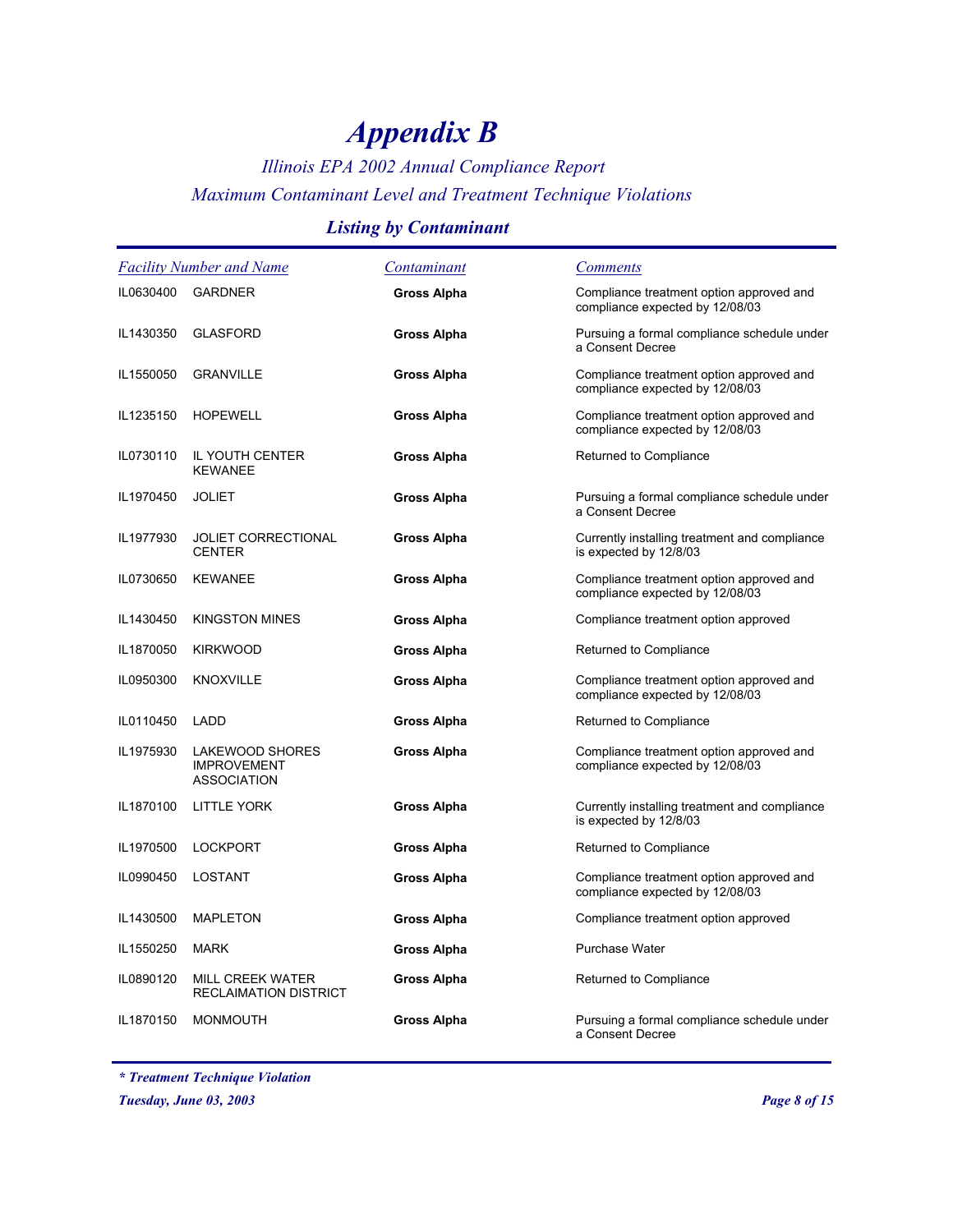# Appendix B

*Illinois EPA 2002 Annual Compliance Report*

*Maximum Contaminant Level and Treatment Technique Violations*

### *Listing by Contaminant*

| Facility Number | Name | Contaminant | Comments |
|---|---|---|---|
| IL0630400 | GARDNER | **Gross Alpha** | Compliance treatment option approved and compliance expected by 12/08/03 |
| IL1430350 | GLASFORD | **Gross Alpha** | Pursuing a formal compliance schedule under a Consent Decree |
| IL1550050 | GRANVILLE | **Gross Alpha** | Compliance treatment option approved and compliance expected by 12/08/03 |
| IL1235150 | HOPEWELL | **Gross Alpha** | Compliance treatment option approved and compliance expected by 12/08/03 |
| IL0730110 | IL YOUTH CENTER KEWANEE | **Gross Alpha** | Returned to Compliance |
| IL1970450 | JOLIET | **Gross Alpha** | Pursuing a formal compliance schedule under a Consent Decree |
| IL1977930 | JOLIET CORRECTIONAL CENTER | **Gross Alpha** | Currently installing treatment and compliance is expected by 12/8/03 |
| IL0730650 | KEWANEE | **Gross Alpha** | Compliance treatment option approved and compliance expected by 12/08/03 |
| IL1430450 | KINGSTON MINES | **Gross Alpha** | Compliance treatment option approved |
| IL1870050 | KIRKWOOD | **Gross Alpha** | Returned to Compliance |
| IL0950300 | KNOXVILLE | **Gross Alpha** | Compliance treatment option approved and compliance expected by 12/08/03 |
| IL0110450 | LADD | **Gross Alpha** | Returned to Compliance |
| IL1975930 | LAKEWOOD SHORES IMPROVEMENT ASSOCIATION | **Gross Alpha** | Compliance treatment option approved and compliance expected by 12/08/03 |
| IL1870100 | LITTLE YORK | **Gross Alpha** | Currently installing treatment and compliance is expected by 12/8/03 |
| IL1970500 | LOCKPORT | **Gross Alpha** | Returned to Compliance |
| IL0990450 | LOSTANT | **Gross Alpha** | Compliance treatment option approved and compliance expected by 12/08/03 |
| IL1430500 | MAPLETON | **Gross Alpha** | Compliance treatment option approved |
| IL1550250 | MARK | **Gross Alpha** | Purchase Water |
| IL0890120 | MILL CREEK WATER RECLAIMATION DISTRICT | **Gross Alpha** | Returned to Compliance |
| IL1870150 | MONMOUTH | **Gross Alpha** | Pursuing a formal compliance schedule under a Consent Decree |

***\* Treatment Technique Violation***

*Tuesday, June 03, 2003*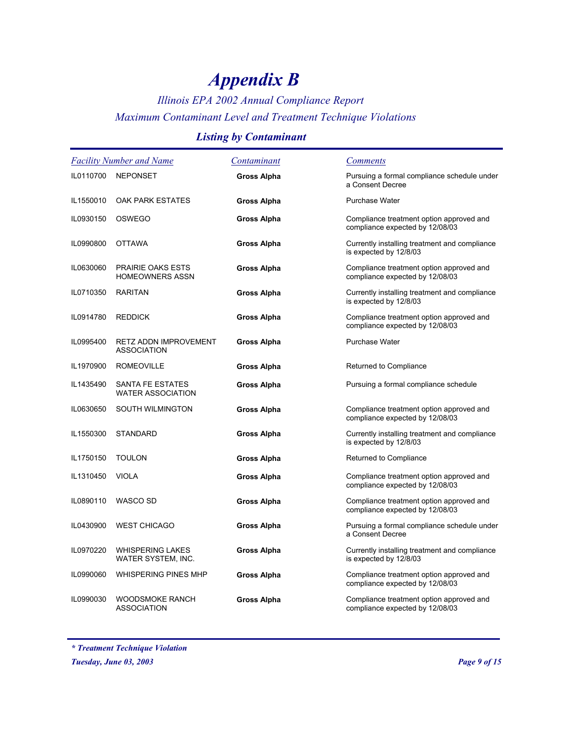# Appendix B

*Illinois EPA 2002 Annual Compliance Report*

*Maximum Contaminant Level and Treatment Technique Violations*

### *Listing by Contaminant*

| *Facility Number and Name* | | *Contaminant* | *Comments* |
|---|---|---|---|
| IL0110700 | NEPONSET | **Gross Alpha** | Pursuing a formal compliance schedule under a Consent Decree |
| IL1550010 | OAK PARK ESTATES | **Gross Alpha** | Purchase Water |
| IL0930150 | OSWEGO | **Gross Alpha** | Compliance treatment option approved and compliance expected by 12/08/03 |
| IL0990800 | OTTAWA | **Gross Alpha** | Currently installing treatment and compliance is expected by 12/8/03 |
| IL0630060 | PRAIRIE OAKS ESTS HOMEOWNERS ASSN | **Gross Alpha** | Compliance treatment option approved and compliance expected by 12/08/03 |
| IL0710350 | RARITAN | **Gross Alpha** | Currently installing treatment and compliance is expected by 12/8/03 |
| IL0914780 | REDDICK | **Gross Alpha** | Compliance treatment option approved and compliance expected by 12/08/03 |
| IL0995400 | RETZ ADDN IMPROVEMENT ASSOCIATION | **Gross Alpha** | Purchase Water |
| IL1970900 | ROMEOVILLE | **Gross Alpha** | Returned to Compliance |
| IL1435490 | SANTA FE ESTATES WATER ASSOCIATION | **Gross Alpha** | Pursuing a formal compliance schedule |
| IL0630650 | SOUTH WILMINGTON | **Gross Alpha** | Compliance treatment option approved and compliance expected by 12/08/03 |
| IL1550300 | STANDARD | **Gross Alpha** | Currently installing treatment and compliance is expected by 12/8/03 |
| IL1750150 | TOULON | **Gross Alpha** | Returned to Compliance |
| IL1310450 | VIOLA | **Gross Alpha** | Compliance treatment option approved and compliance expected by 12/08/03 |
| IL0890110 | WASCO SD | **Gross Alpha** | Compliance treatment option approved and compliance expected by 12/08/03 |
| IL0430900 | WEST CHICAGO | **Gross Alpha** | Pursuing a formal compliance schedule under a Consent Decree |
| IL0970220 | WHISPERING LAKES WATER SYSTEM, INC. | **Gross Alpha** | Currently installing treatment and compliance is expected by 12/8/03 |
| IL0990060 | WHISPERING PINES MHP | **Gross Alpha** | Compliance treatment option approved and compliance expected by 12/08/03 |
| IL0990030 | WOODSMOKE RANCH ASSOCIATION | **Gross Alpha** | Compliance treatment option approved and compliance expected by 12/08/03 |

***** Treatment Technique Violation***

***Tuesday, June 03, 2003***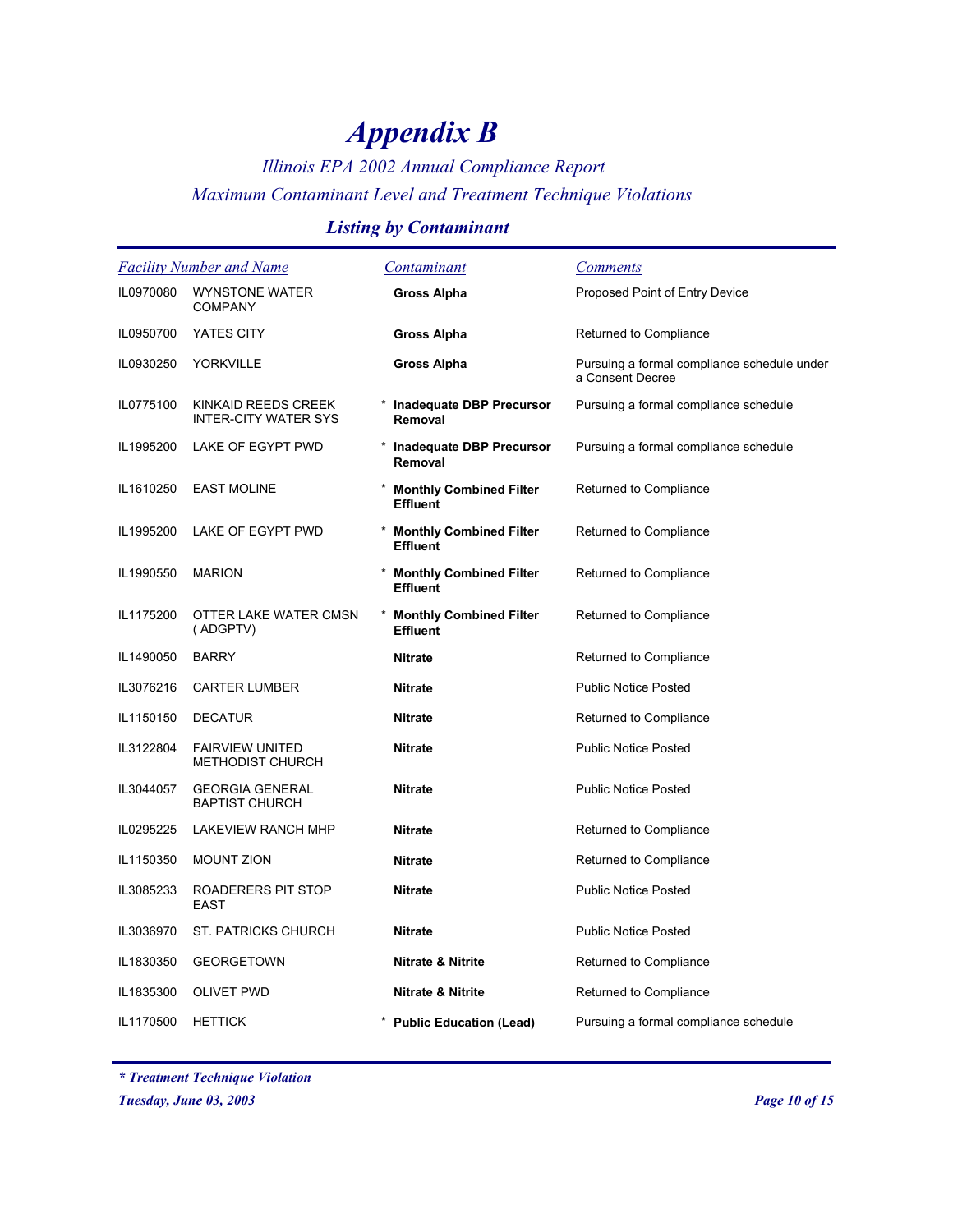# Appendix B

*Illinois EPA 2002 Annual Compliance Report*

*Maximum Contaminant Level and Treatment Technique Violations*

### *Listing by Contaminant*

| Facility Number and Name | | Contaminant | Comments |
|---|---|---|---|
| IL0970080 | WYNSTONE WATER COMPANY | **Gross Alpha** | Proposed Point of Entry Device |
| IL0950700 | YATES CITY | **Gross Alpha** | Returned to Compliance |
| IL0930250 | YORKVILLE | **Gross Alpha** | Pursuing a formal compliance schedule under a Consent Decree |
| IL0775100 | KINKAID REEDS CREEK INTER-CITY WATER SYS | * **Inadequate DBP Precursor Removal** | Pursuing a formal compliance schedule |
| IL1995200 | LAKE OF EGYPT PWD | * **Inadequate DBP Precursor Removal** | Pursuing a formal compliance schedule |
| IL1610250 | EAST MOLINE | * **Monthly Combined Filter Effluent** | Returned to Compliance |
| IL1995200 | LAKE OF EGYPT PWD | * **Monthly Combined Filter Effluent** | Returned to Compliance |
| IL1990550 | MARION | * **Monthly Combined Filter Effluent** | Returned to Compliance |
| IL1175200 | OTTER LAKE WATER CMSN ( ADGPTV) | * **Monthly Combined Filter Effluent** | Returned to Compliance |
| IL1490050 | BARRY | **Nitrate** | Returned to Compliance |
| IL3076216 | CARTER LUMBER | **Nitrate** | Public Notice Posted |
| IL1150150 | DECATUR | **Nitrate** | Returned to Compliance |
| IL3122804 | FAIRVIEW UNITED METHODIST CHURCH | **Nitrate** | Public Notice Posted |
| IL3044057 | GEORGIA GENERAL BAPTIST CHURCH | **Nitrate** | Public Notice Posted |
| IL0295225 | LAKEVIEW RANCH MHP | **Nitrate** | Returned to Compliance |
| IL1150350 | MOUNT ZION | **Nitrate** | Returned to Compliance |
| IL3085233 | ROADERERS PIT STOP EAST | **Nitrate** | Public Notice Posted |
| IL3036970 | ST. PATRICKS CHURCH | **Nitrate** | Public Notice Posted |
| IL1830350 | GEORGETOWN | **Nitrate & Nitrite** | Returned to Compliance |
| IL1835300 | OLIVET PWD | **Nitrate & Nitrite** | Returned to Compliance |
| IL1170500 | HETTICK | * **Public Education (Lead)** | Pursuing a formal compliance schedule |

*\* Treatment Technique Violation*

*Tuesday, June 03, 2003*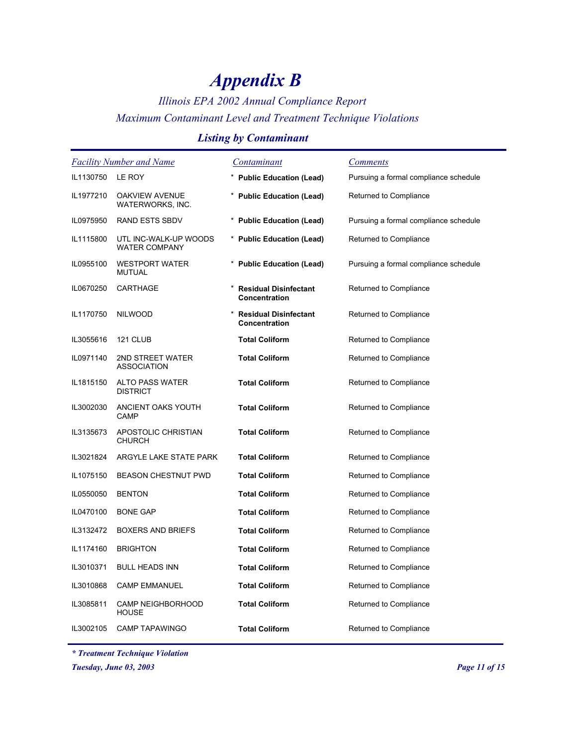# *Appendix B*

*Illinois EPA 2002 Annual Compliance Report*

*Maximum Contaminant Level and Treatment Technique Violations*

### *Listing by Contaminant*

| *Facility Number and Name* | | *Contaminant* | *Comments* |
|---|---|---|---|
| IL1130750 | LE ROY | * **Public Education (Lead)** | Pursuing a formal compliance schedule |
| IL1977210 | OAKVIEW AVENUE WATERWORKS, INC. | * **Public Education (Lead)** | Returned to Compliance |
| IL0975950 | RAND ESTS SBDV | * **Public Education (Lead)** | Pursuing a formal compliance schedule |
| IL1115800 | UTL INC-WALK-UP WOODS WATER COMPANY | * **Public Education (Lead)** | Returned to Compliance |
| IL0955100 | WESTPORT WATER MUTUAL | * **Public Education (Lead)** | Pursuing a formal compliance schedule |
| IL0670250 | CARTHAGE | * **Residual Disinfectant Concentration** | Returned to Compliance |
| IL1170750 | NILWOOD | * **Residual Disinfectant Concentration** | Returned to Compliance |
| IL3055616 | 121 CLUB | **Total Coliform** | Returned to Compliance |
| IL0971140 | 2ND STREET WATER ASSOCIATION | **Total Coliform** | Returned to Compliance |
| IL1815150 | ALTO PASS WATER DISTRICT | **Total Coliform** | Returned to Compliance |
| IL3002030 | ANCIENT OAKS YOUTH CAMP | **Total Coliform** | Returned to Compliance |
| IL3135673 | APOSTOLIC CHRISTIAN CHURCH | **Total Coliform** | Returned to Compliance |
| IL3021824 | ARGYLE LAKE STATE PARK | **Total Coliform** | Returned to Compliance |
| IL1075150 | BEASON CHESTNUT PWD | **Total Coliform** | Returned to Compliance |
| IL0550050 | BENTON | **Total Coliform** | Returned to Compliance |
| IL0470100 | BONE GAP | **Total Coliform** | Returned to Compliance |
| IL3132472 | BOXERS AND BRIEFS | **Total Coliform** | Returned to Compliance |
| IL1174160 | BRIGHTON | **Total Coliform** | Returned to Compliance |
| IL3010371 | BULL HEADS INN | **Total Coliform** | Returned to Compliance |
| IL3010868 | CAMP EMMANUEL | **Total Coliform** | Returned to Compliance |
| IL3085811 | CAMP NEIGHBORHOOD HOUSE | **Total Coliform** | Returned to Compliance |
| IL3002105 | CAMP TAPAWINGO | **Total Coliform** | Returned to Compliance |

***\* Treatment Technique Violation***

***Tuesday, June 03, 2003***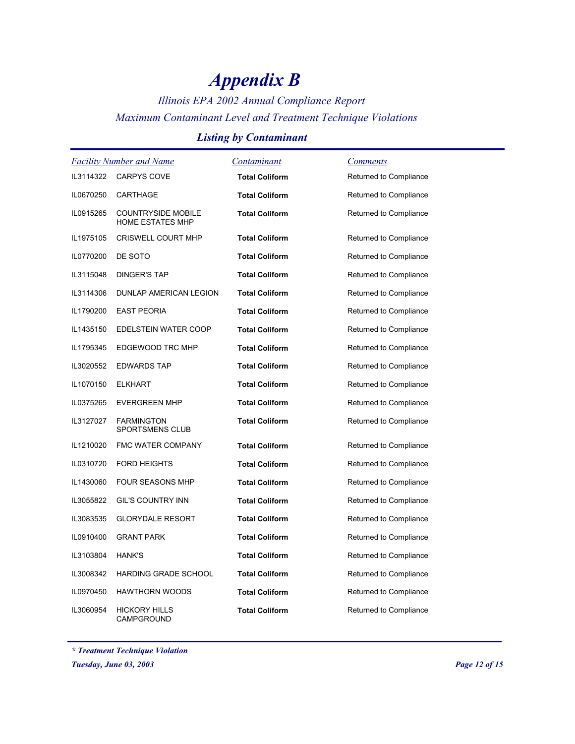# *Appendix B*

*Illinois EPA 2002 Annual Compliance Report*

*Maximum Contaminant Level and Treatment Technique Violations*

## *Listing by Contaminant*

| *Facility Number and Name* | | *Contaminant* | *Comments* |
|---|---|---|---|
| IL3114322 | CARPYS COVE | **Total Coliform** | Returned to Compliance |
| IL0670250 | CARTHAGE | **Total Coliform** | Returned to Compliance |
| IL0915265 | COUNTRYSIDE MOBILE HOME ESTATES MHP | **Total Coliform** | Returned to Compliance |
| IL1975105 | CRISWELL COURT MHP | **Total Coliform** | Returned to Compliance |
| IL0770200 | DE SOTO | **Total Coliform** | Returned to Compliance |
| IL3115048 | DINGER'S TAP | **Total Coliform** | Returned to Compliance |
| IL3114306 | DUNLAP AMERICAN LEGION | **Total Coliform** | Returned to Compliance |
| IL1790200 | EAST PEORIA | **Total Coliform** | Returned to Compliance |
| IL1435150 | EDELSTEIN WATER COOP | **Total Coliform** | Returned to Compliance |
| IL1795345 | EDGEWOOD TRC MHP | **Total Coliform** | Returned to Compliance |
| IL3020552 | EDWARDS TAP | **Total Coliform** | Returned to Compliance |
| IL1070150 | ELKHART | **Total Coliform** | Returned to Compliance |
| IL0375265 | EVERGREEN MHP | **Total Coliform** | Returned to Compliance |
| IL3127027 | FARMINGTON SPORTSMENS CLUB | **Total Coliform** | Returned to Compliance |
| IL1210020 | FMC WATER COMPANY | **Total Coliform** | Returned to Compliance |
| IL0310720 | FORD HEIGHTS | **Total Coliform** | Returned to Compliance |
| IL1430060 | FOUR SEASONS MHP | **Total Coliform** | Returned to Compliance |
| IL3055822 | GIL'S COUNTRY INN | **Total Coliform** | Returned to Compliance |
| IL3083535 | GLORYDALE RESORT | **Total Coliform** | Returned to Compliance |
| IL0910400 | GRANT PARK | **Total Coliform** | Returned to Compliance |
| IL3103804 | HANK'S | **Total Coliform** | Returned to Compliance |
| IL3008342 | HARDING GRADE SCHOOL | **Total Coliform** | Returned to Compliance |
| IL0970450 | HAWTHORN WOODS | **Total Coliform** | Returned to Compliance |
| IL3060954 | HICKORY HILLS CAMPGROUND | **Total Coliform** | Returned to Compliance |

***\* Treatment Technique Violation***

***Tuesday, June 03, 2003***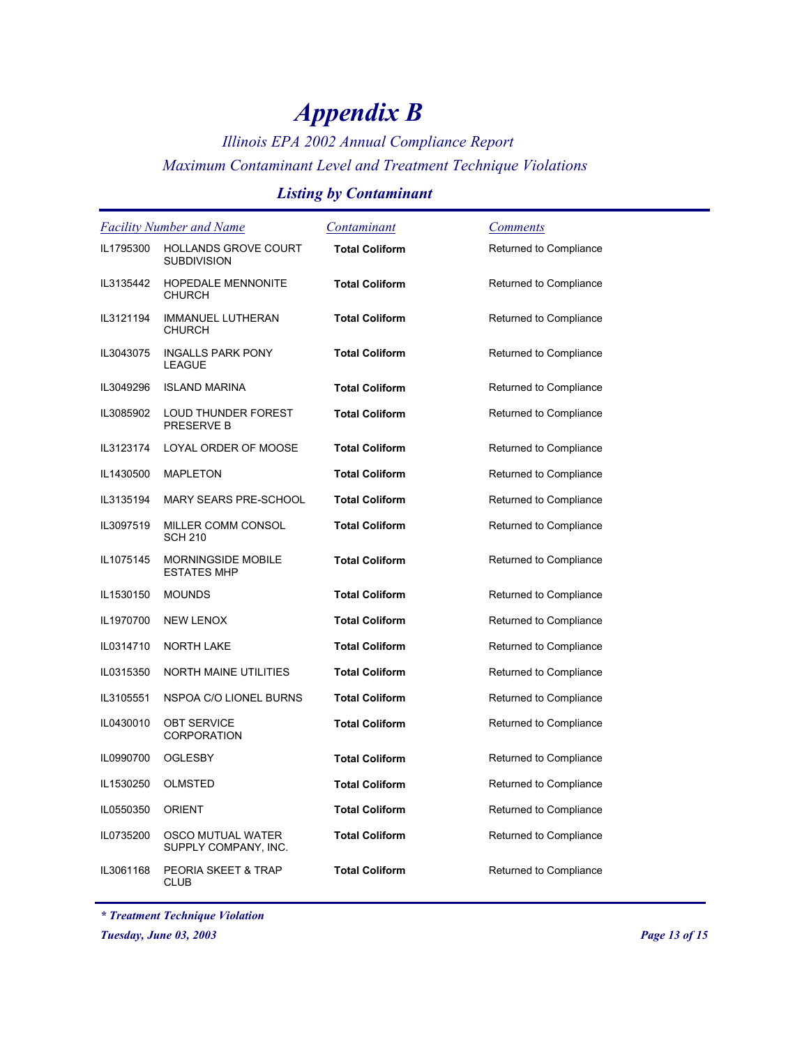# Appendix B

*Illinois EPA 2002 Annual Compliance Report*

*Maximum Contaminant Level and Treatment Technique Violations*

### *Listing by Contaminant*

| Facility Number | Facility Name | Contaminant | Comments |
|---|---|---|---|
| IL1795300 | HOLLANDS GROVE COURT SUBDIVISION | **Total Coliform** | Returned to Compliance |
| IL3135442 | HOPEDALE MENNONITE CHURCH | **Total Coliform** | Returned to Compliance |
| IL3121194 | IMMANUEL LUTHERAN CHURCH | **Total Coliform** | Returned to Compliance |
| IL3043075 | INGALLS PARK PONY LEAGUE | **Total Coliform** | Returned to Compliance |
| IL3049296 | ISLAND MARINA | **Total Coliform** | Returned to Compliance |
| IL3085902 | LOUD THUNDER FOREST PRESERVE B | **Total Coliform** | Returned to Compliance |
| IL3123174 | LOYAL ORDER OF MOOSE | **Total Coliform** | Returned to Compliance |
| IL1430500 | MAPLETON | **Total Coliform** | Returned to Compliance |
| IL3135194 | MARY SEARS PRE-SCHOOL | **Total Coliform** | Returned to Compliance |
| IL3097519 | MILLER COMM CONSOL SCH 210 | **Total Coliform** | Returned to Compliance |
| IL1075145 | MORNINGSIDE MOBILE ESTATES MHP | **Total Coliform** | Returned to Compliance |
| IL1530150 | MOUNDS | **Total Coliform** | Returned to Compliance |
| IL1970700 | NEW LENOX | **Total Coliform** | Returned to Compliance |
| IL0314710 | NORTH LAKE | **Total Coliform** | Returned to Compliance |
| IL0315350 | NORTH MAINE UTILITIES | **Total Coliform** | Returned to Compliance |
| IL3105551 | NSPOA C/O LIONEL BURNS | **Total Coliform** | Returned to Compliance |
| IL0430010 | OBT SERVICE CORPORATION | **Total Coliform** | Returned to Compliance |
| IL0990700 | OGLESBY | **Total Coliform** | Returned to Compliance |
| IL1530250 | OLMSTED | **Total Coliform** | Returned to Compliance |
| IL0550350 | ORIENT | **Total Coliform** | Returned to Compliance |
| IL0735200 | OSCO MUTUAL WATER SUPPLY COMPANY, INC. | **Total Coliform** | Returned to Compliance |
| IL3061168 | PEORIA SKEET & TRAP CLUB | **Total Coliform** | Returned to Compliance |

***\* Treatment Technique Violation***

***Tuesday, June 03, 2003***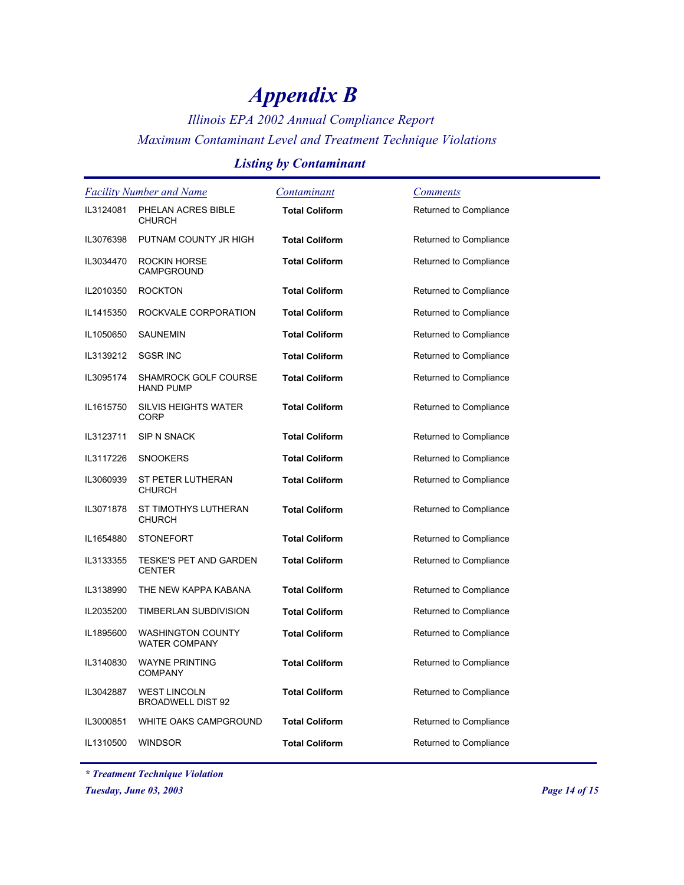# Appendix B

*Illinois EPA 2002 Annual Compliance Report*

*Maximum Contaminant Level and Treatment Technique Violations*

## Listing by Contaminant

| Facility Number and Name | | Contaminant | Comments |
|---|---|---|---|
| IL3124081 | PHELAN ACRES BIBLE CHURCH | **Total Coliform** | Returned to Compliance |
| IL3076398 | PUTNAM COUNTY JR HIGH | **Total Coliform** | Returned to Compliance |
| IL3034470 | ROCKIN HORSE CAMPGROUND | **Total Coliform** | Returned to Compliance |
| IL2010350 | ROCKTON | **Total Coliform** | Returned to Compliance |
| IL1415350 | ROCKVALE CORPORATION | **Total Coliform** | Returned to Compliance |
| IL1050650 | SAUNEMIN | **Total Coliform** | Returned to Compliance |
| IL3139212 | SGSR INC | **Total Coliform** | Returned to Compliance |
| IL3095174 | SHAMROCK GOLF COURSE HAND PUMP | **Total Coliform** | Returned to Compliance |
| IL1615750 | SILVIS HEIGHTS WATER CORP | **Total Coliform** | Returned to Compliance |
| IL3123711 | SIP N SNACK | **Total Coliform** | Returned to Compliance |
| IL3117226 | SNOOKERS | **Total Coliform** | Returned to Compliance |
| IL3060939 | ST PETER LUTHERAN CHURCH | **Total Coliform** | Returned to Compliance |
| IL3071878 | ST TIMOTHYS LUTHERAN CHURCH | **Total Coliform** | Returned to Compliance |
| IL1654880 | STONEFORT | **Total Coliform** | Returned to Compliance |
| IL3133355 | TESKE'S PET AND GARDEN CENTER | **Total Coliform** | Returned to Compliance |
| IL3138990 | THE NEW KAPPA KABANA | **Total Coliform** | Returned to Compliance |
| IL2035200 | TIMBERLAN SUBDIVISION | **Total Coliform** | Returned to Compliance |
| IL1895600 | WASHINGTON COUNTY WATER COMPANY | **Total Coliform** | Returned to Compliance |
| IL3140830 | WAYNE PRINTING COMPANY | **Total Coliform** | Returned to Compliance |
| IL3042887 | WEST LINCOLN BROADWELL DIST 92 | **Total Coliform** | Returned to Compliance |
| IL3000851 | WHITE OAKS CAMPGROUND | **Total Coliform** | Returned to Compliance |
| IL1310500 | WINDSOR | **Total Coliform** | Returned to Compliance |

***\* Treatment Technique Violation***

***Tuesday, June 03, 2003***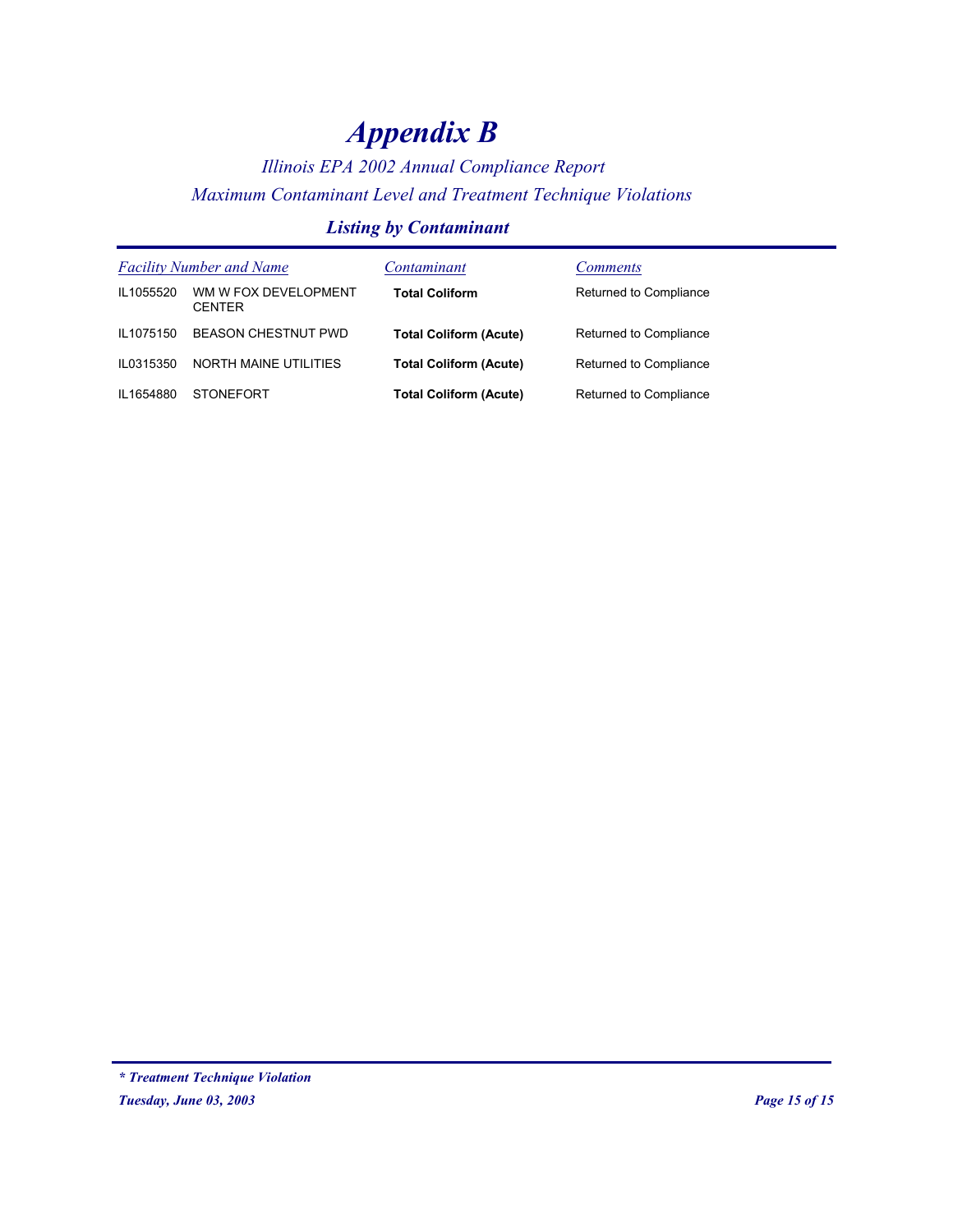# *Appendix B*

### *Illinois EPA 2002 Annual Compliance Report*

### *Maximum Contaminant Level and Treatment Technique Violations*

### ***Listing by Contaminant***

| *Facility Number and Name* | | *Contaminant* | *Comments* |
|---|---|---|---|
| IL1055520 | WM W FOX DEVELOPMENT CENTER | **Total Coliform** | Returned to Compliance |
| IL1075150 | BEASON CHESTNUT PWD | **Total Coliform (Acute)** | Returned to Compliance |
| IL0315350 | NORTH MAINE UTILITIES | **Total Coliform (Acute)** | Returned to Compliance |
| IL1654880 | STONEFORT | **Total Coliform (Acute)** | Returned to Compliance |

***\* Treatment Technique Violation***

***Tuesday, June 03, 2003***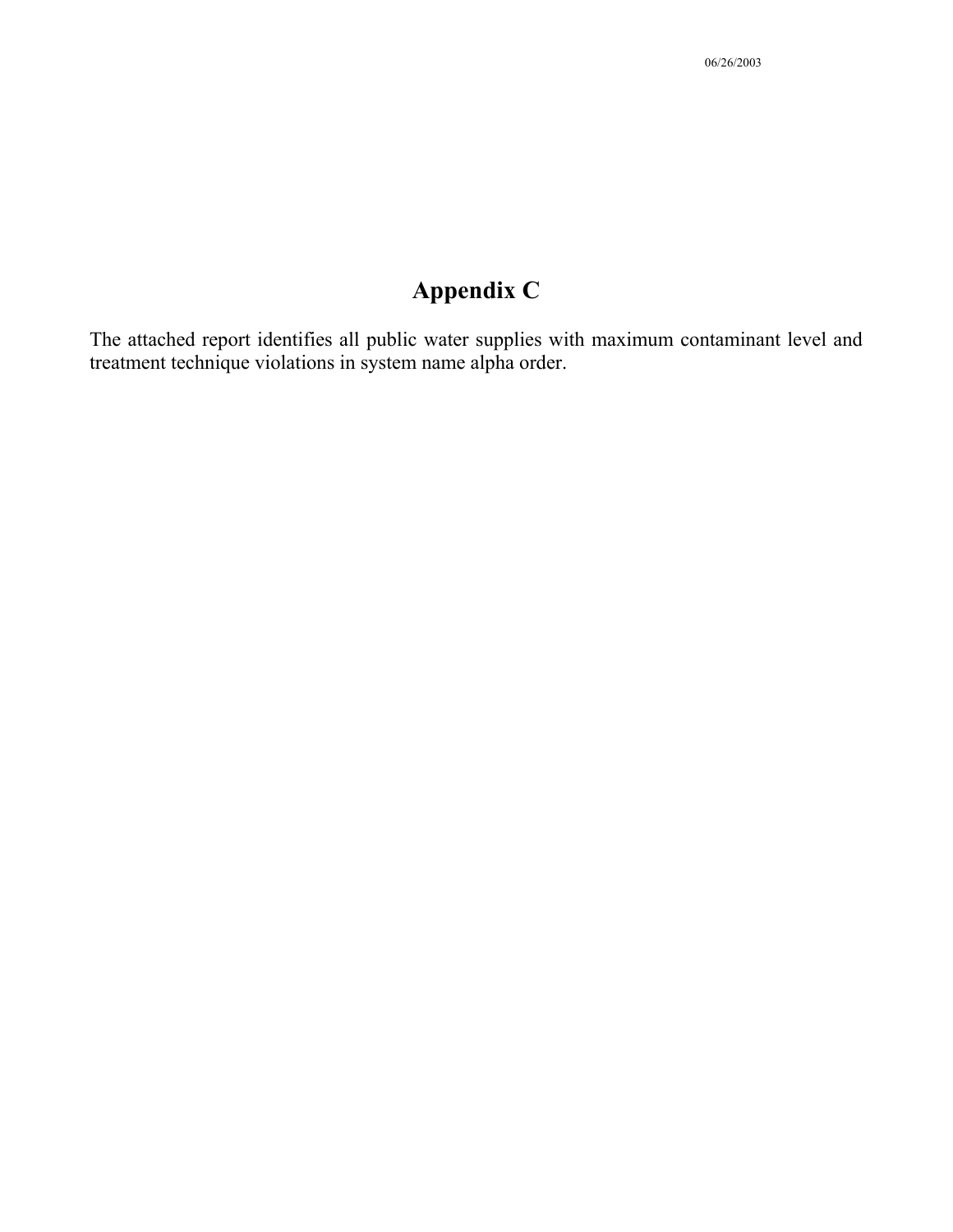# Appendix C

The attached report identifies all public water supplies with maximum contaminant level and treatment technique violations in system name alpha order.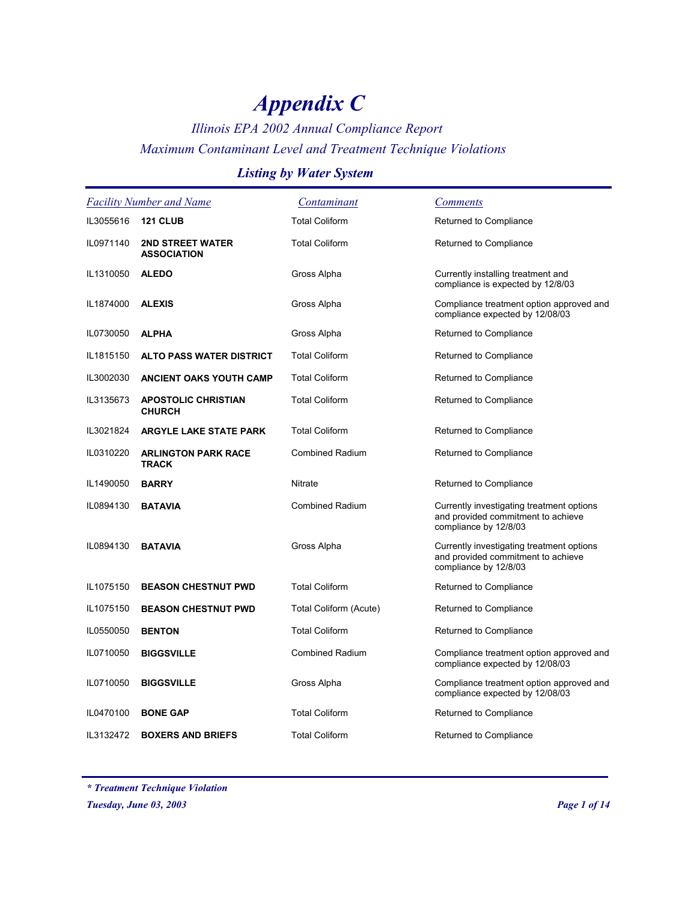# Appendix C

*Illinois EPA 2002 Annual Compliance Report*

*Maximum Contaminant Level and Treatment Technique Violations*

## Listing by Water System

| Facility Number and Name | | Contaminant | Comments |
|---|---|---|---|
| IL3055616 | **121 CLUB** | Total Coliform | Returned to Compliance |
| IL0971140 | **2ND STREET WATER ASSOCIATION** | Total Coliform | Returned to Compliance |
| IL1310050 | **ALEDO** | Gross Alpha | Currently installing treatment and compliance is expected by 12/8/03 |
| IL1874000 | **ALEXIS** | Gross Alpha | Compliance treatment option approved and compliance expected by 12/08/03 |
| IL0730050 | **ALPHA** | Gross Alpha | Returned to Compliance |
| IL1815150 | **ALTO PASS WATER DISTRICT** | Total Coliform | Returned to Compliance |
| IL3002030 | **ANCIENT OAKS YOUTH CAMP** | Total Coliform | Returned to Compliance |
| IL3135673 | **APOSTOLIC CHRISTIAN CHURCH** | Total Coliform | Returned to Compliance |
| IL3021824 | **ARGYLE LAKE STATE PARK** | Total Coliform | Returned to Compliance |
| IL0310220 | **ARLINGTON PARK RACE TRACK** | Combined Radium | Returned to Compliance |
| IL1490050 | **BARRY** | Nitrate | Returned to Compliance |
| IL0894130 | **BATAVIA** | Combined Radium | Currently investigating treatment options and provided commitment to achieve compliance by 12/8/03 |
| IL0894130 | **BATAVIA** | Gross Alpha | Currently investigating treatment options and provided commitment to achieve compliance by 12/8/03 |
| IL1075150 | **BEASON CHESTNUT PWD** | Total Coliform | Returned to Compliance |
| IL1075150 | **BEASON CHESTNUT PWD** | Total Coliform (Acute) | Returned to Compliance |
| IL0550050 | **BENTON** | Total Coliform | Returned to Compliance |
| IL0710050 | **BIGGSVILLE** | Combined Radium | Compliance treatment option approved and compliance expected by 12/08/03 |
| IL0710050 | **BIGGSVILLE** | Gross Alpha | Compliance treatment option approved and compliance expected by 12/08/03 |
| IL0470100 | **BONE GAP** | Total Coliform | Returned to Compliance |
| IL3132472 | **BOXERS AND BRIEFS** | Total Coliform | Returned to Compliance |

*\* Treatment Technique Violation*

*Tuesday, June 03, 2003*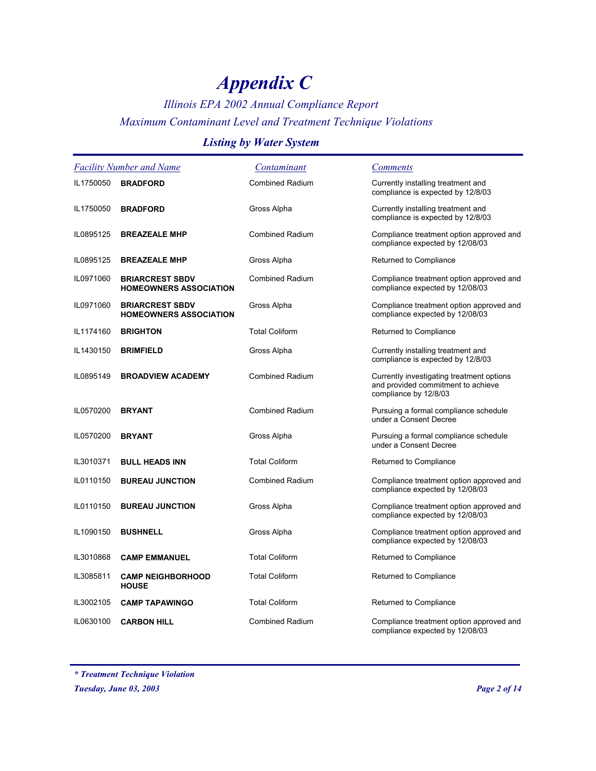# Appendix C

*Illinois EPA 2002 Annual Compliance Report*

*Maximum Contaminant Level and Treatment Technique Violations*

## *Listing by Water System*

| Facility Number and Name | | Contaminant | Comments |
|---|---|---|---|
| IL1750050 | **BRADFORD** | Combined Radium | Currently installing treatment and compliance is expected by 12/8/03 |
| IL1750050 | **BRADFORD** | Gross Alpha | Currently installing treatment and compliance is expected by 12/8/03 |
| IL0895125 | **BREAZEALE MHP** | Combined Radium | Compliance treatment option approved and compliance expected by 12/08/03 |
| IL0895125 | **BREAZEALE MHP** | Gross Alpha | Returned to Compliance |
| IL0971060 | **BRIARCREST SBDV HOMEOWNERS ASSOCIATION** | Combined Radium | Compliance treatment option approved and compliance expected by 12/08/03 |
| IL0971060 | **BRIARCREST SBDV HOMEOWNERS ASSOCIATION** | Gross Alpha | Compliance treatment option approved and compliance expected by 12/08/03 |
| IL1174160 | **BRIGHTON** | Total Coliform | Returned to Compliance |
| IL1430150 | **BRIMFIELD** | Gross Alpha | Currently installing treatment and compliance is expected by 12/8/03 |
| IL0895149 | **BROADVIEW ACADEMY** | Combined Radium | Currently investigating treatment options and provided commitment to achieve compliance by 12/8/03 |
| IL0570200 | **BRYANT** | Combined Radium | Pursuing a formal compliance schedule under a Consent Decree |
| IL0570200 | **BRYANT** | Gross Alpha | Pursuing a formal compliance schedule under a Consent Decree |
| IL3010371 | **BULL HEADS INN** | Total Coliform | Returned to Compliance |
| IL0110150 | **BUREAU JUNCTION** | Combined Radium | Compliance treatment option approved and compliance expected by 12/08/03 |
| IL0110150 | **BUREAU JUNCTION** | Gross Alpha | Compliance treatment option approved and compliance expected by 12/08/03 |
| IL1090150 | **BUSHNELL** | Gross Alpha | Compliance treatment option approved and compliance expected by 12/08/03 |
| IL3010868 | **CAMP EMMANUEL** | Total Coliform | Returned to Compliance |
| IL3085811 | **CAMP NEIGHBORHOOD HOUSE** | Total Coliform | Returned to Compliance |
| IL3002105 | **CAMP TAPAWINGO** | Total Coliform | Returned to Compliance |
| IL0630100 | **CARBON HILL** | Combined Radium | Compliance treatment option approved and compliance expected by 12/08/03 |

*\* Treatment Technique Violation*

*Tuesday, June 03, 2003*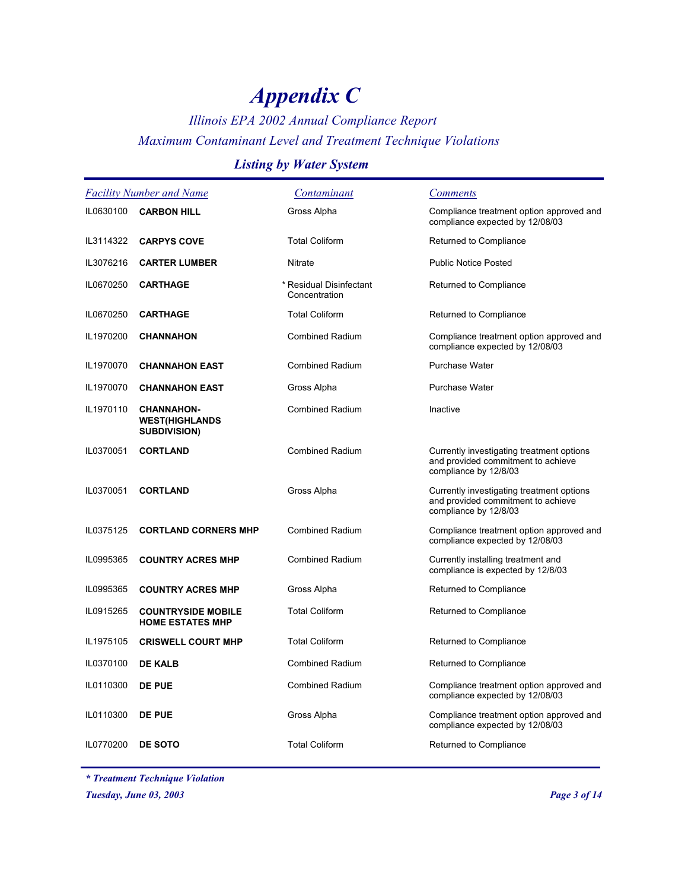# Appendix C

*Illinois EPA 2002 Annual Compliance Report*

*Maximum Contaminant Level and Treatment Technique Violations*

## *Listing by Water System*

| Facility Number | Name | Contaminant | Comments |
|---|---|---|---|
| IL0630100 | **CARBON HILL** | Gross Alpha | Compliance treatment option approved and compliance expected by 12/08/03 |
| IL3114322 | **CARPYS COVE** | Total Coliform | Returned to Compliance |
| IL3076216 | **CARTER LUMBER** | Nitrate | Public Notice Posted |
| IL0670250 | **CARTHAGE** | * Residual Disinfectant Concentration | Returned to Compliance |
| IL0670250 | **CARTHAGE** | Total Coliform | Returned to Compliance |
| IL1970200 | **CHANNAHON** | Combined Radium | Compliance treatment option approved and compliance expected by 12/08/03 |
| IL1970070 | **CHANNAHON EAST** | Combined Radium | Purchase Water |
| IL1970070 | **CHANNAHON EAST** | Gross Alpha | Purchase Water |
| IL1970110 | **CHANNAHON-WEST(HIGHLANDS SUBDIVISION)** | Combined Radium | Inactive |
| IL0370051 | **CORTLAND** | Combined Radium | Currently investigating treatment options and provided commitment to achieve compliance by 12/8/03 |
| IL0370051 | **CORTLAND** | Gross Alpha | Currently investigating treatment options and provided commitment to achieve compliance by 12/8/03 |
| IL0375125 | **CORTLAND CORNERS MHP** | Combined Radium | Compliance treatment option approved and compliance expected by 12/08/03 |
| IL0995365 | **COUNTRY ACRES MHP** | Combined Radium | Currently installing treatment and compliance is expected by 12/8/03 |
| IL0995365 | **COUNTRY ACRES MHP** | Gross Alpha | Returned to Compliance |
| IL0915265 | **COUNTRYSIDE MOBILE HOME ESTATES MHP** | Total Coliform | Returned to Compliance |
| IL1975105 | **CRISWELL COURT MHP** | Total Coliform | Returned to Compliance |
| IL0370100 | **DE KALB** | Combined Radium | Returned to Compliance |
| IL0110300 | **DE PUE** | Combined Radium | Compliance treatment option approved and compliance expected by 12/08/03 |
| IL0110300 | **DE PUE** | Gross Alpha | Compliance treatment option approved and compliance expected by 12/08/03 |
| IL0770200 | **DE SOTO** | Total Coliform | Returned to Compliance |

***\* Treatment Technique Violation***

***Tuesday, June 03, 2003***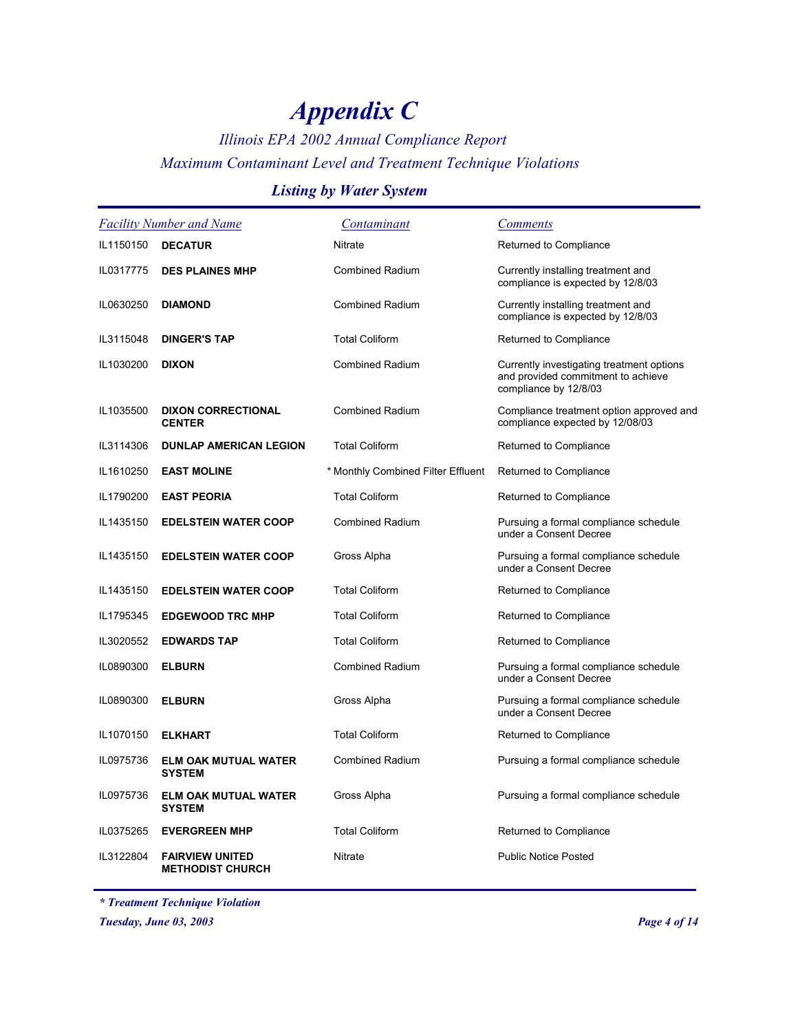# Appendix C

*Illinois EPA 2002 Annual Compliance Report*

*Maximum Contaminant Level and Treatment Technique Violations*

## Listing by Water System

| Facility Number and Name | | Contaminant | Comments |
|---|---|---|---|
| IL1150150 | **DECATUR** | Nitrate | Returned to Compliance |
| IL0317775 | **DES PLAINES MHP** | Combined Radium | Currently installing treatment and compliance is expected by 12/8/03 |
| IL0630250 | **DIAMOND** | Combined Radium | Currently installing treatment and compliance is expected by 12/8/03 |
| IL3115048 | **DINGER'S TAP** | Total Coliform | Returned to Compliance |
| IL1030200 | **DIXON** | Combined Radium | Currently investigating treatment options and provided commitment to achieve compliance by 12/8/03 |
| IL1035500 | **DIXON CORRECTIONAL CENTER** | Combined Radium | Compliance treatment option approved and compliance expected by 12/08/03 |
| IL3114306 | **DUNLAP AMERICAN LEGION** | Total Coliform | Returned to Compliance |
| IL1610250 | **EAST MOLINE** | * Monthly Combined Filter Effluent | Returned to Compliance |
| IL1790200 | **EAST PEORIA** | Total Coliform | Returned to Compliance |
| IL1435150 | **EDELSTEIN WATER COOP** | Combined Radium | Pursuing a formal compliance schedule under a Consent Decree |
| IL1435150 | **EDELSTEIN WATER COOP** | Gross Alpha | Pursuing a formal compliance schedule under a Consent Decree |
| IL1435150 | **EDELSTEIN WATER COOP** | Total Coliform | Returned to Compliance |
| IL1795345 | **EDGEWOOD TRC MHP** | Total Coliform | Returned to Compliance |
| IL3020552 | **EDWARDS TAP** | Total Coliform | Returned to Compliance |
| IL0890300 | **ELBURN** | Combined Radium | Pursuing a formal compliance schedule under a Consent Decree |
| IL0890300 | **ELBURN** | Gross Alpha | Pursuing a formal compliance schedule under a Consent Decree |
| IL1070150 | **ELKHART** | Total Coliform | Returned to Compliance |
| IL0975736 | **ELM OAK MUTUAL WATER SYSTEM** | Combined Radium | Pursuing a formal compliance schedule |
| IL0975736 | **ELM OAK MUTUAL WATER SYSTEM** | Gross Alpha | Pursuing a formal compliance schedule |
| IL0375265 | **EVERGREEN MHP** | Total Coliform | Returned to Compliance |
| IL3122804 | **FAIRVIEW UNITED METHODIST CHURCH** | Nitrate | Public Notice Posted |

***\* Treatment Technique Violation***

*Tuesday, June 03, 2003*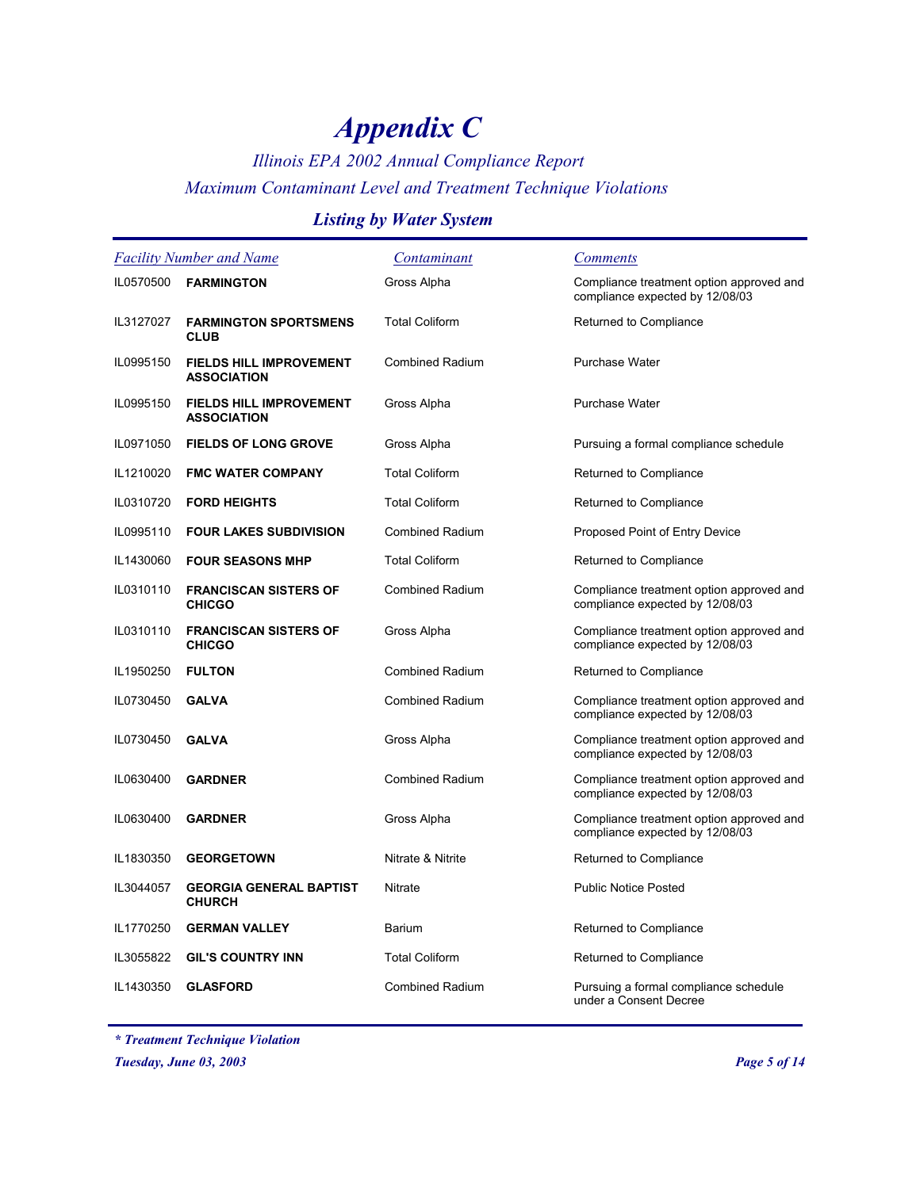# Appendix C

*Illinois EPA 2002 Annual Compliance Report*

*Maximum Contaminant Level and Treatment Technique Violations*

## Listing by Water System

| Facility Number and Name | | Contaminant | Comments |
|---|---|---|---|
| IL0570500 | **FARMINGTON** | Gross Alpha | Compliance treatment option approved and compliance expected by 12/08/03 |
| IL3127027 | **FARMINGTON SPORTSMENS CLUB** | Total Coliform | Returned to Compliance |
| IL0995150 | **FIELDS HILL IMPROVEMENT ASSOCIATION** | Combined Radium | Purchase Water |
| IL0995150 | **FIELDS HILL IMPROVEMENT ASSOCIATION** | Gross Alpha | Purchase Water |
| IL0971050 | **FIELDS OF LONG GROVE** | Gross Alpha | Pursuing a formal compliance schedule |
| IL1210020 | **FMC WATER COMPANY** | Total Coliform | Returned to Compliance |
| IL0310720 | **FORD HEIGHTS** | Total Coliform | Returned to Compliance |
| IL0995110 | **FOUR LAKES SUBDIVISION** | Combined Radium | Proposed Point of Entry Device |
| IL1430060 | **FOUR SEASONS MHP** | Total Coliform | Returned to Compliance |
| IL0310110 | **FRANCISCAN SISTERS OF CHICGO** | Combined Radium | Compliance treatment option approved and compliance expected by 12/08/03 |
| IL0310110 | **FRANCISCAN SISTERS OF CHICGO** | Gross Alpha | Compliance treatment option approved and compliance expected by 12/08/03 |
| IL1950250 | **FULTON** | Combined Radium | Returned to Compliance |
| IL0730450 | **GALVA** | Combined Radium | Compliance treatment option approved and compliance expected by 12/08/03 |
| IL0730450 | **GALVA** | Gross Alpha | Compliance treatment option approved and compliance expected by 12/08/03 |
| IL0630400 | **GARDNER** | Combined Radium | Compliance treatment option approved and compliance expected by 12/08/03 |
| IL0630400 | **GARDNER** | Gross Alpha | Compliance treatment option approved and compliance expected by 12/08/03 |
| IL1830350 | **GEORGETOWN** | Nitrate & Nitrite | Returned to Compliance |
| IL3044057 | **GEORGIA GENERAL BAPTIST CHURCH** | Nitrate | Public Notice Posted |
| IL1770250 | **GERMAN VALLEY** | Barium | Returned to Compliance |
| IL3055822 | **GIL'S COUNTRY INN** | Total Coliform | Returned to Compliance |
| IL1430350 | **GLASFORD** | Combined Radium | Pursuing a formal compliance schedule under a Consent Decree |

***** Treatment Technique Violation*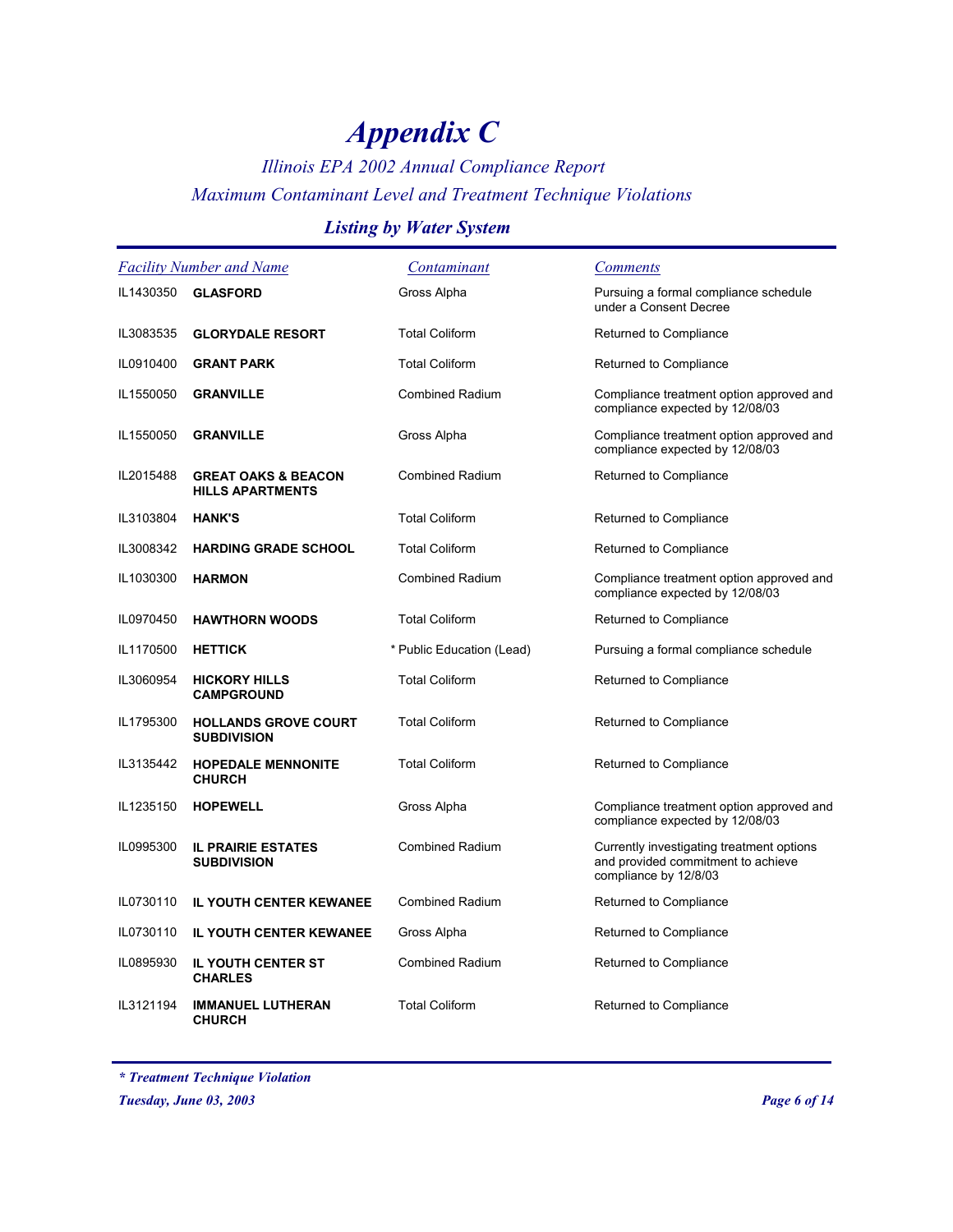# Appendix C

*Illinois EPA 2002 Annual Compliance Report*

*Maximum Contaminant Level and Treatment Technique Violations*

## Listing by Water System

| Facility Number and Name | | Contaminant | Comments |
|---|---|---|---|
| IL1430350 | **GLASFORD** | Gross Alpha | Pursuing a formal compliance schedule under a Consent Decree |
| IL3083535 | **GLORYDALE RESORT** | Total Coliform | Returned to Compliance |
| IL0910400 | **GRANT PARK** | Total Coliform | Returned to Compliance |
| IL1550050 | **GRANVILLE** | Combined Radium | Compliance treatment option approved and compliance expected by 12/08/03 |
| IL1550050 | **GRANVILLE** | Gross Alpha | Compliance treatment option approved and compliance expected by 12/08/03 |
| IL2015488 | **GREAT OAKS & BEACON HILLS APARTMENTS** | Combined Radium | Returned to Compliance |
| IL3103804 | **HANK'S** | Total Coliform | Returned to Compliance |
| IL3008342 | **HARDING GRADE SCHOOL** | Total Coliform | Returned to Compliance |
| IL1030300 | **HARMON** | Combined Radium | Compliance treatment option approved and compliance expected by 12/08/03 |
| IL0970450 | **HAWTHORN WOODS** | Total Coliform | Returned to Compliance |
| IL1170500 | **HETTICK** | * Public Education (Lead) | Pursuing a formal compliance schedule |
| IL3060954 | **HICKORY HILLS CAMPGROUND** | Total Coliform | Returned to Compliance |
| IL1795300 | **HOLLANDS GROVE COURT SUBDIVISION** | Total Coliform | Returned to Compliance |
| IL3135442 | **HOPEDALE MENNONITE CHURCH** | Total Coliform | Returned to Compliance |
| IL1235150 | **HOPEWELL** | Gross Alpha | Compliance treatment option approved and compliance expected by 12/08/03 |
| IL0995300 | **IL PRAIRIE ESTATES SUBDIVISION** | Combined Radium | Currently investigating treatment options and provided commitment to achieve compliance by 12/8/03 |
| IL0730110 | **IL YOUTH CENTER KEWANEE** | Combined Radium | Returned to Compliance |
| IL0730110 | **IL YOUTH CENTER KEWANEE** | Gross Alpha | Returned to Compliance |
| IL0895930 | **IL YOUTH CENTER ST CHARLES** | Combined Radium | Returned to Compliance |
| IL3121194 | **IMMANUEL LUTHERAN CHURCH** | Total Coliform | Returned to Compliance |

***\* Treatment Technique Violation***

***Tuesday, June 03, 2003***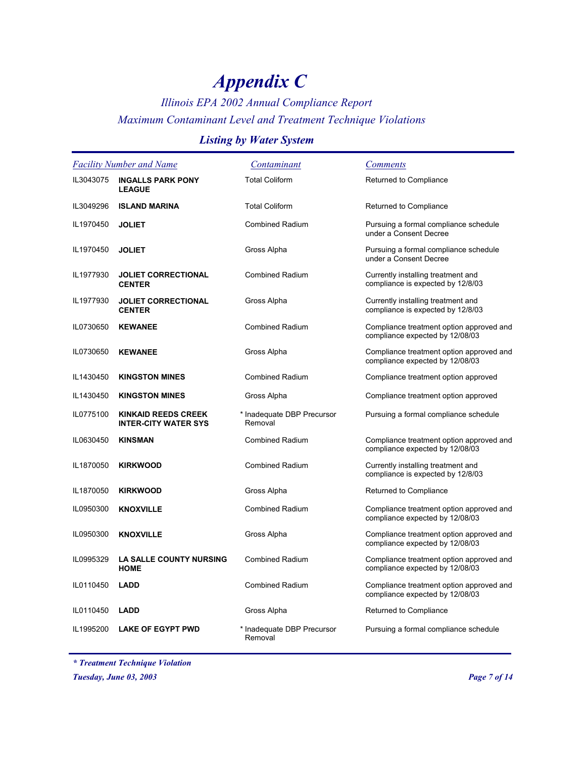# Appendix C

*Illinois EPA 2002 Annual Compliance Report*

*Maximum Contaminant Level and Treatment Technique Violations*

## Listing by Water System

| Facility Number and Name | | Contaminant | Comments |
|---|---|---|---|
| IL3043075 | **INGALLS PARK PONY LEAGUE** | Total Coliform | Returned to Compliance |
| IL3049296 | **ISLAND MARINA** | Total Coliform | Returned to Compliance |
| IL1970450 | **JOLIET** | Combined Radium | Pursuing a formal compliance schedule under a Consent Decree |
| IL1970450 | **JOLIET** | Gross Alpha | Pursuing a formal compliance schedule under a Consent Decree |
| IL1977930 | **JOLIET CORRECTIONAL CENTER** | Combined Radium | Currently installing treatment and compliance is expected by 12/8/03 |
| IL1977930 | **JOLIET CORRECTIONAL CENTER** | Gross Alpha | Currently installing treatment and compliance is expected by 12/8/03 |
| IL0730650 | **KEWANEE** | Combined Radium | Compliance treatment option approved and compliance expected by 12/08/03 |
| IL0730650 | **KEWANEE** | Gross Alpha | Compliance treatment option approved and compliance expected by 12/08/03 |
| IL1430450 | **KINGSTON MINES** | Combined Radium | Compliance treatment option approved |
| IL1430450 | **KINGSTON MINES** | Gross Alpha | Compliance treatment option approved |
| IL0775100 | **KINKAID REEDS CREEK INTER-CITY WATER SYS** | * Inadequate DBP Precursor Removal | Pursuing a formal compliance schedule |
| IL0630450 | **KINSMAN** | Combined Radium | Compliance treatment option approved and compliance expected by 12/08/03 |
| IL1870050 | **KIRKWOOD** | Combined Radium | Currently installing treatment and compliance is expected by 12/8/03 |
| IL1870050 | **KIRKWOOD** | Gross Alpha | Returned to Compliance |
| IL0950300 | **KNOXVILLE** | Combined Radium | Compliance treatment option approved and compliance expected by 12/08/03 |
| IL0950300 | **KNOXVILLE** | Gross Alpha | Compliance treatment option approved and compliance expected by 12/08/03 |
| IL0995329 | **LA SALLE COUNTY NURSING HOME** | Combined Radium | Compliance treatment option approved and compliance expected by 12/08/03 |
| IL0110450 | **LADD** | Combined Radium | Compliance treatment option approved and compliance expected by 12/08/03 |
| IL0110450 | **LADD** | Gross Alpha | Returned to Compliance |
| IL1995200 | **LAKE OF EGYPT PWD** | * Inadequate DBP Precursor Removal | Pursuing a formal compliance schedule |

***\* Treatment Technique Violation***

***Tuesday, June 03, 2003***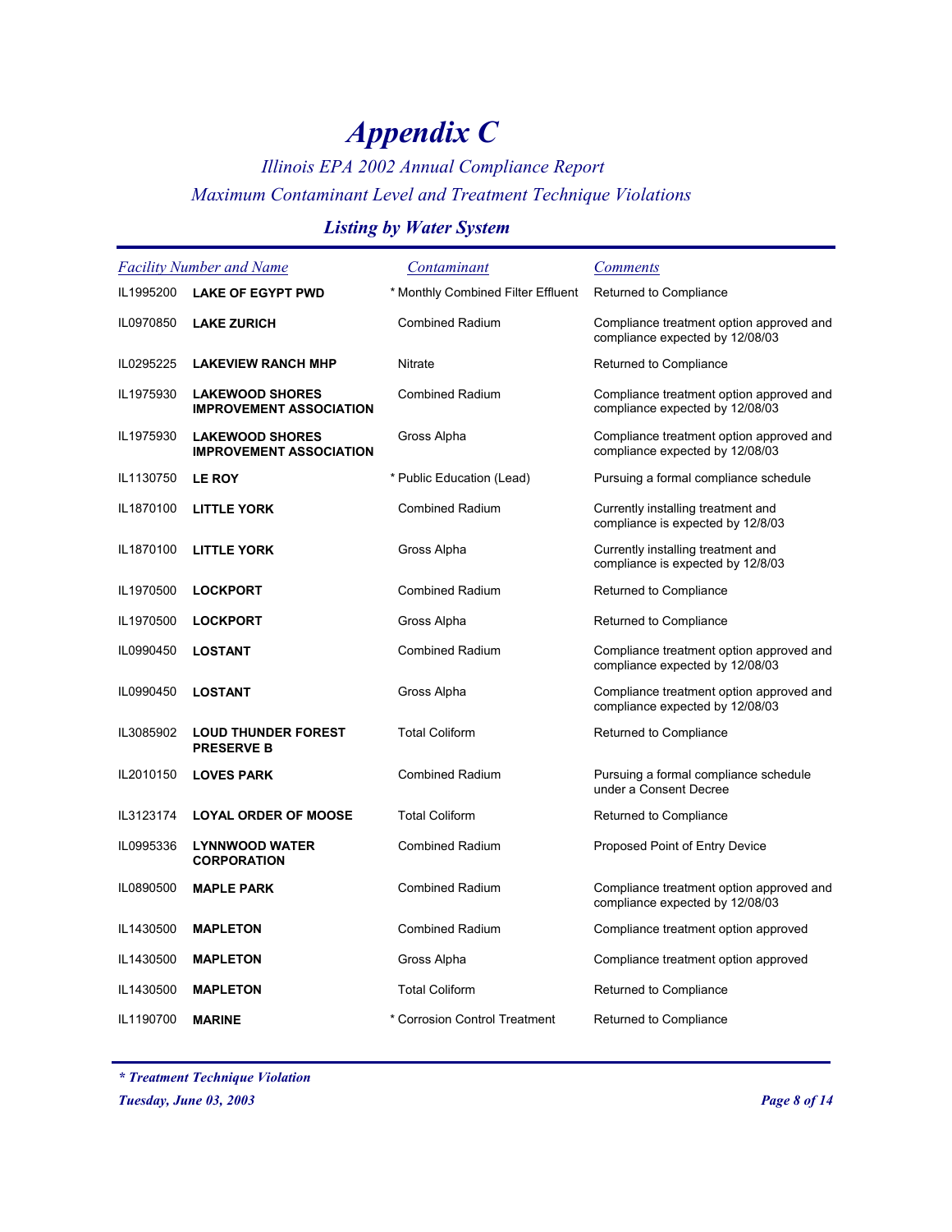# Appendix C

*Illinois EPA 2002 Annual Compliance Report*

*Maximum Contaminant Level and Treatment Technique Violations*

## Listing by Water System

| Facility Number and Name | | Contaminant | Comments |
|---|---|---|---|
| IL1995200 | **LAKE OF EGYPT PWD** | * Monthly Combined Filter Effluent | Returned to Compliance |
| IL0970850 | **LAKE ZURICH** | Combined Radium | Compliance treatment option approved and compliance expected by 12/08/03 |
| IL0295225 | **LAKEVIEW RANCH MHP** | Nitrate | Returned to Compliance |
| IL1975930 | **LAKEWOOD SHORES IMPROVEMENT ASSOCIATION** | Combined Radium | Compliance treatment option approved and compliance expected by 12/08/03 |
| IL1975930 | **LAKEWOOD SHORES IMPROVEMENT ASSOCIATION** | Gross Alpha | Compliance treatment option approved and compliance expected by 12/08/03 |
| IL1130750 | **LE ROY** | * Public Education (Lead) | Pursuing a formal compliance schedule |
| IL1870100 | **LITTLE YORK** | Combined Radium | Currently installing treatment and compliance is expected by 12/8/03 |
| IL1870100 | **LITTLE YORK** | Gross Alpha | Currently installing treatment and compliance is expected by 12/8/03 |
| IL1970500 | **LOCKPORT** | Combined Radium | Returned to Compliance |
| IL1970500 | **LOCKPORT** | Gross Alpha | Returned to Compliance |
| IL0990450 | **LOSTANT** | Combined Radium | Compliance treatment option approved and compliance expected by 12/08/03 |
| IL0990450 | **LOSTANT** | Gross Alpha | Compliance treatment option approved and compliance expected by 12/08/03 |
| IL3085902 | **LOUD THUNDER FOREST PRESERVE B** | Total Coliform | Returned to Compliance |
| IL2010150 | **LOVES PARK** | Combined Radium | Pursuing a formal compliance schedule under a Consent Decree |
| IL3123174 | **LOYAL ORDER OF MOOSE** | Total Coliform | Returned to Compliance |
| IL0995336 | **LYNNWOOD WATER CORPORATION** | Combined Radium | Proposed Point of Entry Device |
| IL0890500 | **MAPLE PARK** | Combined Radium | Compliance treatment option approved and compliance expected by 12/08/03 |
| IL1430500 | **MAPLETON** | Combined Radium | Compliance treatment option approved |
| IL1430500 | **MAPLETON** | Gross Alpha | Compliance treatment option approved |
| IL1430500 | **MAPLETON** | Total Coliform | Returned to Compliance |
| IL1190700 | **MARINE** | * Corrosion Control Treatment | Returned to Compliance |

*** Treatment Technique Violation**

*Tuesday, June 03, 2003*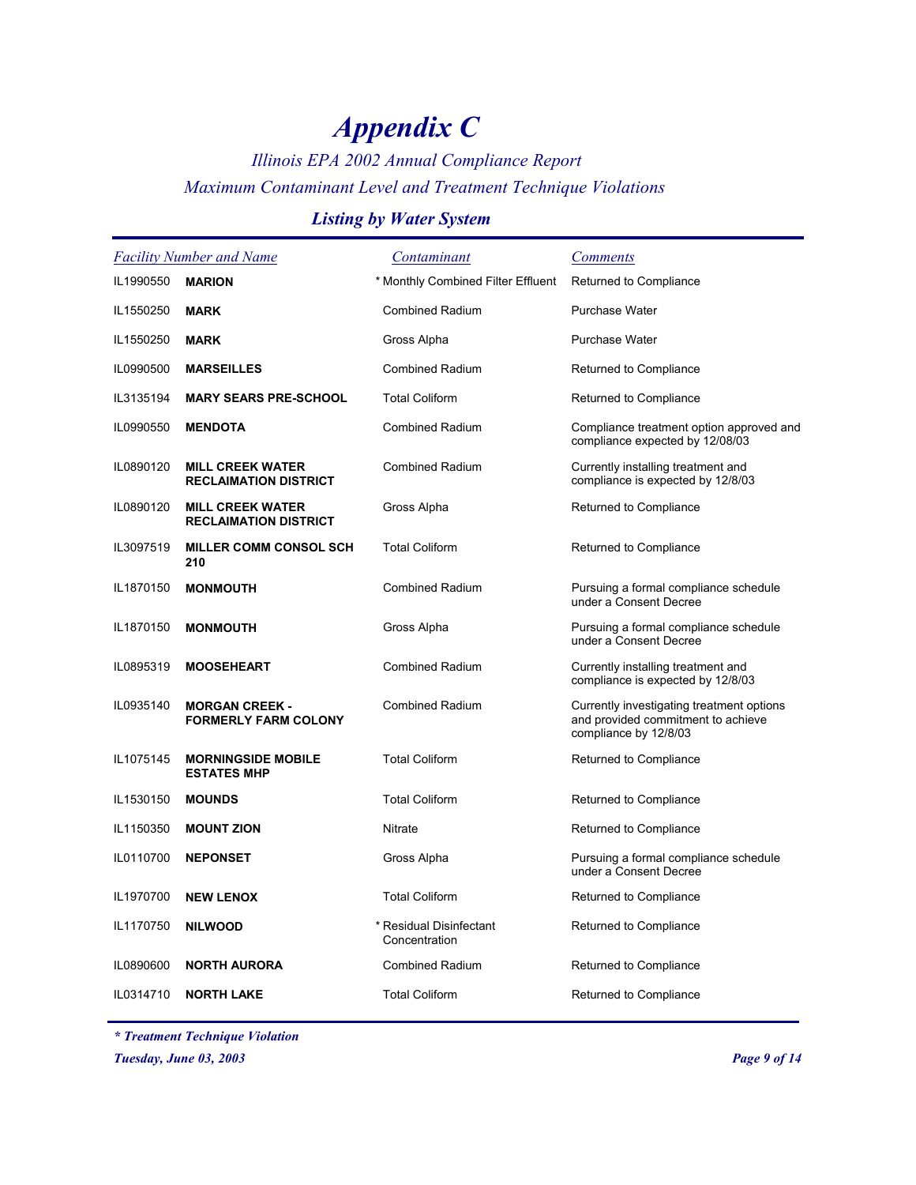# *Appendix C*

*Illinois EPA 2002 Annual Compliance Report*

*Maximum Contaminant Level and Treatment Technique Violations*

### *Listing by Water System*

| Facility Number and Name | | Contaminant | Comments |
|---|---|---|---|
| IL1990550 | **MARION** | * Monthly Combined Filter Effluent | Returned to Compliance |
| IL1550250 | **MARK** | Combined Radium | Purchase Water |
| IL1550250 | **MARK** | Gross Alpha | Purchase Water |
| IL0990500 | **MARSEILLES** | Combined Radium | Returned to Compliance |
| IL3135194 | **MARY SEARS PRE-SCHOOL** | Total Coliform | Returned to Compliance |
| IL0990550 | **MENDOTA** | Combined Radium | Compliance treatment option approved and compliance expected by 12/08/03 |
| IL0890120 | **MILL CREEK WATER RECLAIMATION DISTRICT** | Combined Radium | Currently installing treatment and compliance is expected by 12/8/03 |
| IL0890120 | **MILL CREEK WATER RECLAIMATION DISTRICT** | Gross Alpha | Returned to Compliance |
| IL3097519 | **MILLER COMM CONSOL SCH 210** | Total Coliform | Returned to Compliance |
| IL1870150 | **MONMOUTH** | Combined Radium | Pursuing a formal compliance schedule under a Consent Decree |
| IL1870150 | **MONMOUTH** | Gross Alpha | Pursuing a formal compliance schedule under a Consent Decree |
| IL0895319 | **MOOSEHEART** | Combined Radium | Currently installing treatment and compliance is expected by 12/8/03 |
| IL0935140 | **MORGAN CREEK - FORMERLY FARM COLONY** | Combined Radium | Currently investigating treatment options and provided commitment to achieve compliance by 12/8/03 |
| IL1075145 | **MORNINGSIDE MOBILE ESTATES MHP** | Total Coliform | Returned to Compliance |
| IL1530150 | **MOUNDS** | Total Coliform | Returned to Compliance |
| IL1150350 | **MOUNT ZION** | Nitrate | Returned to Compliance |
| IL0110700 | **NEPONSET** | Gross Alpha | Pursuing a formal compliance schedule under a Consent Decree |
| IL1970700 | **NEW LENOX** | Total Coliform | Returned to Compliance |
| IL1170750 | **NILWOOD** | * Residual Disinfectant Concentration | Returned to Compliance |
| IL0890600 | **NORTH AURORA** | Combined Radium | Returned to Compliance |
| IL0314710 | **NORTH LAKE** | Total Coliform | Returned to Compliance |

***\* Treatment Technique Violation***

***Tuesday, June 03, 2003***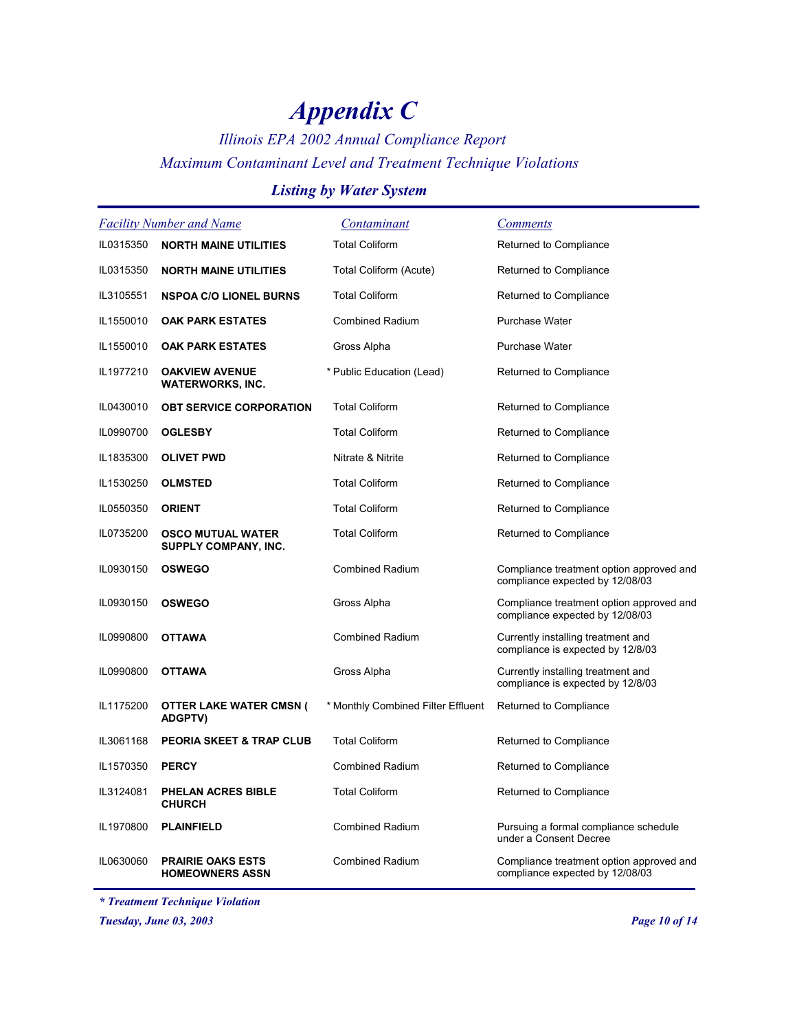# Appendix C

*Illinois EPA 2002 Annual Compliance Report*

*Maximum Contaminant Level and Treatment Technique Violations*

### *Listing by Water System*

| Facility Number | Name | Contaminant | Comments |
|---|---|---|---|
| IL0315350 | **NORTH MAINE UTILITIES** | Total Coliform | Returned to Compliance |
| IL0315350 | **NORTH MAINE UTILITIES** | Total Coliform (Acute) | Returned to Compliance |
| IL3105551 | **NSPOA C/O LIONEL BURNS** | Total Coliform | Returned to Compliance |
| IL1550010 | **OAK PARK ESTATES** | Combined Radium | Purchase Water |
| IL1550010 | **OAK PARK ESTATES** | Gross Alpha | Purchase Water |
| IL1977210 | **OAKVIEW AVENUE WATERWORKS, INC.** | * Public Education (Lead) | Returned to Compliance |
| IL0430010 | **OBT SERVICE CORPORATION** | Total Coliform | Returned to Compliance |
| IL0990700 | **OGLESBY** | Total Coliform | Returned to Compliance |
| IL1835300 | **OLIVET PWD** | Nitrate & Nitrite | Returned to Compliance |
| IL1530250 | **OLMSTED** | Total Coliform | Returned to Compliance |
| IL0550350 | **ORIENT** | Total Coliform | Returned to Compliance |
| IL0735200 | **OSCO MUTUAL WATER SUPPLY COMPANY, INC.** | Total Coliform | Returned to Compliance |
| IL0930150 | **OSWEGO** | Combined Radium | Compliance treatment option approved and compliance expected by 12/08/03 |
| IL0930150 | **OSWEGO** | Gross Alpha | Compliance treatment option approved and compliance expected by 12/08/03 |
| IL0990800 | **OTTAWA** | Combined Radium | Currently installing treatment and compliance is expected by 12/8/03 |
| IL0990800 | **OTTAWA** | Gross Alpha | Currently installing treatment and compliance is expected by 12/8/03 |
| IL1175200 | **OTTER LAKE WATER CMSN ( ADGPTV)** | * Monthly Combined Filter Effluent | Returned to Compliance |
| IL3061168 | **PEORIA SKEET & TRAP CLUB** | Total Coliform | Returned to Compliance |
| IL1570350 | **PERCY** | Combined Radium | Returned to Compliance |
| IL3124081 | **PHELAN ACRES BIBLE CHURCH** | Total Coliform | Returned to Compliance |
| IL1970800 | **PLAINFIELD** | Combined Radium | Pursuing a formal compliance schedule under a Consent Decree |
| IL0630060 | **PRAIRIE OAKS ESTS HOMEOWNERS ASSN** | Combined Radium | Compliance treatment option approved and compliance expected by 12/08/03 |

***\* Treatment Technique Violation***

***Tuesday, June 03, 2003***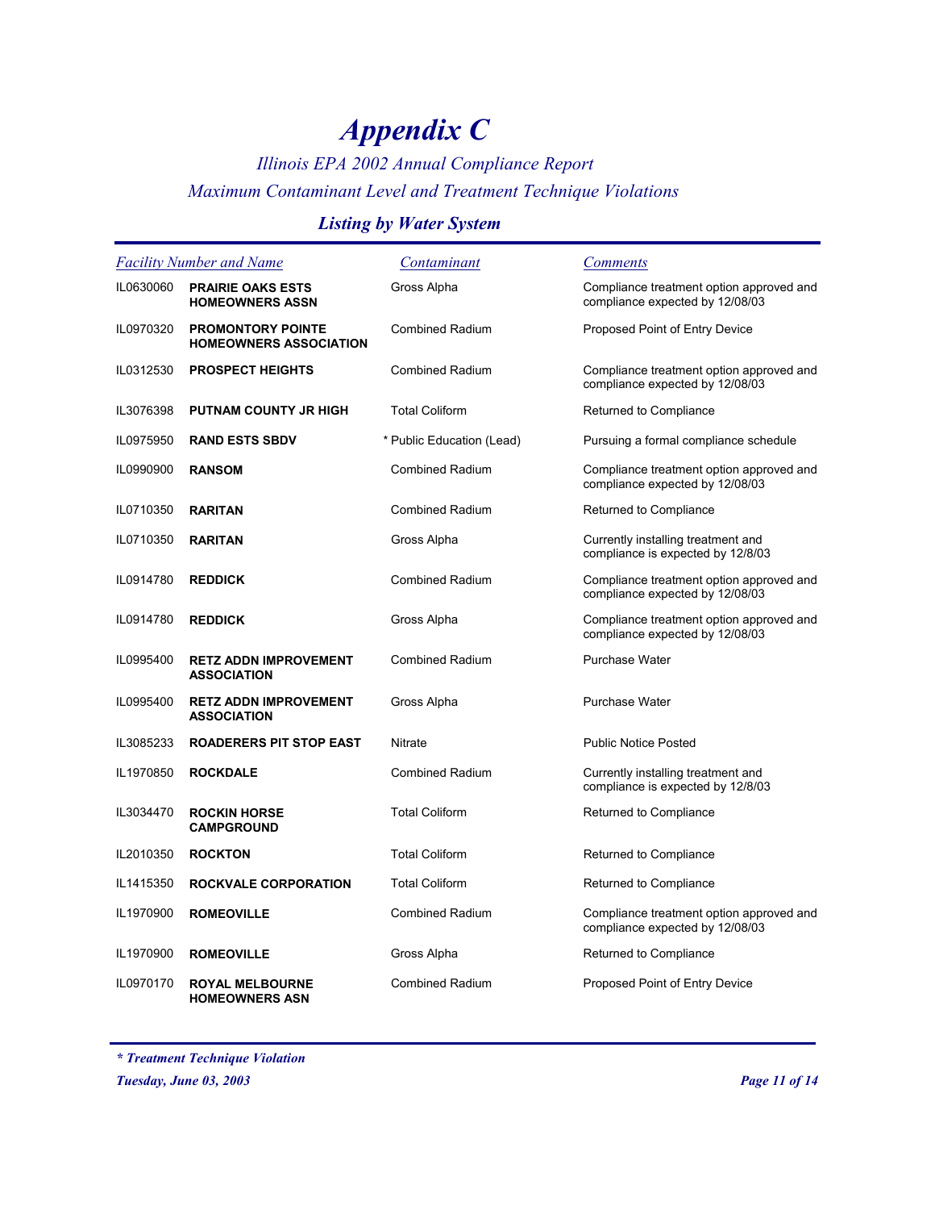# *Appendix C*

*Illinois EPA 2002 Annual Compliance Report*

*Maximum Contaminant Level and Treatment Technique Violations*

## *Listing by Water System*

| *Facility Number and Name* | | *Contaminant* | *Comments* |
|---|---|---|---|
| IL0630060 | **PRAIRIE OAKS ESTS HOMEOWNERS ASSN** | Gross Alpha | Compliance treatment option approved and compliance expected by 12/08/03 |
| IL0970320 | **PROMONTORY POINTE HOMEOWNERS ASSOCIATION** | Combined Radium | Proposed Point of Entry Device |
| IL0312530 | **PROSPECT HEIGHTS** | Combined Radium | Compliance treatment option approved and compliance expected by 12/08/03 |
| IL3076398 | **PUTNAM COUNTY JR HIGH** | Total Coliform | Returned to Compliance |
| IL0975950 | **RAND ESTS SBDV** | * Public Education (Lead) | Pursuing a formal compliance schedule |
| IL0990900 | **RANSOM** | Combined Radium | Compliance treatment option approved and compliance expected by 12/08/03 |
| IL0710350 | **RARITAN** | Combined Radium | Returned to Compliance |
| IL0710350 | **RARITAN** | Gross Alpha | Currently installing treatment and compliance is expected by 12/8/03 |
| IL0914780 | **REDDICK** | Combined Radium | Compliance treatment option approved and compliance expected by 12/08/03 |
| IL0914780 | **REDDICK** | Gross Alpha | Compliance treatment option approved and compliance expected by 12/08/03 |
| IL0995400 | **RETZ ADDN IMPROVEMENT ASSOCIATION** | Combined Radium | Purchase Water |
| IL0995400 | **RETZ ADDN IMPROVEMENT ASSOCIATION** | Gross Alpha | Purchase Water |
| IL3085233 | **ROADERERS PIT STOP EAST** | Nitrate | Public Notice Posted |
| IL1970850 | **ROCKDALE** | Combined Radium | Currently installing treatment and compliance is expected by 12/8/03 |
| IL3034470 | **ROCKIN HORSE CAMPGROUND** | Total Coliform | Returned to Compliance |
| IL2010350 | **ROCKTON** | Total Coliform | Returned to Compliance |
| IL1415350 | **ROCKVALE CORPORATION** | Total Coliform | Returned to Compliance |
| IL1970900 | **ROMEOVILLE** | Combined Radium | Compliance treatment option approved and compliance expected by 12/08/03 |
| IL1970900 | **ROMEOVILLE** | Gross Alpha | Returned to Compliance |
| IL0970170 | **ROYAL MELBOURNE HOMEOWNERS ASN** | Combined Radium | Proposed Point of Entry Device |

***\* Treatment Technique Violation***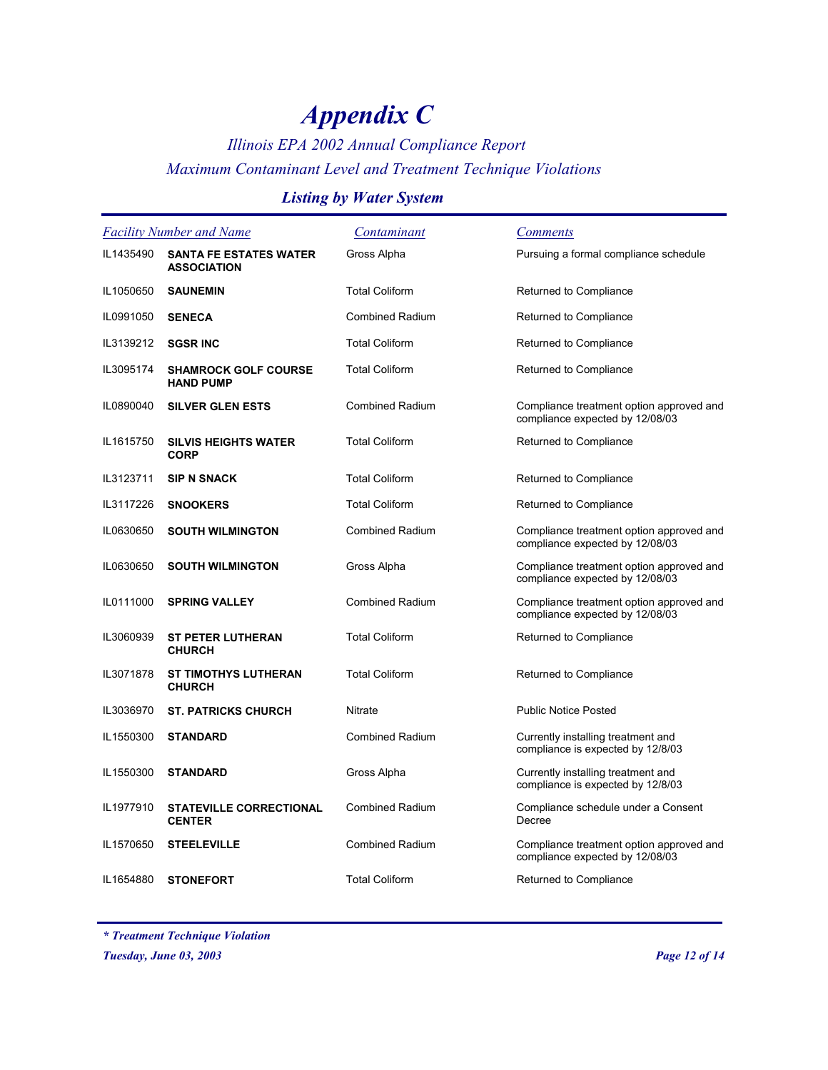# Appendix C

*Illinois EPA 2002 Annual Compliance Report*

*Maximum Contaminant Level and Treatment Technique Violations*

## Listing by Water System

| Facility Number and Name | | Contaminant | Comments |
|---|---|---|---|
| IL1435490 | **SANTA FE ESTATES WATER ASSOCIATION** | Gross Alpha | Pursuing a formal compliance schedule |
| IL1050650 | **SAUNEMIN** | Total Coliform | Returned to Compliance |
| IL0991050 | **SENECA** | Combined Radium | Returned to Compliance |
| IL3139212 | **SGSR INC** | Total Coliform | Returned to Compliance |
| IL3095174 | **SHAMROCK GOLF COURSE HAND PUMP** | Total Coliform | Returned to Compliance |
| IL0890040 | **SILVER GLEN ESTS** | Combined Radium | Compliance treatment option approved and compliance expected by 12/08/03 |
| IL1615750 | **SILVIS HEIGHTS WATER CORP** | Total Coliform | Returned to Compliance |
| IL3123711 | **SIP N SNACK** | Total Coliform | Returned to Compliance |
| IL3117226 | **SNOOKERS** | Total Coliform | Returned to Compliance |
| IL0630650 | **SOUTH WILMINGTON** | Combined Radium | Compliance treatment option approved and compliance expected by 12/08/03 |
| IL0630650 | **SOUTH WILMINGTON** | Gross Alpha | Compliance treatment option approved and compliance expected by 12/08/03 |
| IL0111000 | **SPRING VALLEY** | Combined Radium | Compliance treatment option approved and compliance expected by 12/08/03 |
| IL3060939 | **ST PETER LUTHERAN CHURCH** | Total Coliform | Returned to Compliance |
| IL3071878 | **ST TIMOTHYS LUTHERAN CHURCH** | Total Coliform | Returned to Compliance |
| IL3036970 | **ST. PATRICKS CHURCH** | Nitrate | Public Notice Posted |
| IL1550300 | **STANDARD** | Combined Radium | Currently installing treatment and compliance is expected by 12/8/03 |
| IL1550300 | **STANDARD** | Gross Alpha | Currently installing treatment and compliance is expected by 12/8/03 |
| IL1977910 | **STATEVILLE CORRECTIONAL CENTER** | Combined Radium | Compliance schedule under a Consent Decree |
| IL1570650 | **STEELEVILLE** | Combined Radium | Compliance treatment option approved and compliance expected by 12/08/03 |
| IL1654880 | **STONEFORT** | Total Coliform | Returned to Compliance |

***\* Treatment Technique Violation***

***Tuesday, June 03, 2003***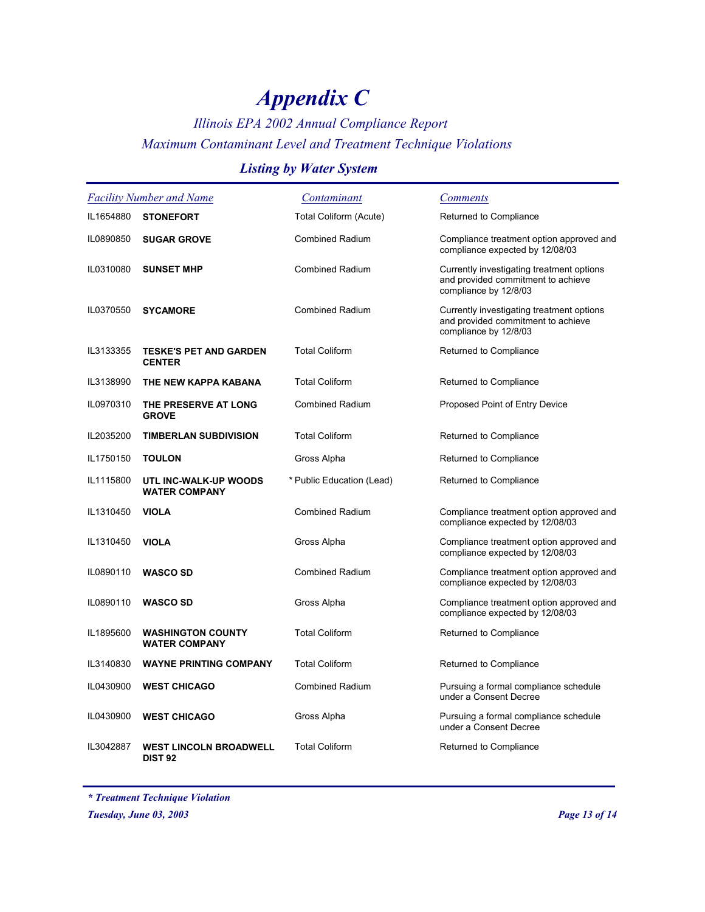# Appendix C

*Illinois EPA 2002 Annual Compliance Report*

*Maximum Contaminant Level and Treatment Technique Violations*

## *Listing by Water System*

| Facility Number | Name | Contaminant | Comments |
|---|---|---|---|
| IL1654880 | **STONEFORT** | Total Coliform (Acute) | Returned to Compliance |
| IL0890850 | **SUGAR GROVE** | Combined Radium | Compliance treatment option approved and compliance expected by 12/08/03 |
| IL0310080 | **SUNSET MHP** | Combined Radium | Currently investigating treatment options and provided commitment to achieve compliance by 12/8/03 |
| IL0370550 | **SYCAMORE** | Combined Radium | Currently investigating treatment options and provided commitment to achieve compliance by 12/8/03 |
| IL3133355 | **TESKE'S PET AND GARDEN CENTER** | Total Coliform | Returned to Compliance |
| IL3138990 | **THE NEW KAPPA KABANA** | Total Coliform | Returned to Compliance |
| IL0970310 | **THE PRESERVE AT LONG GROVE** | Combined Radium | Proposed Point of Entry Device |
| IL2035200 | **TIMBERLAN SUBDIVISION** | Total Coliform | Returned to Compliance |
| IL1750150 | **TOULON** | Gross Alpha | Returned to Compliance |
| IL1115800 | **UTL INC-WALK-UP WOODS WATER COMPANY** | * Public Education (Lead) | Returned to Compliance |
| IL1310450 | **VIOLA** | Combined Radium | Compliance treatment option approved and compliance expected by 12/08/03 |
| IL1310450 | **VIOLA** | Gross Alpha | Compliance treatment option approved and compliance expected by 12/08/03 |
| IL0890110 | **WASCO SD** | Combined Radium | Compliance treatment option approved and compliance expected by 12/08/03 |
| IL0890110 | **WASCO SD** | Gross Alpha | Compliance treatment option approved and compliance expected by 12/08/03 |
| IL1895600 | **WASHINGTON COUNTY WATER COMPANY** | Total Coliform | Returned to Compliance |
| IL3140830 | **WAYNE PRINTING COMPANY** | Total Coliform | Returned to Compliance |
| IL0430900 | **WEST CHICAGO** | Combined Radium | Pursuing a formal compliance schedule under a Consent Decree |
| IL0430900 | **WEST CHICAGO** | Gross Alpha | Pursuing a formal compliance schedule under a Consent Decree |
| IL3042887 | **WEST LINCOLN BROADWELL DIST 92** | Total Coliform | Returned to Compliance |

***\* Treatment Technique Violation***

***Tuesday, June 03, 2003***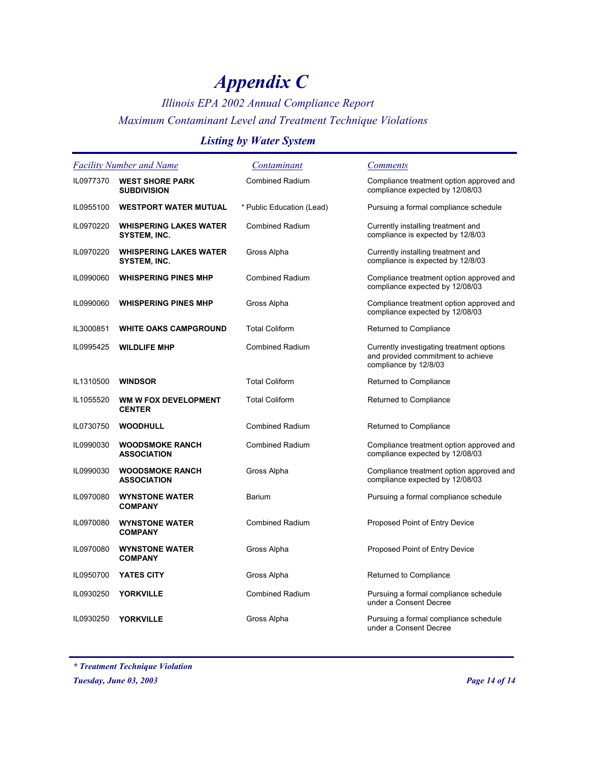# Appendix C

*Illinois EPA 2002 Annual Compliance Report*

*Maximum Contaminant Level and Treatment Technique Violations*

## *Listing by Water System*

| *Facility Number and Name* | | *Contaminant* | *Comments* |
|---|---|---|---|
| IL0977370 | **WEST SHORE PARK SUBDIVISION** | Combined Radium | Compliance treatment option approved and compliance expected by 12/08/03 |
| IL0955100 | **WESTPORT WATER MUTUAL** | * Public Education (Lead) | Pursuing a formal compliance schedule |
| IL0970220 | **WHISPERING LAKES WATER SYSTEM, INC.** | Combined Radium | Currently installing treatment and compliance is expected by 12/8/03 |
| IL0970220 | **WHISPERING LAKES WATER SYSTEM, INC.** | Gross Alpha | Currently installing treatment and compliance is expected by 12/8/03 |
| IL0990060 | **WHISPERING PINES MHP** | Combined Radium | Compliance treatment option approved and compliance expected by 12/08/03 |
| IL0990060 | **WHISPERING PINES MHP** | Gross Alpha | Compliance treatment option approved and compliance expected by 12/08/03 |
| IL3000851 | **WHITE OAKS CAMPGROUND** | Total Coliform | Returned to Compliance |
| IL0995425 | **WILDLIFE MHP** | Combined Radium | Currently investigating treatment options and provided commitment to achieve compliance by 12/8/03 |
| IL1310500 | **WINDSOR** | Total Coliform | Returned to Compliance |
| IL1055520 | **WM W FOX DEVELOPMENT CENTER** | Total Coliform | Returned to Compliance |
| IL0730750 | **WOODHULL** | Combined Radium | Returned to Compliance |
| IL0990030 | **WOODSMOKE RANCH ASSOCIATION** | Combined Radium | Compliance treatment option approved and compliance expected by 12/08/03 |
| IL0990030 | **WOODSMOKE RANCH ASSOCIATION** | Gross Alpha | Compliance treatment option approved and compliance expected by 12/08/03 |
| IL0970080 | **WYNSTONE WATER COMPANY** | Barium | Pursuing a formal compliance schedule |
| IL0970080 | **WYNSTONE WATER COMPANY** | Combined Radium | Proposed Point of Entry Device |
| IL0970080 | **WYNSTONE WATER COMPANY** | Gross Alpha | Proposed Point of Entry Device |
| IL0950700 | **YATES CITY** | Gross Alpha | Returned to Compliance |
| IL0930250 | **YORKVILLE** | Combined Radium | Pursuing a formal compliance schedule under a Consent Decree |
| IL0930250 | **YORKVILLE** | Gross Alpha | Pursuing a formal compliance schedule under a Consent Decree |

***\* Treatment Technique Violation***

***Tuesday, June 03, 2003***